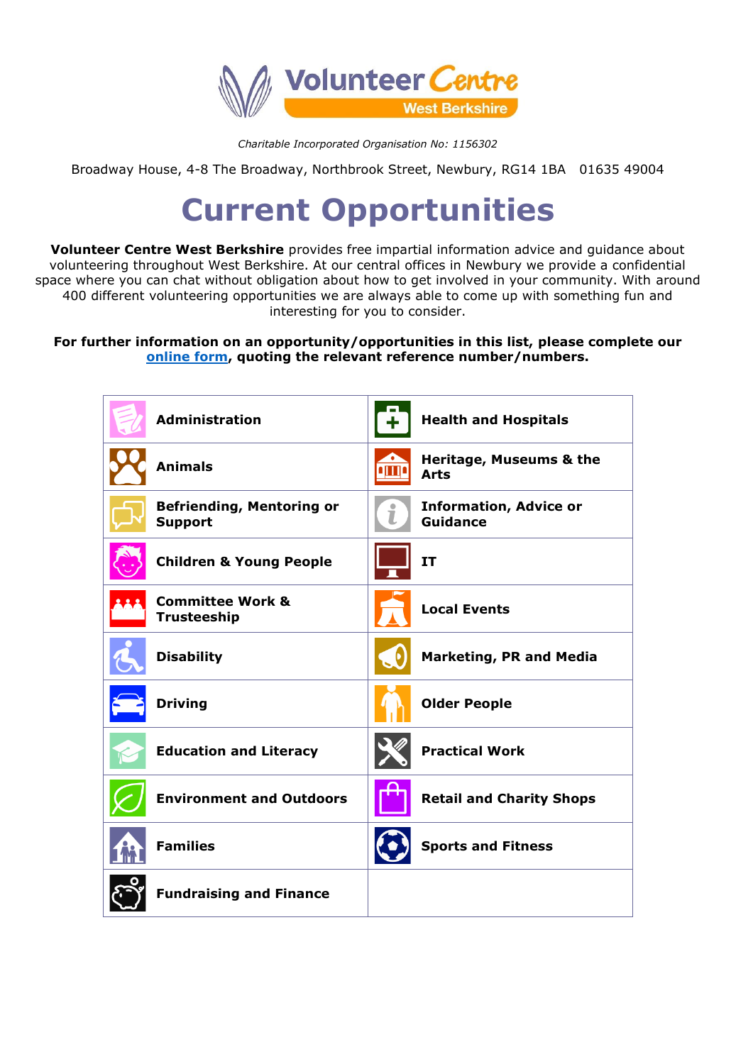Volunteer Centre West Berkshire

*Charitable Incorporated Organisation No: 1156302*

Broadway House, 4-8 The Broadway, Northbrook Street, Newbury, RG14 1BA   01635 49004

# Current Opportunities

**Volunteer Centre West Berkshire** provides free impartial information advice and guidance about volunteering throughout West Berkshire. At our central offices in Newbury we provide a confidential space where you can chat without obligation about how to get involved in your community. With around 400 different volunteering opportunities we are always able to come up with something fun and interesting for you to consider.

**For further information on an opportunity/opportunities in this list, please complete our online form, quoting the relevant reference number/numbers.**

| | |
|---|---|
| **Administration** | **Health and Hospitals** |
| **Animals** | **Heritage, Museums & the Arts** |
| **Befriending, Mentoring or Support** | **Information, Advice or Guidance** |
| **Children & Young People** | **IT** |
| **Committee Work & Trusteeship** | **Local Events** |
| **Disability** | **Marketing, PR and Media** |
| **Driving** | **Older People** |
| **Education and Literacy** | **Practical Work** |
| **Environment and Outdoors** | **Retail and Charity Shops** |
| **Families** | **Sports and Fitness** |
| **Fundraising and Finance** | |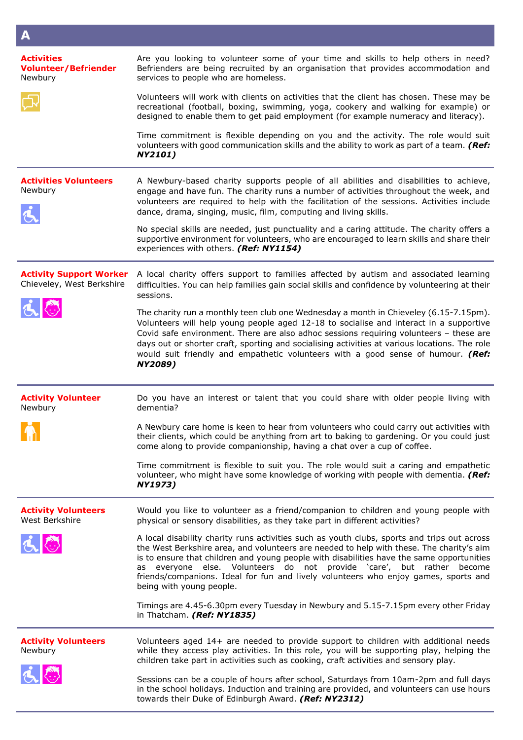# A

**Activities Volunteer/Befriender**
Newbury

Are you looking to volunteer some of your time and skills to help others in need? Befrienders are being recruited by an organisation that provides accommodation and services to people who are homeless.

Volunteers will work with clients on activities that the client has chosen. These may be recreational (football, boxing, swimming, yoga, cookery and walking for example) or designed to enable them to get paid employment (for example numeracy and literacy).

Time commitment is flexible depending on you and the activity. The role would suit volunteers with good communication skills and the ability to work as part of a team. ***(Ref: NY2101)***

---

**Activities Volunteers**
Newbury

A Newbury-based charity supports people of all abilities and disabilities to achieve, engage and have fun. The charity runs a number of activities throughout the week, and volunteers are required to help with the facilitation of the sessions. Activities include dance, drama, singing, music, film, computing and living skills.

No special skills are needed, just punctuality and a caring attitude. The charity offers a supportive environment for volunteers, who are encouraged to learn skills and share their experiences with others. ***(Ref: NY1154)***

---

**Activity Support Worker**
Chieveley, West Berkshire

A local charity offers support to families affected by autism and associated learning difficulties. You can help families gain social skills and confidence by volunteering at their sessions.

The charity run a monthly teen club one Wednesday a month in Chieveley (6.15-7.15pm). Volunteers will help young people aged 12-18 to socialise and interact in a supportive Covid safe environment. There are also adhoc sessions requiring volunteers – these are days out or shorter craft, sporting and socialising activities at various locations. The role would suit friendly and empathetic volunteers with a good sense of humour. ***(Ref: NY2089)***

---

**Activity Volunteer**
Newbury

Do you have an interest or talent that you could share with older people living with dementia?

A Newbury care home is keen to hear from volunteers who could carry out activities with their clients, which could be anything from art to baking to gardening. Or you could just come along to provide companionship, having a chat over a cup of coffee.

Time commitment is flexible to suit you. The role would suit a caring and empathetic volunteer, who might have some knowledge of working with people with dementia. ***(Ref: NY1973)***

---

**Activity Volunteers**
West Berkshire

Would you like to volunteer as a friend/companion to children and young people with physical or sensory disabilities, as they take part in different activities?

A local disability charity runs activities such as youth clubs, sports and trips out across the West Berkshire area, and volunteers are needed to help with these. The charity's aim is to ensure that children and young people with disabilities have the same opportunities as everyone else. Volunteers do not provide 'care', but rather become friends/companions. Ideal for fun and lively volunteers who enjoy games, sports and being with young people.

Timings are 4.45-6.30pm every Tuesday in Newbury and 5.15-7.15pm every other Friday in Thatcham. ***(Ref: NY1835)***

---

**Activity Volunteers**
Newbury

Volunteers aged 14+ are needed to provide support to children with additional needs while they access play activities. In this role, you will be supporting play, helping the children take part in activities such as cooking, craft activities and sensory play.

Sessions can be a couple of hours after school, Saturdays from 10am-2pm and full days in the school holidays. Induction and training are provided, and volunteers can use hours towards their Duke of Edinburgh Award. ***(Ref: NY2312)***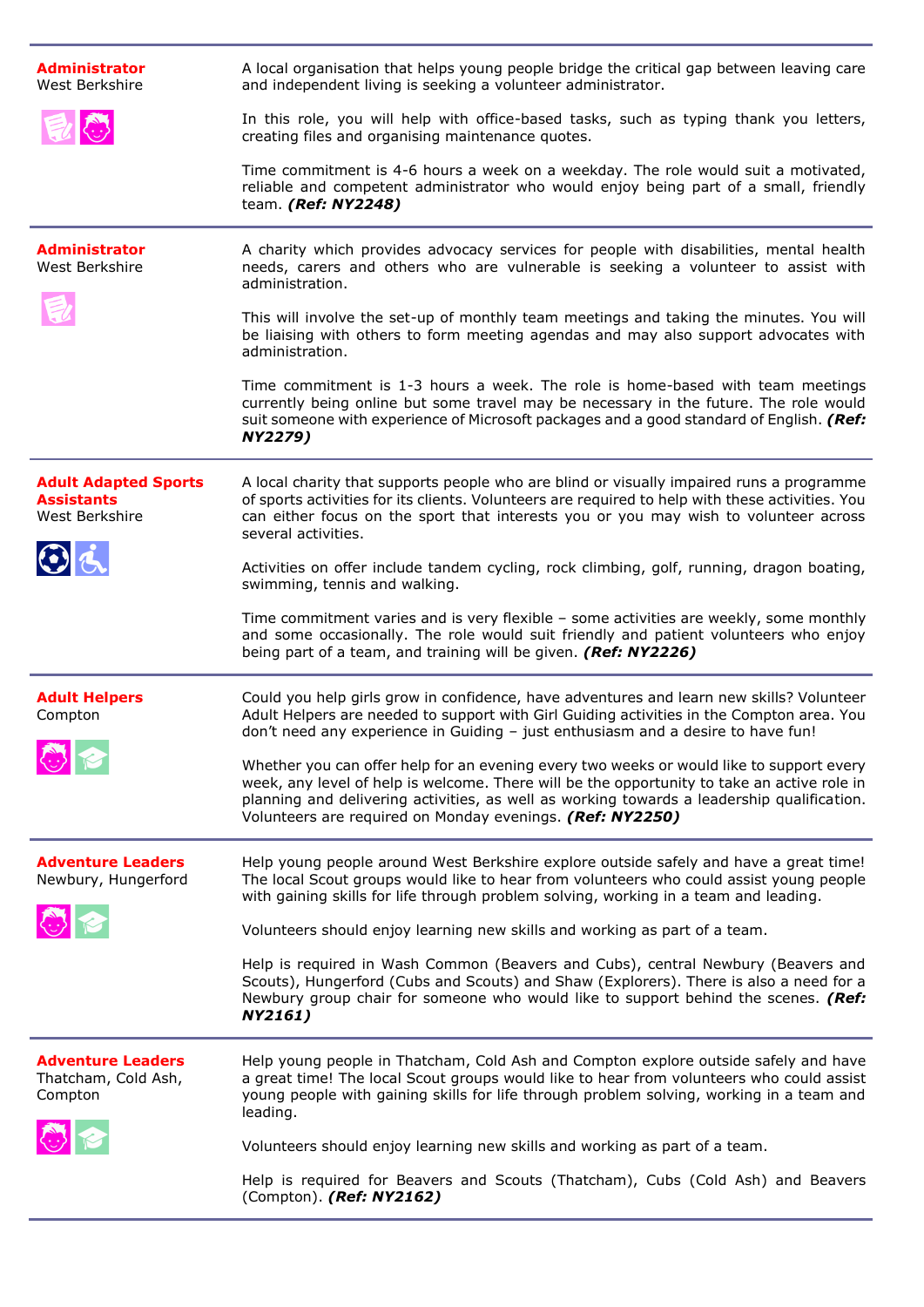**Administrator**
West Berkshire

A local organisation that helps young people bridge the critical gap between leaving care and independent living is seeking a volunteer administrator.

In this role, you will help with office-based tasks, such as typing thank you letters, creating files and organising maintenance quotes.

Time commitment is 4-6 hours a week on a weekday. The role would suit a motivated, reliable and competent administrator who would enjoy being part of a small, friendly team. ***(Ref: NY2248)***

---

**Administrator**
West Berkshire

A charity which provides advocacy services for people with disabilities, mental health needs, carers and others who are vulnerable is seeking a volunteer to assist with administration.

This will involve the set-up of monthly team meetings and taking the minutes. You will be liaising with others to form meeting agendas and may also support advocates with administration.

Time commitment is 1-3 hours a week. The role is home-based with team meetings currently being online but some travel may be necessary in the future. The role would suit someone with experience of Microsoft packages and a good standard of English. ***(Ref: NY2279)***

---

**Adult Adapted Sports Assistants**
West Berkshire

A local charity that supports people who are blind or visually impaired runs a programme of sports activities for its clients. Volunteers are required to help with these activities. You can either focus on the sport that interests you or you may wish to volunteer across several activities.

Activities on offer include tandem cycling, rock climbing, golf, running, dragon boating, swimming, tennis and walking.

Time commitment varies and is very flexible – some activities are weekly, some monthly and some occasionally. The role would suit friendly and patient volunteers who enjoy being part of a team, and training will be given. ***(Ref: NY2226)***

---

**Adult Helpers**
Compton

Could you help girls grow in confidence, have adventures and learn new skills? Volunteer Adult Helpers are needed to support with Girl Guiding activities in the Compton area. You don't need any experience in Guiding – just enthusiasm and a desire to have fun!

Whether you can offer help for an evening every two weeks or would like to support every week, any level of help is welcome. There will be the opportunity to take an active role in planning and delivering activities, as well as working towards a leadership qualification. Volunteers are required on Monday evenings. ***(Ref: NY2250)***

---

**Adventure Leaders**
Newbury, Hungerford

Help young people around West Berkshire explore outside safely and have a great time! The local Scout groups would like to hear from volunteers who could assist young people with gaining skills for life through problem solving, working in a team and leading.

Volunteers should enjoy learning new skills and working as part of a team.

Help is required in Wash Common (Beavers and Cubs), central Newbury (Beavers and Scouts), Hungerford (Cubs and Scouts) and Shaw (Explorers). There is also a need for a Newbury group chair for someone who would like to support behind the scenes. ***(Ref: NY2161)***

---

**Adventure Leaders**
Thatcham, Cold Ash, Compton

Help young people in Thatcham, Cold Ash and Compton explore outside safely and have a great time! The local Scout groups would like to hear from volunteers who could assist young people with gaining skills for life through problem solving, working in a team and leading.

Volunteers should enjoy learning new skills and working as part of a team.

Help is required for Beavers and Scouts (Thatcham), Cubs (Cold Ash) and Beavers (Compton). ***(Ref: NY2162)***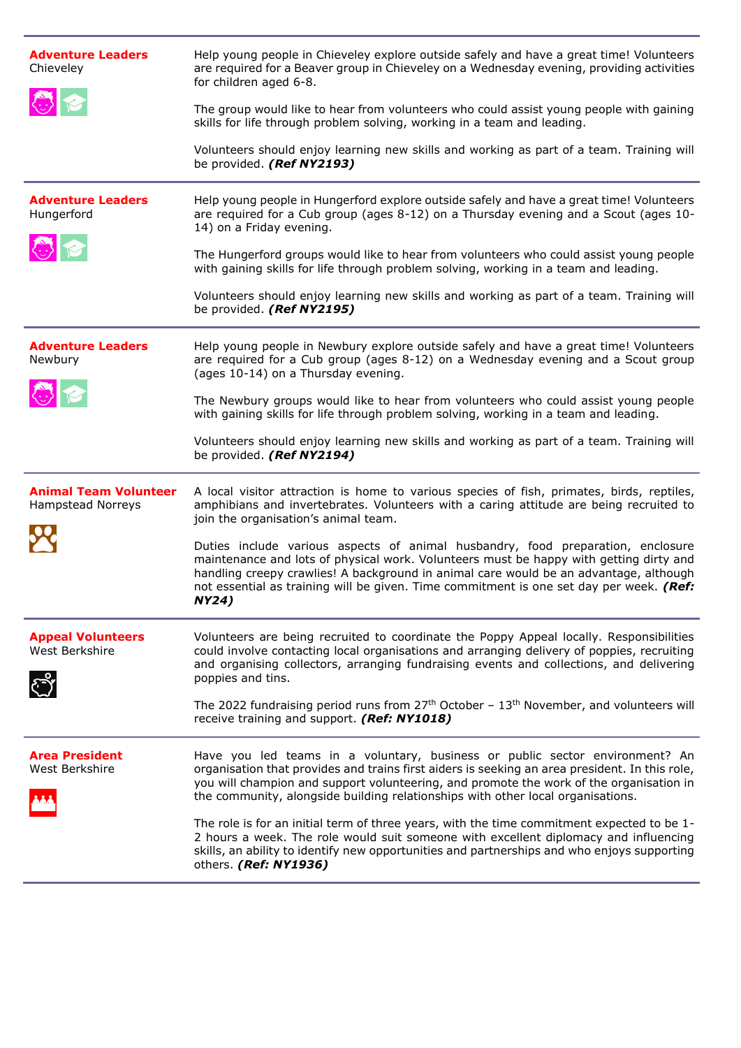**Adventure Leaders**
Chieveley

Help young people in Chieveley explore outside safely and have a great time! Volunteers are required for a Beaver group in Chieveley on a Wednesday evening, providing activities for children aged 6-8.

The group would like to hear from volunteers who could assist young people with gaining skills for life through problem solving, working in a team and leading.

Volunteers should enjoy learning new skills and working as part of a team. Training will be provided. ***(Ref NY2193)***

---

**Adventure Leaders**
Hungerford

Help young people in Hungerford explore outside safely and have a great time! Volunteers are required for a Cub group (ages 8-12) on a Thursday evening and a Scout (ages 10-14) on a Friday evening.

The Hungerford groups would like to hear from volunteers who could assist young people with gaining skills for life through problem solving, working in a team and leading.

Volunteers should enjoy learning new skills and working as part of a team. Training will be provided. ***(Ref NY2195)***

---

**Adventure Leaders**
Newbury

Help young people in Newbury explore outside safely and have a great time! Volunteers are required for a Cub group (ages 8-12) on a Wednesday evening and a Scout group (ages 10-14) on a Thursday evening.

The Newbury groups would like to hear from volunteers who could assist young people with gaining skills for life through problem solving, working in a team and leading.

Volunteers should enjoy learning new skills and working as part of a team. Training will be provided. ***(Ref NY2194)***

---

**Animal Team Volunteer**
Hampstead Norreys

A local visitor attraction is home to various species of fish, primates, birds, reptiles, amphibians and invertebrates. Volunteers with a caring attitude are being recruited to join the organisation's animal team.

Duties include various aspects of animal husbandry, food preparation, enclosure maintenance and lots of physical work. Volunteers must be happy with getting dirty and handling creepy crawlies! A background in animal care would be an advantage, although not essential as training will be given. Time commitment is one set day per week. ***(Ref: NY24)***

---

**Appeal Volunteers**
West Berkshire

Volunteers are being recruited to coordinate the Poppy Appeal locally. Responsibilities could involve contacting local organisations and arranging delivery of poppies, recruiting and organising collectors, arranging fundraising events and collections, and delivering poppies and tins.

The 2022 fundraising period runs from 27th October – 13th November, and volunteers will receive training and support. ***(Ref: NY1018)***

---

**Area President**
West Berkshire

Have you led teams in a voluntary, business or public sector environment? An organisation that provides and trains first aiders is seeking an area president. In this role, you will champion and support volunteering, and promote the work of the organisation in the community, alongside building relationships with other local organisations.

The role is for an initial term of three years, with the time commitment expected to be 1-2 hours a week. The role would suit someone with excellent diplomacy and influencing skills, an ability to identify new opportunities and partnerships and who enjoys supporting others. ***(Ref: NY1936)***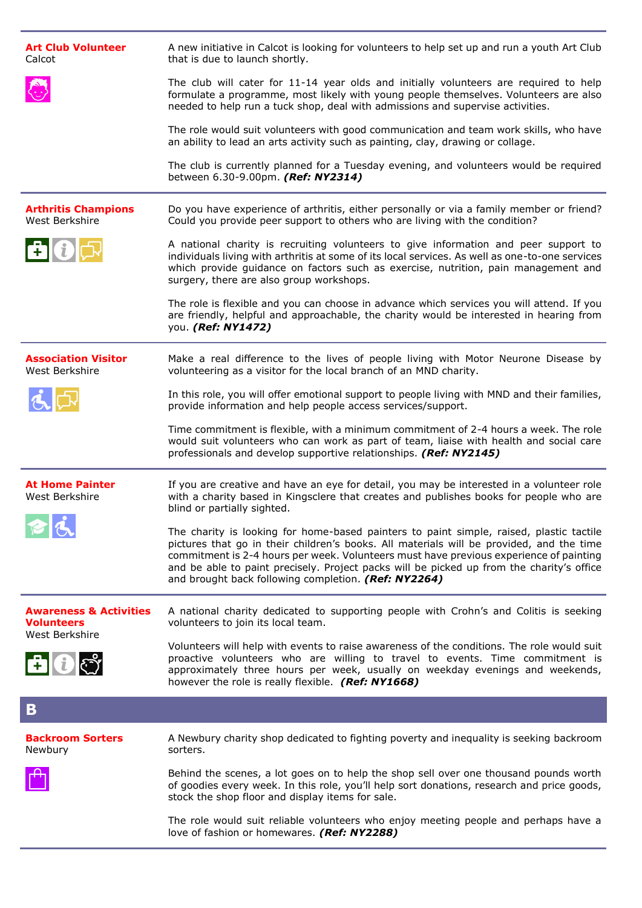**Art Club Volunteer**
Calcot

A new initiative in Calcot is looking for volunteers to help set up and run a youth Art Club that is due to launch shortly.

The club will cater for 11-14 year olds and initially volunteers are required to help formulate a programme, most likely with young people themselves. Volunteers are also needed to help run a tuck shop, deal with admissions and supervise activities.

The role would suit volunteers with good communication and team work skills, who have an ability to lead an arts activity such as painting, clay, drawing or collage.

The club is currently planned for a Tuesday evening, and volunteers would be required between 6.30-9.00pm. ***(Ref: NY2314)***

---

**Arthritis Champions**
West Berkshire

Do you have experience of arthritis, either personally or via a family member or friend? Could you provide peer support to others who are living with the condition?

A national charity is recruiting volunteers to give information and peer support to individuals living with arthritis at some of its local services. As well as one-to-one services which provide guidance on factors such as exercise, nutrition, pain management and surgery, there are also group workshops.

The role is flexible and you can choose in advance which services you will attend. If you are friendly, helpful and approachable, the charity would be interested in hearing from you. ***(Ref: NY1472)***

---

**Association Visitor**
West Berkshire

Make a real difference to the lives of people living with Motor Neurone Disease by volunteering as a visitor for the local branch of an MND charity.

In this role, you will offer emotional support to people living with MND and their families, provide information and help people access services/support.

Time commitment is flexible, with a minimum commitment of 2-4 hours a week. The role would suit volunteers who can work as part of team, liaise with health and social care professionals and develop supportive relationships. ***(Ref: NY2145)***

---

**At Home Painter**
West Berkshire

If you are creative and have an eye for detail, you may be interested in a volunteer role with a charity based in Kingsclere that creates and publishes books for people who are blind or partially sighted.

The charity is looking for home-based painters to paint simple, raised, plastic tactile pictures that go in their children's books. All materials will be provided, and the time commitment is 2-4 hours per week. Volunteers must have previous experience of painting and be able to paint precisely. Project packs will be picked up from the charity's office and brought back following completion. ***(Ref: NY2264)***

---

**Awareness & Activities Volunteers**
West Berkshire

A national charity dedicated to supporting people with Crohn's and Colitis is seeking volunteers to join its local team.

Volunteers will help with events to raise awareness of the conditions. The role would suit proactive volunteers who are willing to travel to events. Time commitment is approximately three hours per week, usually on weekday evenings and weekends, however the role is really flexible. ***(Ref: NY1668)***

## B

**Backroom Sorters**
Newbury

A Newbury charity shop dedicated to fighting poverty and inequality is seeking backroom sorters.

Behind the scenes, a lot goes on to help the shop sell over one thousand pounds worth of goodies every week. In this role, you'll help sort donations, research and price goods, stock the shop floor and display items for sale.

The role would suit reliable volunteers who enjoy meeting people and perhaps have a love of fashion or homewares. ***(Ref: NY2288)***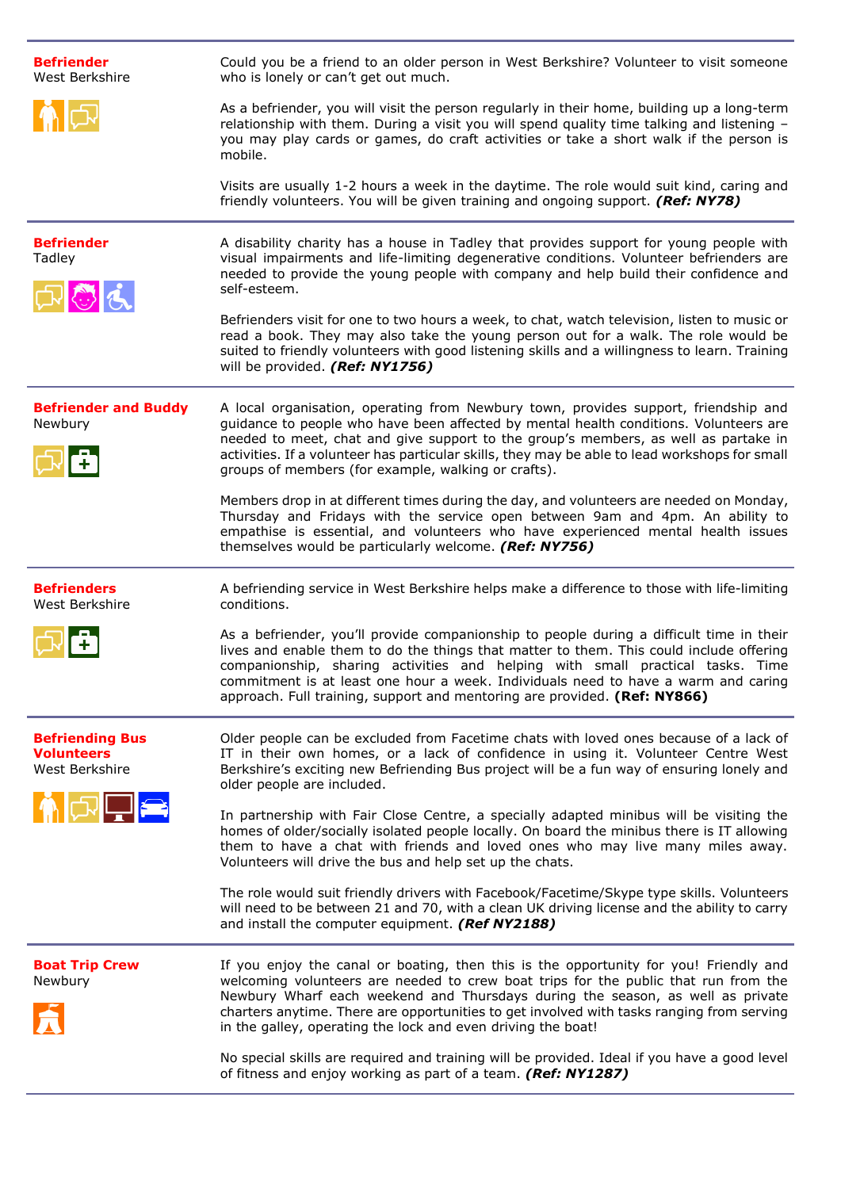**Befriender**
West Berkshire

Could you be a friend to an older person in West Berkshire? Volunteer to visit someone who is lonely or can't get out much.

As a befriender, you will visit the person regularly in their home, building up a long-term relationship with them. During a visit you will spend quality time talking and listening – you may play cards or games, do craft activities or take a short walk if the person is mobile.

Visits are usually 1-2 hours a week in the daytime. The role would suit kind, caring and friendly volunteers. You will be given training and ongoing support. ***(Ref: NY78)***

---

**Befriender**
Tadley

A disability charity has a house in Tadley that provides support for young people with visual impairments and life-limiting degenerative conditions. Volunteer befrienders are needed to provide the young people with company and help build their confidence and self-esteem.

Befrienders visit for one to two hours a week, to chat, watch television, listen to music or read a book. They may also take the young person out for a walk. The role would be suited to friendly volunteers with good listening skills and a willingness to learn. Training will be provided. ***(Ref: NY1756)***

---

**Befriender and Buddy**
Newbury

A local organisation, operating from Newbury town, provides support, friendship and guidance to people who have been affected by mental health conditions. Volunteers are needed to meet, chat and give support to the group's members, as well as partake in activities. If a volunteer has particular skills, they may be able to lead workshops for small groups of members (for example, walking or crafts).

Members drop in at different times during the day, and volunteers are needed on Monday, Thursday and Fridays with the service open between 9am and 4pm. An ability to empathise is essential, and volunteers who have experienced mental health issues themselves would be particularly welcome. ***(Ref: NY756)***

---

**Befrienders**
West Berkshire

A befriending service in West Berkshire helps make a difference to those with life-limiting conditions.

As a befriender, you'll provide companionship to people during a difficult time in their lives and enable them to do the things that matter to them. This could include offering companionship, sharing activities and helping with small practical tasks. Time commitment is at least one hour a week. Individuals need to have a warm and caring approach. Full training, support and mentoring are provided. **(Ref: NY866)**

---

**Befriending Bus Volunteers**
West Berkshire

Older people can be excluded from Facetime chats with loved ones because of a lack of IT in their own homes, or a lack of confidence in using it. Volunteer Centre West Berkshire's exciting new Befriending Bus project will be a fun way of ensuring lonely and older people are included.

In partnership with Fair Close Centre, a specially adapted minibus will be visiting the homes of older/socially isolated people locally. On board the minibus there is IT allowing them to have a chat with friends and loved ones who may live many miles away. Volunteers will drive the bus and help set up the chats.

The role would suit friendly drivers with Facebook/Facetime/Skype type skills. Volunteers will need to be between 21 and 70, with a clean UK driving license and the ability to carry and install the computer equipment. ***(Ref NY2188)***

---

**Boat Trip Crew**
Newbury

If you enjoy the canal or boating, then this is the opportunity for you! Friendly and welcoming volunteers are needed to crew boat trips for the public that run from the Newbury Wharf each weekend and Thursdays during the season, as well as private charters anytime. There are opportunities to get involved with tasks ranging from serving in the galley, operating the lock and even driving the boat!

No special skills are required and training will be provided. Ideal if you have a good level of fitness and enjoy working as part of a team. ***(Ref: NY1287)***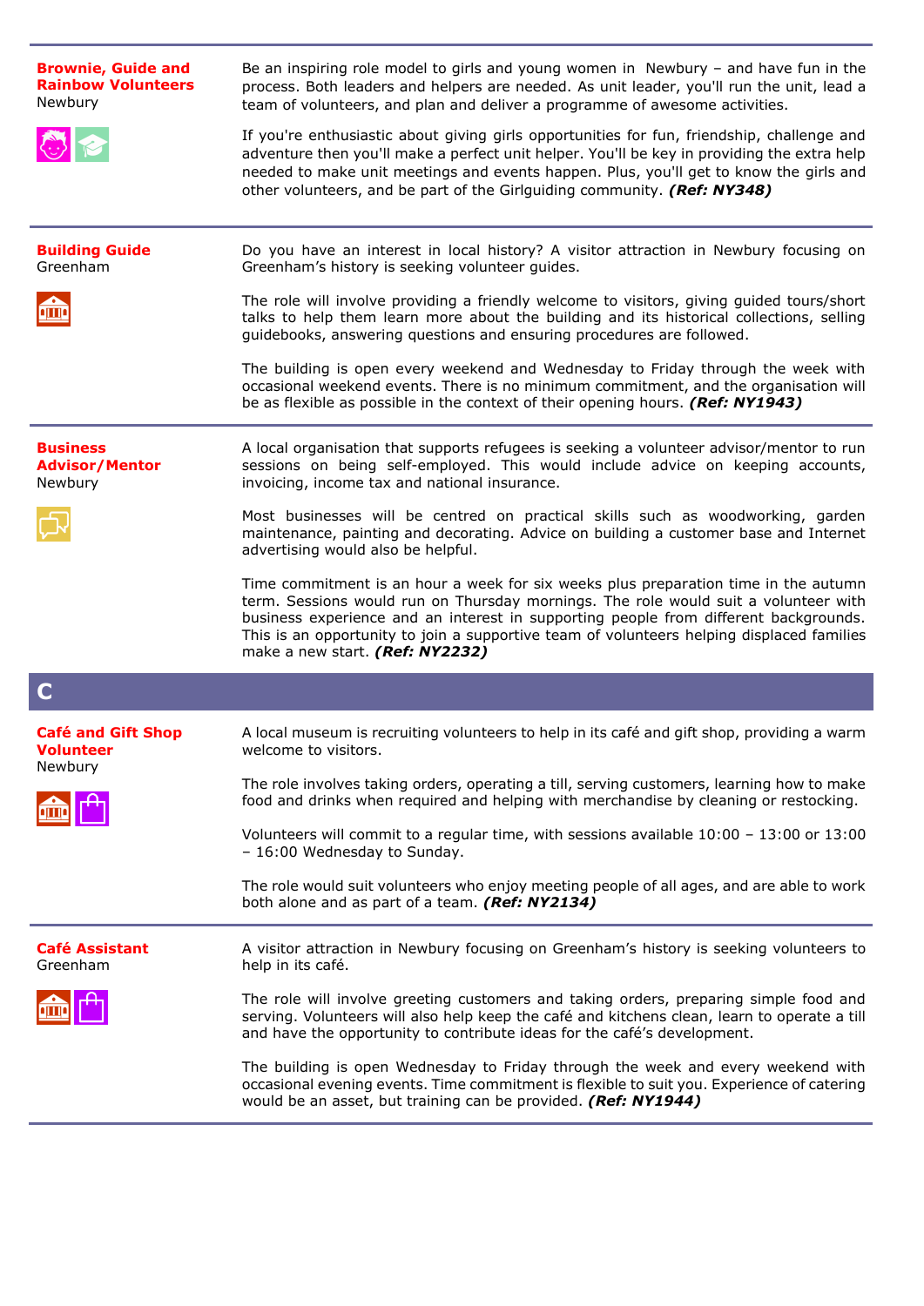**Brownie, Guide and Rainbow Volunteers**
Newbury

Be an inspiring role model to girls and young women in Newbury – and have fun in the process. Both leaders and helpers are needed. As unit leader, you'll run the unit, lead a team of volunteers, and plan and deliver a programme of awesome activities.

If you're enthusiastic about giving girls opportunities for fun, friendship, challenge and adventure then you'll make a perfect unit helper. You'll be key in providing the extra help needed to make unit meetings and events happen. Plus, you'll get to know the girls and other volunteers, and be part of the Girlguiding community. ***(Ref: NY348)***

---

**Building Guide**
Greenham

Do you have an interest in local history? A visitor attraction in Newbury focusing on Greenham's history is seeking volunteer guides.

The role will involve providing a friendly welcome to visitors, giving guided tours/short talks to help them learn more about the building and its historical collections, selling guidebooks, answering questions and ensuring procedures are followed.

The building is open every weekend and Wednesday to Friday through the week with occasional weekend events. There is no minimum commitment, and the organisation will be as flexible as possible in the context of their opening hours. ***(Ref: NY1943)***

---

**Business Advisor/Mentor**
Newbury

A local organisation that supports refugees is seeking a volunteer advisor/mentor to run sessions on being self-employed. This would include advice on keeping accounts, invoicing, income tax and national insurance.

Most businesses will be centred on practical skills such as woodworking, garden maintenance, painting and decorating. Advice on building a customer base and Internet advertising would also be helpful.

Time commitment is an hour a week for six weeks plus preparation time in the autumn term. Sessions would run on Thursday mornings. The role would suit a volunteer with business experience and an interest in supporting people from different backgrounds. This is an opportunity to join a supportive team of volunteers helping displaced families make a new start. ***(Ref: NY2232)***

# C

**Café and Gift Shop Volunteer**
Newbury

A local museum is recruiting volunteers to help in its café and gift shop, providing a warm welcome to visitors.

The role involves taking orders, operating a till, serving customers, learning how to make food and drinks when required and helping with merchandise by cleaning or restocking.

Volunteers will commit to a regular time, with sessions available 10:00 – 13:00 or 13:00 – 16:00 Wednesday to Sunday.

The role would suit volunteers who enjoy meeting people of all ages, and are able to work both alone and as part of a team. ***(Ref: NY2134)***

---

**Café Assistant**
Greenham

A visitor attraction in Newbury focusing on Greenham's history is seeking volunteers to help in its café.

The role will involve greeting customers and taking orders, preparing simple food and serving. Volunteers will also help keep the café and kitchens clean, learn to operate a till and have the opportunity to contribute ideas for the café's development.

The building is open Wednesday to Friday through the week and every weekend with occasional evening events. Time commitment is flexible to suit you. Experience of catering would be an asset, but training can be provided. ***(Ref: NY1944)***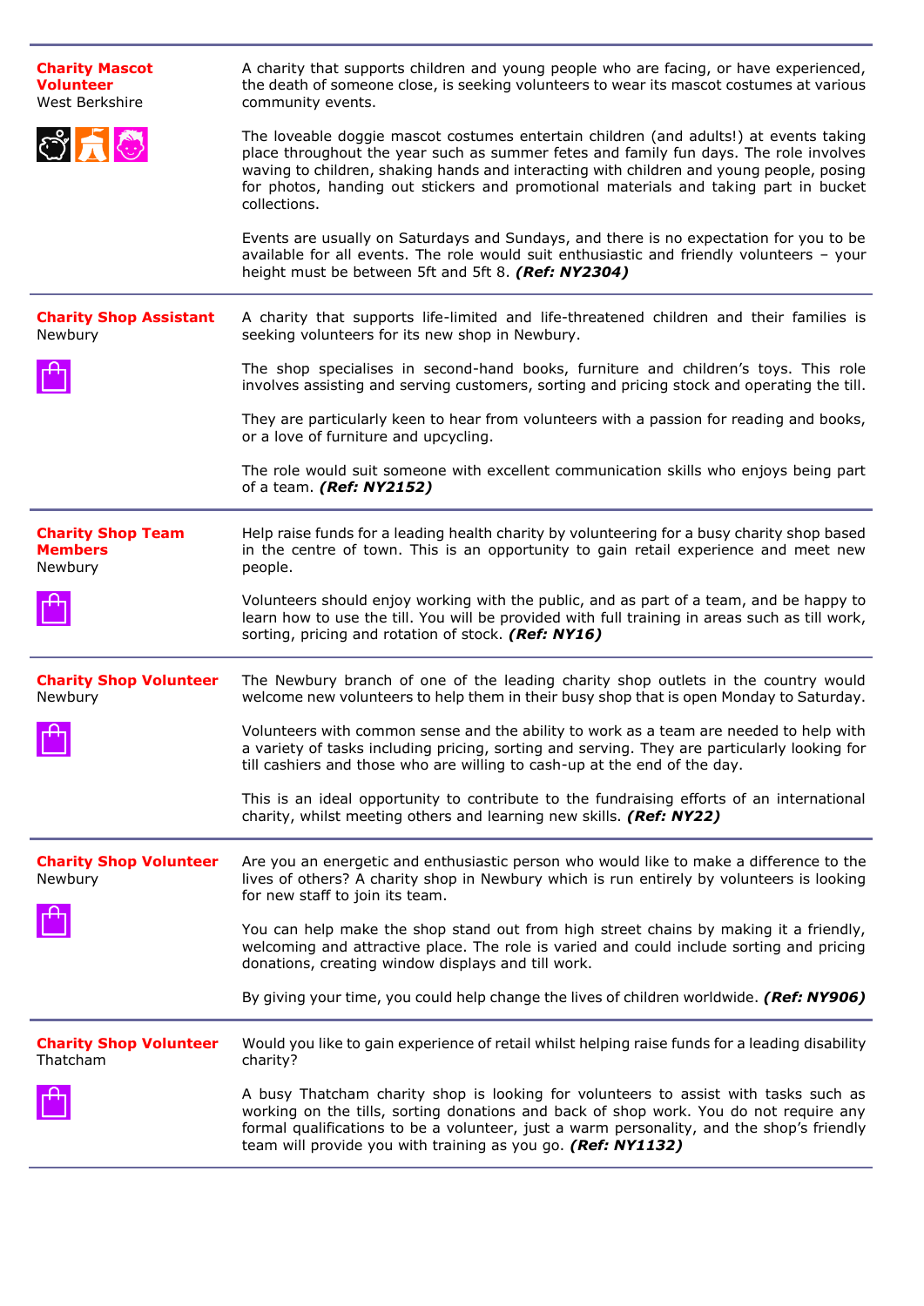**Charity Mascot Volunteer**
West Berkshire

A charity that supports children and young people who are facing, or have experienced, the death of someone close, is seeking volunteers to wear its mascot costumes at various community events.

The loveable doggie mascot costumes entertain children (and adults!) at events taking place throughout the year such as summer fetes and family fun days. The role involves waving to children, shaking hands and interacting with children and young people, posing for photos, handing out stickers and promotional materials and taking part in bucket collections.

Events are usually on Saturdays and Sundays, and there is no expectation for you to be available for all events. The role would suit enthusiastic and friendly volunteers – your height must be between 5ft and 5ft 8. ***(Ref: NY2304)***

---

**Charity Shop Assistant**
Newbury

A charity that supports life-limited and life-threatened children and their families is seeking volunteers for its new shop in Newbury.

The shop specialises in second-hand books, furniture and children's toys. This role involves assisting and serving customers, sorting and pricing stock and operating the till.

They are particularly keen to hear from volunteers with a passion for reading and books, or a love of furniture and upcycling.

The role would suit someone with excellent communication skills who enjoys being part of a team. ***(Ref: NY2152)***

---

**Charity Shop Team Members**
Newbury

Help raise funds for a leading health charity by volunteering for a busy charity shop based in the centre of town. This is an opportunity to gain retail experience and meet new people.

Volunteers should enjoy working with the public, and as part of a team, and be happy to learn how to use the till. You will be provided with full training in areas such as till work, sorting, pricing and rotation of stock. ***(Ref: NY16)***

---

**Charity Shop Volunteer**
Newbury

The Newbury branch of one of the leading charity shop outlets in the country would welcome new volunteers to help them in their busy shop that is open Monday to Saturday.

Volunteers with common sense and the ability to work as a team are needed to help with a variety of tasks including pricing, sorting and serving. They are particularly looking for till cashiers and those who are willing to cash-up at the end of the day.

This is an ideal opportunity to contribute to the fundraising efforts of an international charity, whilst meeting others and learning new skills. ***(Ref: NY22)***

---

**Charity Shop Volunteer**
Newbury

Are you an energetic and enthusiastic person who would like to make a difference to the lives of others? A charity shop in Newbury which is run entirely by volunteers is looking for new staff to join its team.

You can help make the shop stand out from high street chains by making it a friendly, welcoming and attractive place. The role is varied and could include sorting and pricing donations, creating window displays and till work.

By giving your time, you could help change the lives of children worldwide. ***(Ref: NY906)***

---

**Charity Shop Volunteer**
Thatcham

Would you like to gain experience of retail whilst helping raise funds for a leading disability charity?

A busy Thatcham charity shop is looking for volunteers to assist with tasks such as working on the tills, sorting donations and back of shop work. You do not require any formal qualifications to be a volunteer, just a warm personality, and the shop's friendly team will provide you with training as you go. ***(Ref: NY1132)***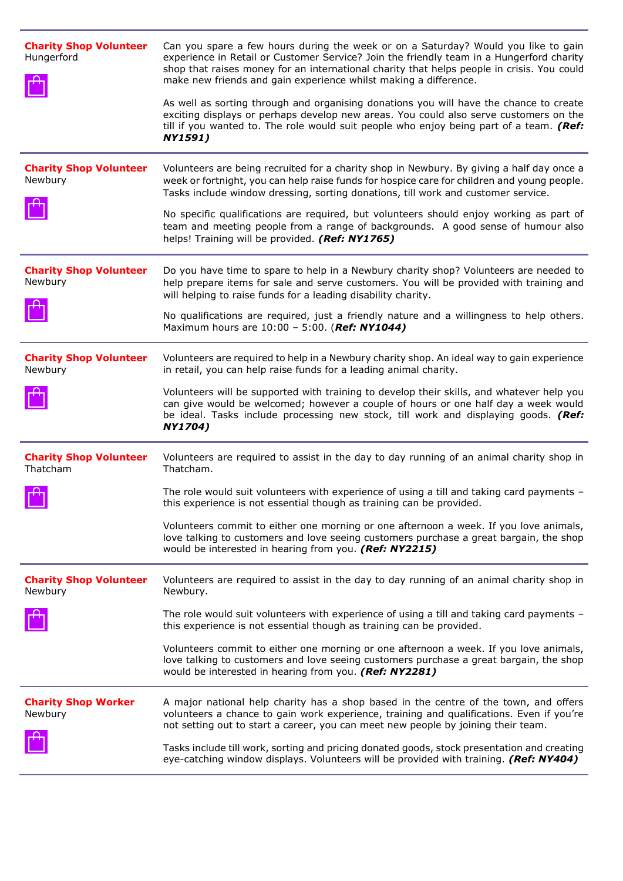**Charity Shop Volunteer**
Hungerford

Can you spare a few hours during the week or on a Saturday? Would you like to gain experience in Retail or Customer Service? Join the friendly team in a Hungerford charity shop that raises money for an international charity that helps people in crisis. You could make new friends and gain experience whilst making a difference.

As well as sorting through and organising donations you will have the chance to create exciting displays or perhaps develop new areas. You could also serve customers on the till if you wanted to. The role would suit people who enjoy being part of a team. ***(Ref: NY1591)***

---

**Charity Shop Volunteer**
Newbury

Volunteers are being recruited for a charity shop in Newbury. By giving a half day once a week or fortnight, you can help raise funds for hospice care for children and young people. Tasks include window dressing, sorting donations, till work and customer service.

No specific qualifications are required, but volunteers should enjoy working as part of team and meeting people from a range of backgrounds. A good sense of humour also helps! Training will be provided. ***(Ref: NY1765)***

---

**Charity Shop Volunteer**
Newbury

Do you have time to spare to help in a Newbury charity shop? Volunteers are needed to help prepare items for sale and serve customers. You will be provided with training and will helping to raise funds for a leading disability charity.

No qualifications are required, just a friendly nature and a willingness to help others. Maximum hours are 10:00 – 5:00. (***Ref: NY1044)***

---

**Charity Shop Volunteer**
Newbury

Volunteers are required to help in a Newbury charity shop. An ideal way to gain experience in retail, you can help raise funds for a leading animal charity.

Volunteers will be supported with training to develop their skills, and whatever help you can give would be welcomed; however a couple of hours or one half day a week would be ideal. Tasks include processing new stock, till work and displaying goods. ***(Ref: NY1704)***

---

**Charity Shop Volunteer**
Thatcham

Volunteers are required to assist in the day to day running of an animal charity shop in Thatcham.

The role would suit volunteers with experience of using a till and taking card payments – this experience is not essential though as training can be provided.

Volunteers commit to either one morning or one afternoon a week. If you love animals, love talking to customers and love seeing customers purchase a great bargain, the shop would be interested in hearing from you. ***(Ref: NY2215)***

---

**Charity Shop Volunteer**
Newbury

Volunteers are required to assist in the day to day running of an animal charity shop in Newbury.

The role would suit volunteers with experience of using a till and taking card payments – this experience is not essential though as training can be provided.

Volunteers commit to either one morning or one afternoon a week. If you love animals, love talking to customers and love seeing customers purchase a great bargain, the shop would be interested in hearing from you. ***(Ref: NY2281)***

---

**Charity Shop Worker**
Newbury

A major national help charity has a shop based in the centre of the town, and offers volunteers a chance to gain work experience, training and qualifications. Even if you're not setting out to start a career, you can meet new people by joining their team.

Tasks include till work, sorting and pricing donated goods, stock presentation and creating eye-catching window displays. Volunteers will be provided with training. ***(Ref: NY404)***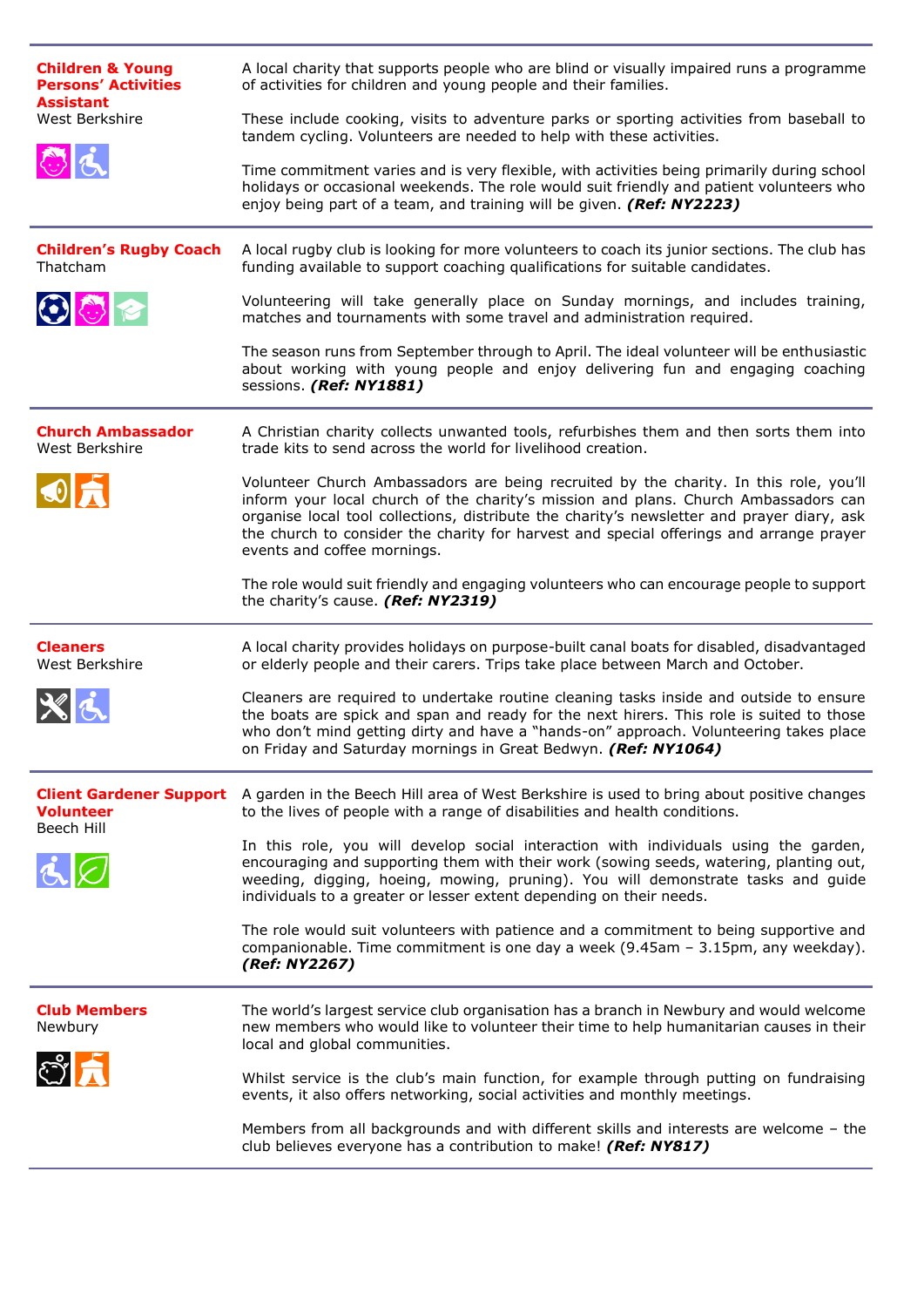### Children & Young Persons' Activities Assistant
West Berkshire

A local charity that supports people who are blind or visually impaired runs a programme of activities for children and young people and their families.

These include cooking, visits to adventure parks or sporting activities from baseball to tandem cycling. Volunteers are needed to help with these activities.

Time commitment varies and is very flexible, with activities being primarily during school holidays or occasional weekends. The role would suit friendly and patient volunteers who enjoy being part of a team, and training will be given. ***(Ref: NY2223)***

---

### Children's Rugby Coach
Thatcham

A local rugby club is looking for more volunteers to coach its junior sections. The club has funding available to support coaching qualifications for suitable candidates.

Volunteering will take generally place on Sunday mornings, and includes training, matches and tournaments with some travel and administration required.

The season runs from September through to April. The ideal volunteer will be enthusiastic about working with young people and enjoy delivering fun and engaging coaching sessions. ***(Ref: NY1881)***

---

### Church Ambassador
West Berkshire

A Christian charity collects unwanted tools, refurbishes them and then sorts them into trade kits to send across the world for livelihood creation.

Volunteer Church Ambassadors are being recruited by the charity. In this role, you'll inform your local church of the charity's mission and plans. Church Ambassadors can organise local tool collections, distribute the charity's newsletter and prayer diary, ask the church to consider the charity for harvest and special offerings and arrange prayer events and coffee mornings.

The role would suit friendly and engaging volunteers who can encourage people to support the charity's cause. ***(Ref: NY2319)***

---

### Cleaners
West Berkshire

A local charity provides holidays on purpose-built canal boats for disabled, disadvantaged or elderly people and their carers. Trips take place between March and October.

Cleaners are required to undertake routine cleaning tasks inside and outside to ensure the boats are spick and span and ready for the next hirers. This role is suited to those who don't mind getting dirty and have a "hands-on" approach. Volunteering takes place on Friday and Saturday mornings in Great Bedwyn. ***(Ref: NY1064)***

---

### Client Gardener Support Volunteer
Beech Hill

A garden in the Beech Hill area of West Berkshire is used to bring about positive changes to the lives of people with a range of disabilities and health conditions.

In this role, you will develop social interaction with individuals using the garden, encouraging and supporting them with their work (sowing seeds, watering, planting out, weeding, digging, hoeing, mowing, pruning). You will demonstrate tasks and guide individuals to a greater or lesser extent depending on their needs.

The role would suit volunteers with patience and a commitment to being supportive and companionable. Time commitment is one day a week (9.45am – 3.15pm, any weekday). ***(Ref: NY2267)***

---

### Club Members
Newbury

The world's largest service club organisation has a branch in Newbury and would welcome new members who would like to volunteer their time to help humanitarian causes in their local and global communities.

Whilst service is the club's main function, for example through putting on fundraising events, it also offers networking, social activities and monthly meetings.

Members from all backgrounds and with different skills and interests are welcome – the club believes everyone has a contribution to make! ***(Ref: NY817)***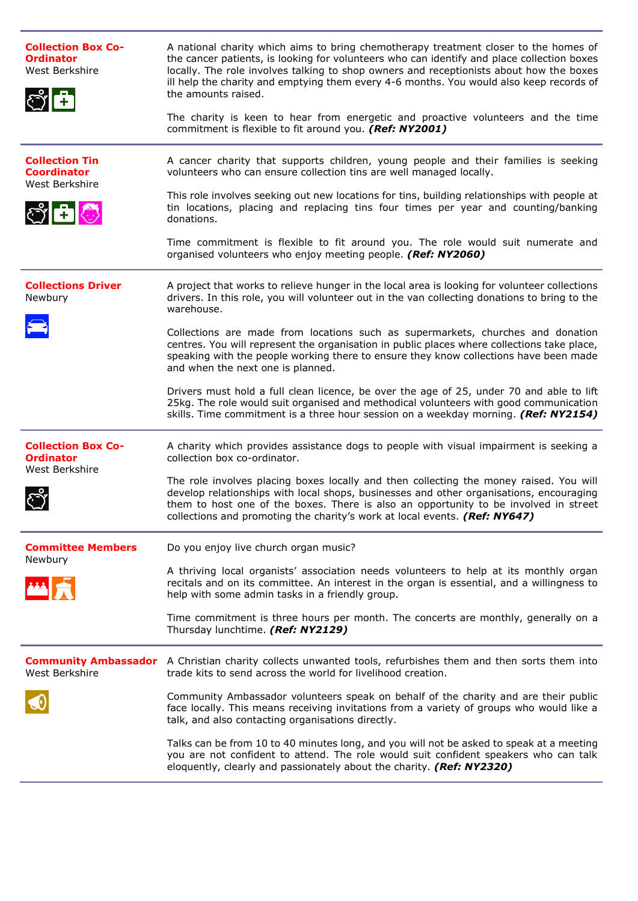**Collection Box Co-Ordinator**
West Berkshire

A national charity which aims to bring chemotherapy treatment closer to the homes of the cancer patients, is looking for volunteers who can identify and place collection boxes locally. The role involves talking to shop owners and receptionists about how the boxes ill help the charity and emptying them every 4-6 months. You would also keep records of the amounts raised.

The charity is keen to hear from energetic and proactive volunteers and the time commitment is flexible to fit around you. ***(Ref: NY2001)***

---

**Collection Tin Coordinator**
West Berkshire

A cancer charity that supports children, young people and their families is seeking volunteers who can ensure collection tins are well managed locally.

This role involves seeking out new locations for tins, building relationships with people at tin locations, placing and replacing tins four times per year and counting/banking donations.

Time commitment is flexible to fit around you. The role would suit numerate and organised volunteers who enjoy meeting people. ***(Ref: NY2060)***

---

**Collections Driver**
Newbury

A project that works to relieve hunger in the local area is looking for volunteer collections drivers. In this role, you will volunteer out in the van collecting donations to bring to the warehouse.

Collections are made from locations such as supermarkets, churches and donation centres. You will represent the organisation in public places where collections take place, speaking with the people working there to ensure they know collections have been made and when the next one is planned.

Drivers must hold a full clean licence, be over the age of 25, under 70 and able to lift 25kg. The role would suit organised and methodical volunteers with good communication skills. Time commitment is a three hour session on a weekday morning. ***(Ref: NY2154)***

---

**Collection Box Co-Ordinator**
West Berkshire

A charity which provides assistance dogs to people with visual impairment is seeking a collection box co-ordinator.

The role involves placing boxes locally and then collecting the money raised. You will develop relationships with local shops, businesses and other organisations, encouraging them to host one of the boxes. There is also an opportunity to be involved in street collections and promoting the charity's work at local events. ***(Ref: NY647)***

---

**Committee Members**
Newbury

Do you enjoy live church organ music?

A thriving local organists' association needs volunteers to help at its monthly organ recitals and on its committee. An interest in the organ is essential, and a willingness to help with some admin tasks in a friendly group.

Time commitment is three hours per month. The concerts are monthly, generally on a Thursday lunchtime. ***(Ref: NY2129)***

---

**Community Ambassador**
West Berkshire

A Christian charity collects unwanted tools, refurbishes them and then sorts them into trade kits to send across the world for livelihood creation.

Community Ambassador volunteers speak on behalf of the charity and are their public face locally. This means receiving invitations from a variety of groups who would like a talk, and also contacting organisations directly.

Talks can be from 10 to 40 minutes long, and you will not be asked to speak at a meeting you are not confident to attend. The role would suit confident speakers who can talk eloquently, clearly and passionately about the charity. ***(Ref: NY2320)***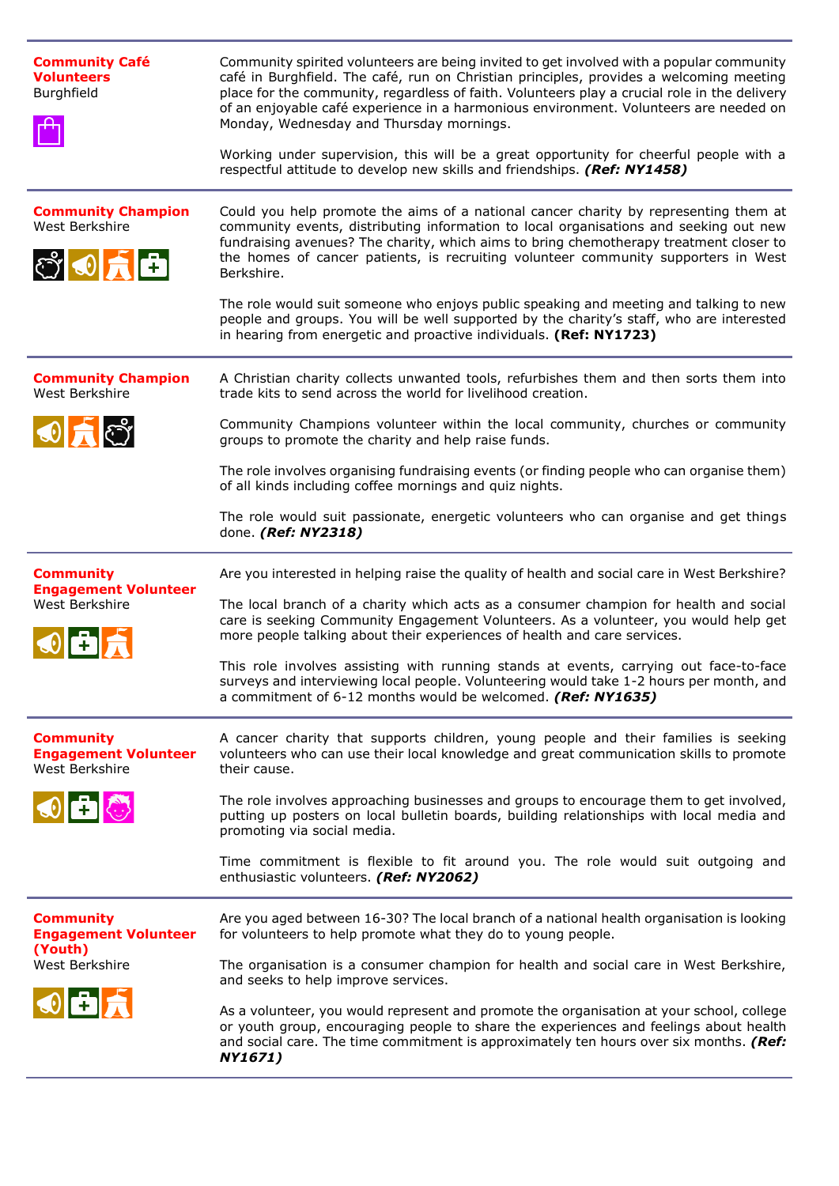**Community Café Volunteers**
Burghfield

Community spirited volunteers are being invited to get involved with a popular community café in Burghfield. The café, run on Christian principles, provides a welcoming meeting place for the community, regardless of faith. Volunteers play a crucial role in the delivery of an enjoyable café experience in a harmonious environment. Volunteers are needed on Monday, Wednesday and Thursday mornings.

Working under supervision, this will be a great opportunity for cheerful people with a respectful attitude to develop new skills and friendships. ***(Ref: NY1458)***

---

**Community Champion**
West Berkshire

Could you help promote the aims of a national cancer charity by representing them at community events, distributing information to local organisations and seeking out new fundraising avenues? The charity, which aims to bring chemotherapy treatment closer to the homes of cancer patients, is recruiting volunteer community supporters in West Berkshire.

The role would suit someone who enjoys public speaking and meeting and talking to new people and groups. You will be well supported by the charity's staff, who are interested in hearing from energetic and proactive individuals. **(Ref: NY1723)**

---

**Community Champion**
West Berkshire

A Christian charity collects unwanted tools, refurbishes them and then sorts them into trade kits to send across the world for livelihood creation.

Community Champions volunteer within the local community, churches or community groups to promote the charity and help raise funds.

The role involves organising fundraising events (or finding people who can organise them) of all kinds including coffee mornings and quiz nights.

The role would suit passionate, energetic volunteers who can organise and get things done. ***(Ref: NY2318)***

---

**Community Engagement Volunteer**
West Berkshire

Are you interested in helping raise the quality of health and social care in West Berkshire?

The local branch of a charity which acts as a consumer champion for health and social care is seeking Community Engagement Volunteers. As a volunteer, you would help get more people talking about their experiences of health and care services.

This role involves assisting with running stands at events, carrying out face-to-face surveys and interviewing local people. Volunteering would take 1-2 hours per month, and a commitment of 6-12 months would be welcomed. ***(Ref: NY1635)***

---

**Community Engagement Volunteer**
West Berkshire

A cancer charity that supports children, young people and their families is seeking volunteers who can use their local knowledge and great communication skills to promote their cause.

The role involves approaching businesses and groups to encourage them to get involved, putting up posters on local bulletin boards, building relationships with local media and promoting via social media.

Time commitment is flexible to fit around you. The role would suit outgoing and enthusiastic volunteers. ***(Ref: NY2062)***

---

**Community Engagement Volunteer (Youth)**
West Berkshire

Are you aged between 16-30? The local branch of a national health organisation is looking for volunteers to help promote what they do to young people.

The organisation is a consumer champion for health and social care in West Berkshire, and seeks to help improve services.

As a volunteer, you would represent and promote the organisation at your school, college or youth group, encouraging people to share the experiences and feelings about health and social care. The time commitment is approximately ten hours over six months. ***(Ref: NY1671)***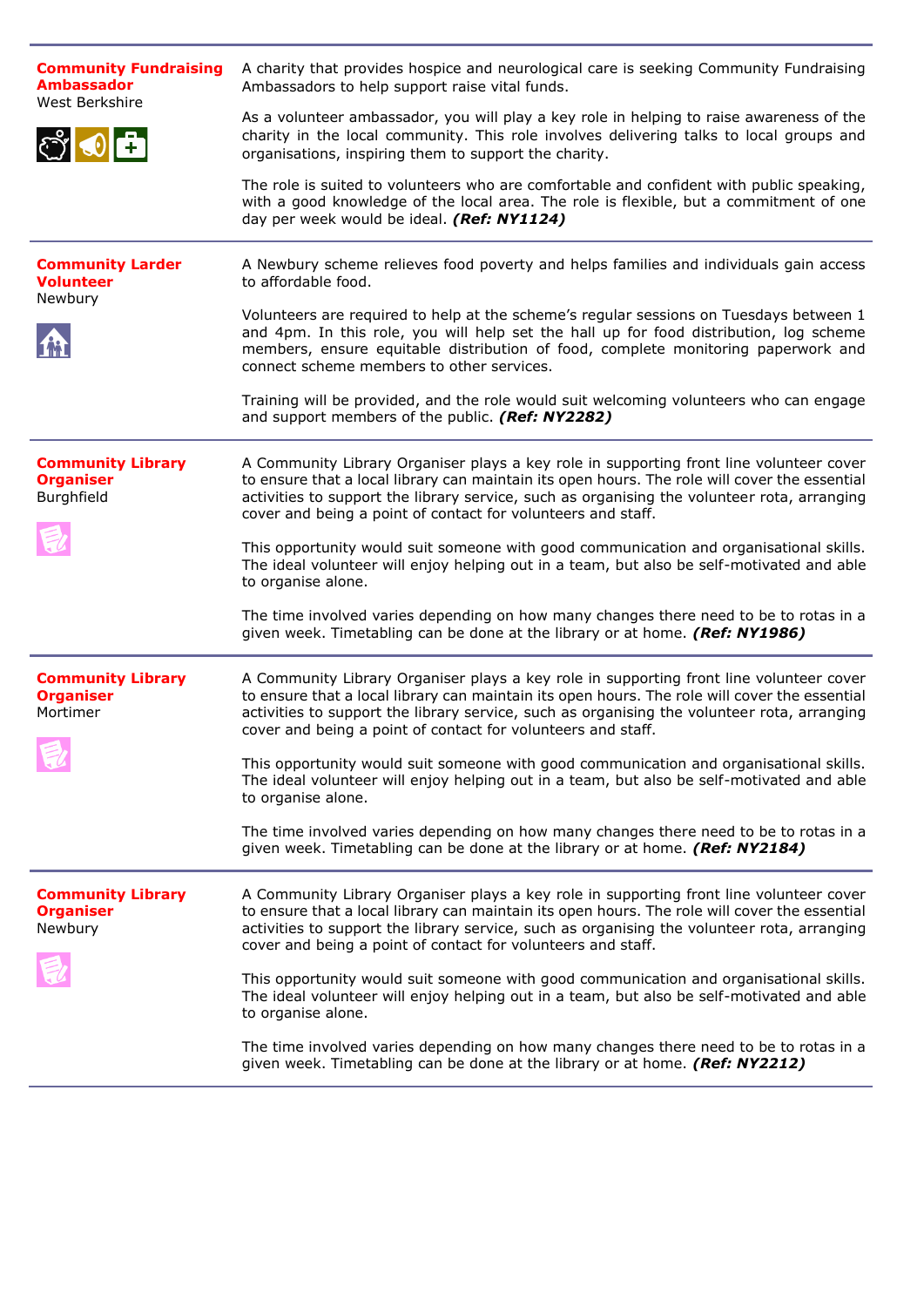### Community Fundraising Ambassador
West Berkshire

A charity that provides hospice and neurological care is seeking Community Fundraising Ambassadors to help support raise vital funds.

As a volunteer ambassador, you will play a key role in helping to raise awareness of the charity in the local community. This role involves delivering talks to local groups and organisations, inspiring them to support the charity.

The role is suited to volunteers who are comfortable and confident with public speaking, with a good knowledge of the local area. The role is flexible, but a commitment of one day per week would be ideal. ***(Ref: NY1124)***

---

### Community Larder Volunteer
Newbury

A Newbury scheme relieves food poverty and helps families and individuals gain access to affordable food.

Volunteers are required to help at the scheme's regular sessions on Tuesdays between 1 and 4pm. In this role, you will help set the hall up for food distribution, log scheme members, ensure equitable distribution of food, complete monitoring paperwork and connect scheme members to other services.

Training will be provided, and the role would suit welcoming volunteers who can engage and support members of the public. ***(Ref: NY2282)***

---

### Community Library Organiser
Burghfield

A Community Library Organiser plays a key role in supporting front line volunteer cover to ensure that a local library can maintain its open hours. The role will cover the essential activities to support the library service, such as organising the volunteer rota, arranging cover and being a point of contact for volunteers and staff.

This opportunity would suit someone with good communication and organisational skills. The ideal volunteer will enjoy helping out in a team, but also be self-motivated and able to organise alone.

The time involved varies depending on how many changes there need to be to rotas in a given week. Timetabling can be done at the library or at home. ***(Ref: NY1986)***

---

### Community Library Organiser
Mortimer

A Community Library Organiser plays a key role in supporting front line volunteer cover to ensure that a local library can maintain its open hours. The role will cover the essential activities to support the library service, such as organising the volunteer rota, arranging cover and being a point of contact for volunteers and staff.

This opportunity would suit someone with good communication and organisational skills. The ideal volunteer will enjoy helping out in a team, but also be self-motivated and able to organise alone.

The time involved varies depending on how many changes there need to be to rotas in a given week. Timetabling can be done at the library or at home. ***(Ref: NY2184)***

---

### Community Library Organiser
Newbury

A Community Library Organiser plays a key role in supporting front line volunteer cover to ensure that a local library can maintain its open hours. The role will cover the essential activities to support the library service, such as organising the volunteer rota, arranging cover and being a point of contact for volunteers and staff.

This opportunity would suit someone with good communication and organisational skills. The ideal volunteer will enjoy helping out in a team, but also be self-motivated and able to organise alone.

The time involved varies depending on how many changes there need to be to rotas in a given week. Timetabling can be done at the library or at home. ***(Ref: NY2212)***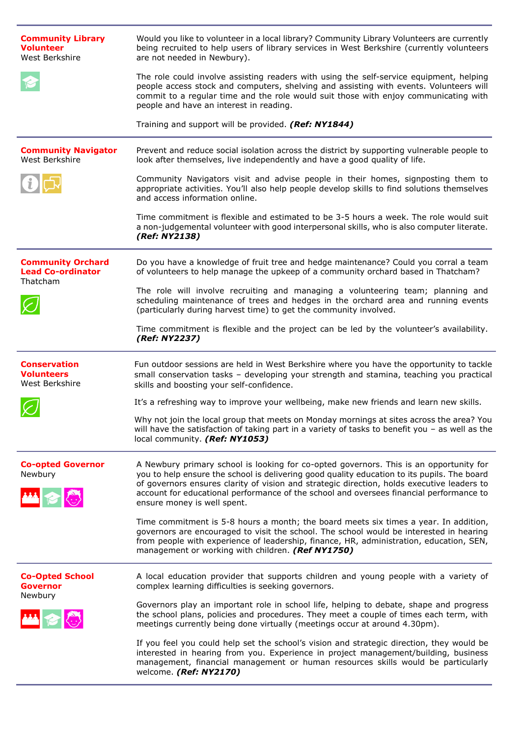## Community Library Volunteer
West Berkshire

Would you like to volunteer in a local library? Community Library Volunteers are currently being recruited to help users of library services in West Berkshire (currently volunteers are not needed in Newbury).

The role could involve assisting readers with using the self-service equipment, helping people access stock and computers, shelving and assisting with events. Volunteers will commit to a regular time and the role would suit those with enjoy communicating with people and have an interest in reading.

Training and support will be provided. ***(Ref: NY1844)***

---

## Community Navigator
West Berkshire

Prevent and reduce social isolation across the district by supporting vulnerable people to look after themselves, live independently and have a good quality of life.

Community Navigators visit and advise people in their homes, signposting them to appropriate activities. You'll also help people develop skills to find solutions themselves and access information online.

Time commitment is flexible and estimated to be 3-5 hours a week. The role would suit a non-judgemental volunteer with good interpersonal skills, who is also computer literate. ***(Ref: NY2138)***

---

## Community Orchard Lead Co-ordinator
Thatcham

Do you have a knowledge of fruit tree and hedge maintenance? Could you corral a team of volunteers to help manage the upkeep of a community orchard based in Thatcham?

The role will involve recruiting and managing a volunteering team; planning and scheduling maintenance of trees and hedges in the orchard area and running events (particularly during harvest time) to get the community involved.

Time commitment is flexible and the project can be led by the volunteer's availability. ***(Ref: NY2237)***

---

## Conservation Volunteers
West Berkshire

Fun outdoor sessions are held in West Berkshire where you have the opportunity to tackle small conservation tasks – developing your strength and stamina, teaching you practical skills and boosting your self-confidence.

It's a refreshing way to improve your wellbeing, make new friends and learn new skills.

Why not join the local group that meets on Monday mornings at sites across the area? You will have the satisfaction of taking part in a variety of tasks to benefit you – as well as the local community. ***(Ref: NY1053)***

---

## Co-opted Governor
Newbury

A Newbury primary school is looking for co-opted governors. This is an opportunity for you to help ensure the school is delivering good quality education to its pupils. The board of governors ensures clarity of vision and strategic direction, holds executive leaders to account for educational performance of the school and oversees financial performance to ensure money is well spent.

Time commitment is 5-8 hours a month; the board meets six times a year. In addition, governors are encouraged to visit the school. The school would be interested in hearing from people with experience of leadership, finance, HR, administration, education, SEN, management or working with children. ***(Ref NY1750)***

---

## Co-Opted School Governor
Newbury

A local education provider that supports children and young people with a variety of complex learning difficulties is seeking governors.

Governors play an important role in school life, helping to debate, shape and progress the school plans, policies and procedures. They meet a couple of times each term, with meetings currently being done virtually (meetings occur at around 4.30pm).

If you feel you could help set the school's vision and strategic direction, they would be interested in hearing from you. Experience in project management/building, business management, financial management or human resources skills would be particularly welcome. ***(Ref: NY2170)***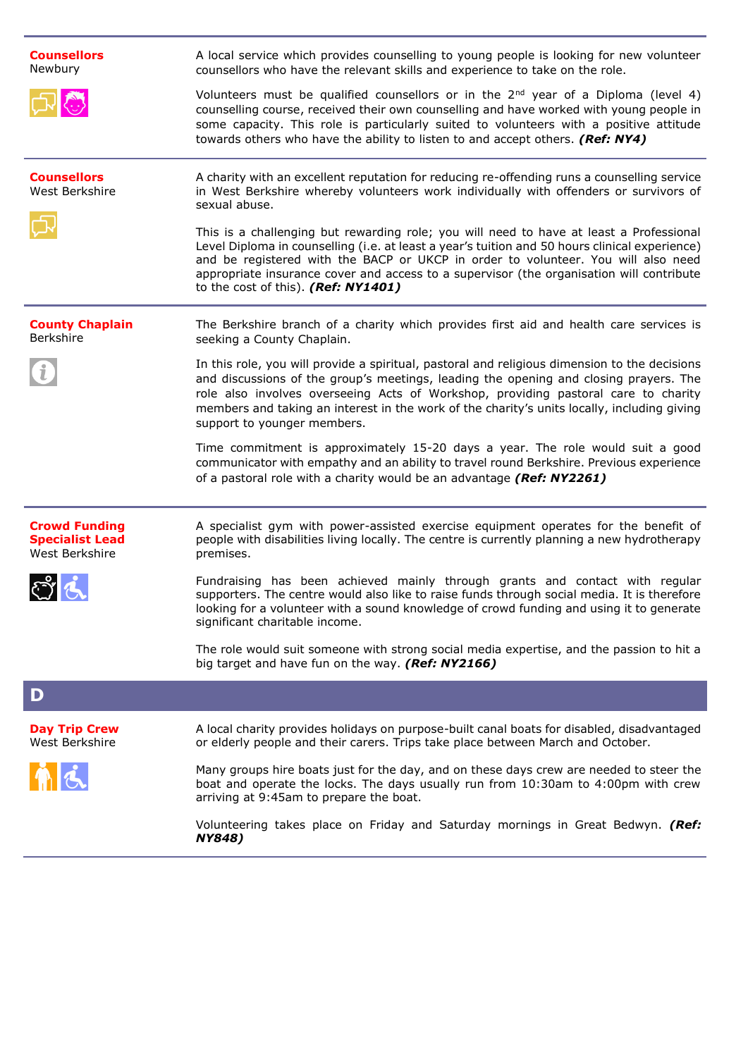**Counsellors**
Newbury

A local service which provides counselling to young people is looking for new volunteer counsellors who have the relevant skills and experience to take on the role.

Volunteers must be qualified counsellors or in the 2nd year of a Diploma (level 4) counselling course, received their own counselling and have worked with young people in some capacity. This role is particularly suited to volunteers with a positive attitude towards others who have the ability to listen to and accept others. ***(Ref: NY4)***

---

**Counsellors**
West Berkshire

A charity with an excellent reputation for reducing re-offending runs a counselling service in West Berkshire whereby volunteers work individually with offenders or survivors of sexual abuse.

This is a challenging but rewarding role; you will need to have at least a Professional Level Diploma in counselling (i.e. at least a year's tuition and 50 hours clinical experience) and be registered with the BACP or UKCP in order to volunteer. You will also need appropriate insurance cover and access to a supervisor (the organisation will contribute to the cost of this). ***(Ref: NY1401)***

---

**County Chaplain**
Berkshire

The Berkshire branch of a charity which provides first aid and health care services is seeking a County Chaplain.

In this role, you will provide a spiritual, pastoral and religious dimension to the decisions and discussions of the group's meetings, leading the opening and closing prayers. The role also involves overseeing Acts of Workshop, providing pastoral care to charity members and taking an interest in the work of the charity's units locally, including giving support to younger members.

Time commitment is approximately 15-20 days a year. The role would suit a good communicator with empathy and an ability to travel round Berkshire. Previous experience of a pastoral role with a charity would be an advantage ***(Ref: NY2261)***

---

**Crowd Funding Specialist Lead**
West Berkshire

A specialist gym with power-assisted exercise equipment operates for the benefit of people with disabilities living locally. The centre is currently planning a new hydrotherapy premises.

Fundraising has been achieved mainly through grants and contact with regular supporters. The centre would also like to raise funds through social media. It is therefore looking for a volunteer with a sound knowledge of crowd funding and using it to generate significant charitable income.

The role would suit someone with strong social media expertise, and the passion to hit a big target and have fun on the way. ***(Ref: NY2166)***

## D

**Day Trip Crew**
West Berkshire

A local charity provides holidays on purpose-built canal boats for disabled, disadvantaged or elderly people and their carers. Trips take place between March and October.

Many groups hire boats just for the day, and on these days crew are needed to steer the boat and operate the locks. The days usually run from 10:30am to 4:00pm with crew arriving at 9:45am to prepare the boat.

Volunteering takes place on Friday and Saturday mornings in Great Bedwyn. ***(Ref: NY848)***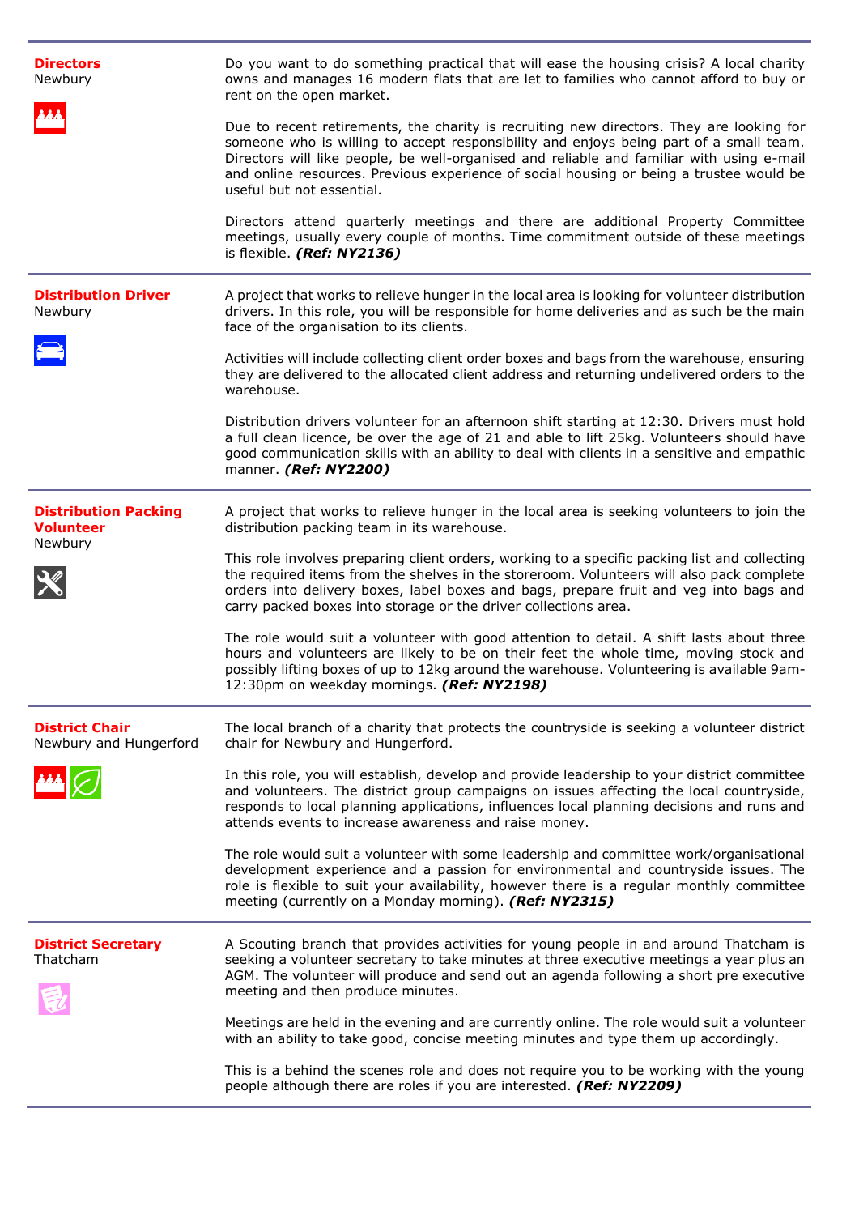**Directors**
Newbury

Do you want to do something practical that will ease the housing crisis? A local charity owns and manages 16 modern flats that are let to families who cannot afford to buy or rent on the open market.

Due to recent retirements, the charity is recruiting new directors. They are looking for someone who is willing to accept responsibility and enjoys being part of a small team. Directors will like people, be well-organised and reliable and familiar with using e-mail and online resources. Previous experience of social housing or being a trustee would be useful but not essential.

Directors attend quarterly meetings and there are additional Property Committee meetings, usually every couple of months. Time commitment outside of these meetings is flexible. ***(Ref: NY2136)***

---

**Distribution Driver**
Newbury

A project that works to relieve hunger in the local area is looking for volunteer distribution drivers. In this role, you will be responsible for home deliveries and as such be the main face of the organisation to its clients.

Activities will include collecting client order boxes and bags from the warehouse, ensuring they are delivered to the allocated client address and returning undelivered orders to the warehouse.

Distribution drivers volunteer for an afternoon shift starting at 12:30. Drivers must hold a full clean licence, be over the age of 21 and able to lift 25kg. Volunteers should have good communication skills with an ability to deal with clients in a sensitive and empathic manner. ***(Ref: NY2200)***

---

**Distribution Packing Volunteer**
Newbury

A project that works to relieve hunger in the local area is seeking volunteers to join the distribution packing team in its warehouse.

This role involves preparing client orders, working to a specific packing list and collecting the required items from the shelves in the storeroom. Volunteers will also pack complete orders into delivery boxes, label boxes and bags, prepare fruit and veg into bags and carry packed boxes into storage or the driver collections area.

The role would suit a volunteer with good attention to detail. A shift lasts about three hours and volunteers are likely to be on their feet the whole time, moving stock and possibly lifting boxes of up to 12kg around the warehouse. Volunteering is available 9am-12:30pm on weekday mornings. ***(Ref: NY2198)***

---

**District Chair**
Newbury and Hungerford

The local branch of a charity that protects the countryside is seeking a volunteer district chair for Newbury and Hungerford.

In this role, you will establish, develop and provide leadership to your district committee and volunteers. The district group campaigns on issues affecting the local countryside, responds to local planning applications, influences local planning decisions and runs and attends events to increase awareness and raise money.

The role would suit a volunteer with some leadership and committee work/organisational development experience and a passion for environmental and countryside issues. The role is flexible to suit your availability, however there is a regular monthly committee meeting (currently on a Monday morning). ***(Ref: NY2315)***

---

**District Secretary**
Thatcham

A Scouting branch that provides activities for young people in and around Thatcham is seeking a volunteer secretary to take minutes at three executive meetings a year plus an AGM. The volunteer will produce and send out an agenda following a short pre executive meeting and then produce minutes.

Meetings are held in the evening and are currently online. The role would suit a volunteer with an ability to take good, concise meeting minutes and type them up accordingly.

This is a behind the scenes role and does not require you to be working with the young people although there are roles if you are interested. ***(Ref: NY2209)***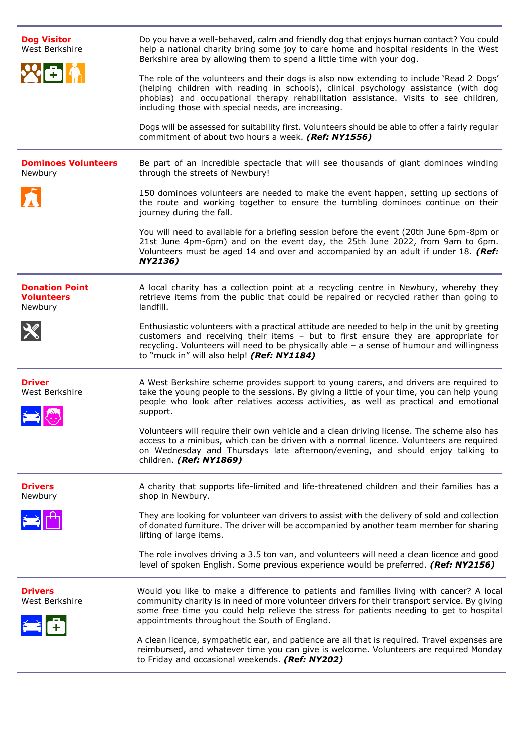**Dog Visitor**
West Berkshire

Do you have a well-behaved, calm and friendly dog that enjoys human contact? You could help a national charity bring some joy to care home and hospital residents in the West Berkshire area by allowing them to spend a little time with your dog.

The role of the volunteers and their dogs is also now extending to include 'Read 2 Dogs' (helping children with reading in schools), clinical psychology assistance (with dog phobias) and occupational therapy rehabilitation assistance. Visits to see children, including those with special needs, are increasing.

Dogs will be assessed for suitability first. Volunteers should be able to offer a fairly regular commitment of about two hours a week. ***(Ref: NY1556)***

---

**Dominoes Volunteers**
Newbury

Be part of an incredible spectacle that will see thousands of giant dominoes winding through the streets of Newbury!

150 dominoes volunteers are needed to make the event happen, setting up sections of the route and working together to ensure the tumbling dominoes continue on their journey during the fall.

You will need to available for a briefing session before the event (20th June 6pm-8pm or 21st June 4pm-6pm) and on the event day, the 25th June 2022, from 9am to 6pm. Volunteers must be aged 14 and over and accompanied by an adult if under 18. ***(Ref: NY2136)***

---

**Donation Point Volunteers**
Newbury

A local charity has a collection point at a recycling centre in Newbury, whereby they retrieve items from the public that could be repaired or recycled rather than going to landfill.

Enthusiastic volunteers with a practical attitude are needed to help in the unit by greeting customers and receiving their items – but to first ensure they are appropriate for recycling. Volunteers will need to be physically able – a sense of humour and willingness to "muck in" will also help! ***(Ref: NY1184)***

---

**Driver**
West Berkshire

A West Berkshire scheme provides support to young carers, and drivers are required to take the young people to the sessions. By giving a little of your time, you can help young people who look after relatives access activities, as well as practical and emotional support.

Volunteers will require their own vehicle and a clean driving license. The scheme also has access to a minibus, which can be driven with a normal licence. Volunteers are required on Wednesday and Thursdays late afternoon/evening, and should enjoy talking to children. ***(Ref: NY1869)***

---

**Drivers**
Newbury

A charity that supports life-limited and life-threatened children and their families has a shop in Newbury.

They are looking for volunteer van drivers to assist with the delivery of sold and collection of donated furniture. The driver will be accompanied by another team member for sharing lifting of large items.

The role involves driving a 3.5 ton van, and volunteers will need a clean licence and good level of spoken English. Some previous experience would be preferred. ***(Ref: NY2156)***

---

**Drivers**
West Berkshire

Would you like to make a difference to patients and families living with cancer? A local community charity is in need of more volunteer drivers for their transport service. By giving some free time you could help relieve the stress for patients needing to get to hospital appointments throughout the South of England.

A clean licence, sympathetic ear, and patience are all that is required. Travel expenses are reimbursed, and whatever time you can give is welcome. Volunteers are required Monday to Friday and occasional weekends. ***(Ref: NY202)***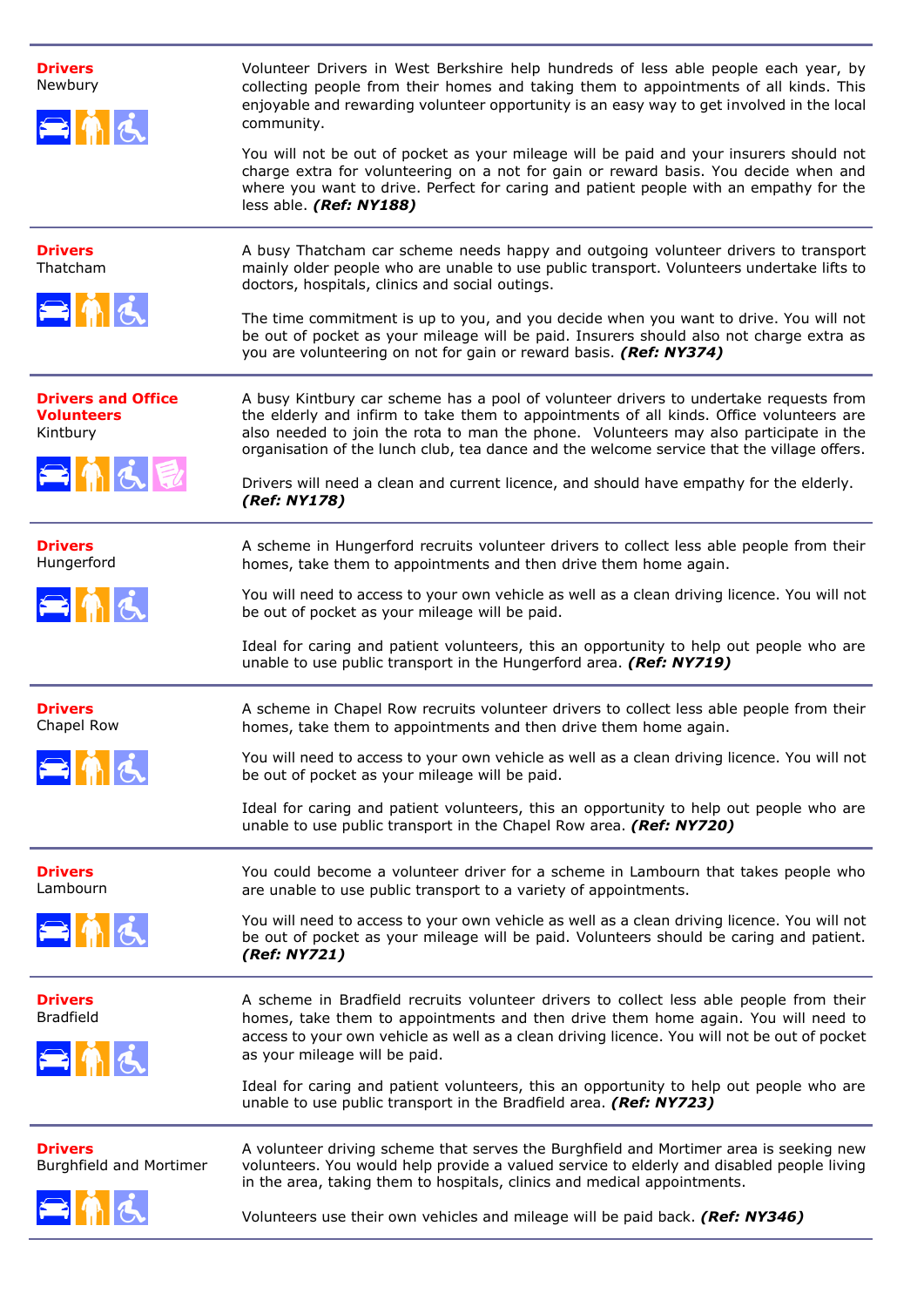**Drivers**
Newbury

Volunteer Drivers in West Berkshire help hundreds of less able people each year, by collecting people from their homes and taking them to appointments of all kinds. This enjoyable and rewarding volunteer opportunity is an easy way to get involved in the local community.

You will not be out of pocket as your mileage will be paid and your insurers should not charge extra for volunteering on a not for gain or reward basis. You decide when and where you want to drive. Perfect for caring and patient people with an empathy for the less able. ***(Ref: NY188)***

---

**Drivers**
Thatcham

A busy Thatcham car scheme needs happy and outgoing volunteer drivers to transport mainly older people who are unable to use public transport. Volunteers undertake lifts to doctors, hospitals, clinics and social outings.

The time commitment is up to you, and you decide when you want to drive. You will not be out of pocket as your mileage will be paid. Insurers should also not charge extra as you are volunteering on not for gain or reward basis. ***(Ref: NY374)***

---

**Drivers and Office Volunteers**
Kintbury

A busy Kintbury car scheme has a pool of volunteer drivers to undertake requests from the elderly and infirm to take them to appointments of all kinds. Office volunteers are also needed to join the rota to man the phone. Volunteers may also participate in the organisation of the lunch club, tea dance and the welcome service that the village offers.

Drivers will need a clean and current licence, and should have empathy for the elderly. ***(Ref: NY178)***

---

**Drivers**
Hungerford

A scheme in Hungerford recruits volunteer drivers to collect less able people from their homes, take them to appointments and then drive them home again.

You will need to access to your own vehicle as well as a clean driving licence. You will not be out of pocket as your mileage will be paid.

Ideal for caring and patient volunteers, this an opportunity to help out people who are unable to use public transport in the Hungerford area. ***(Ref: NY719)***

---

**Drivers**
Chapel Row

A scheme in Chapel Row recruits volunteer drivers to collect less able people from their homes, take them to appointments and then drive them home again.

You will need to access to your own vehicle as well as a clean driving licence. You will not be out of pocket as your mileage will be paid.

Ideal for caring and patient volunteers, this an opportunity to help out people who are unable to use public transport in the Chapel Row area. ***(Ref: NY720)***

---

**Drivers**
Lambourn

You could become a volunteer driver for a scheme in Lambourn that takes people who are unable to use public transport to a variety of appointments.

You will need to access to your own vehicle as well as a clean driving licence. You will not be out of pocket as your mileage will be paid. Volunteers should be caring and patient. ***(Ref: NY721)***

---

**Drivers**
Bradfield

A scheme in Bradfield recruits volunteer drivers to collect less able people from their homes, take them to appointments and then drive them home again. You will need to access to your own vehicle as well as a clean driving licence. You will not be out of pocket as your mileage will be paid.

Ideal for caring and patient volunteers, this an opportunity to help out people who are unable to use public transport in the Bradfield area. ***(Ref: NY723)***

---

**Drivers**
Burghfield and Mortimer

A volunteer driving scheme that serves the Burghfield and Mortimer area is seeking new volunteers. You would help provide a valued service to elderly and disabled people living in the area, taking them to hospitals, clinics and medical appointments.

Volunteers use their own vehicles and mileage will be paid back. ***(Ref: NY346)***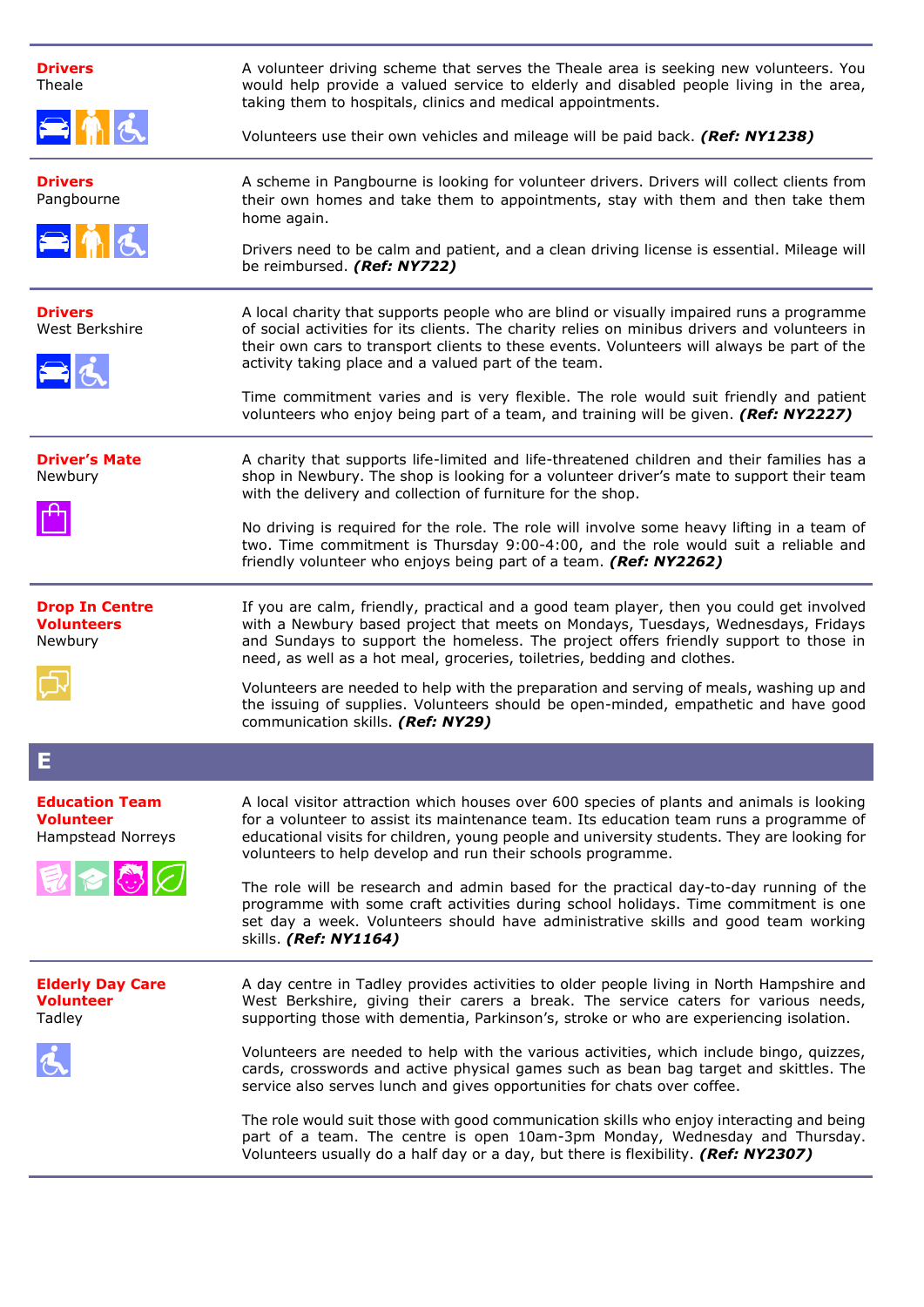**Drivers**
Theale

A volunteer driving scheme that serves the Theale area is seeking new volunteers. You would help provide a valued service to elderly and disabled people living in the area, taking them to hospitals, clinics and medical appointments.

Volunteers use their own vehicles and mileage will be paid back. ***(Ref: NY1238)***

---

**Drivers**
Pangbourne

A scheme in Pangbourne is looking for volunteer drivers. Drivers will collect clients from their own homes and take them to appointments, stay with them and then take them home again.

Drivers need to be calm and patient, and a clean driving license is essential. Mileage will be reimbursed. ***(Ref: NY722)***

---

**Drivers**
West Berkshire

A local charity that supports people who are blind or visually impaired runs a programme of social activities for its clients. The charity relies on minibus drivers and volunteers in their own cars to transport clients to these events. Volunteers will always be part of the activity taking place and a valued part of the team.

Time commitment varies and is very flexible. The role would suit friendly and patient volunteers who enjoy being part of a team, and training will be given. ***(Ref: NY2227)***

---

**Driver's Mate**
Newbury

A charity that supports life-limited and life-threatened children and their families has a shop in Newbury. The shop is looking for a volunteer driver's mate to support their team with the delivery and collection of furniture for the shop.

No driving is required for the role. The role will involve some heavy lifting in a team of two. Time commitment is Thursday 9:00-4:00, and the role would suit a reliable and friendly volunteer who enjoys being part of a team. ***(Ref: NY2262)***

---

**Drop In Centre Volunteers**
Newbury

If you are calm, friendly, practical and a good team player, then you could get involved with a Newbury based project that meets on Mondays, Tuesdays, Wednesdays, Fridays and Sundays to support the homeless. The project offers friendly support to those in need, as well as a hot meal, groceries, toiletries, bedding and clothes.

Volunteers are needed to help with the preparation and serving of meals, washing up and the issuing of supplies. Volunteers should be open-minded, empathetic and have good communication skills. ***(Ref: NY29)***

## E

**Education Team Volunteer**
Hampstead Norreys

A local visitor attraction which houses over 600 species of plants and animals is looking for a volunteer to assist its maintenance team. Its education team runs a programme of educational visits for children, young people and university students. They are looking for volunteers to help develop and run their schools programme.

The role will be research and admin based for the practical day-to-day running of the programme with some craft activities during school holidays. Time commitment is one set day a week. Volunteers should have administrative skills and good team working skills. ***(Ref: NY1164)***

---

**Elderly Day Care Volunteer**
Tadley

A day centre in Tadley provides activities to older people living in North Hampshire and West Berkshire, giving their carers a break. The service caters for various needs, supporting those with dementia, Parkinson's, stroke or who are experiencing isolation.

Volunteers are needed to help with the various activities, which include bingo, quizzes, cards, crosswords and active physical games such as bean bag target and skittles. The service also serves lunch and gives opportunities for chats over coffee.

The role would suit those with good communication skills who enjoy interacting and being part of a team. The centre is open 10am-3pm Monday, Wednesday and Thursday. Volunteers usually do a half day or a day, but there is flexibility. ***(Ref: NY2307)***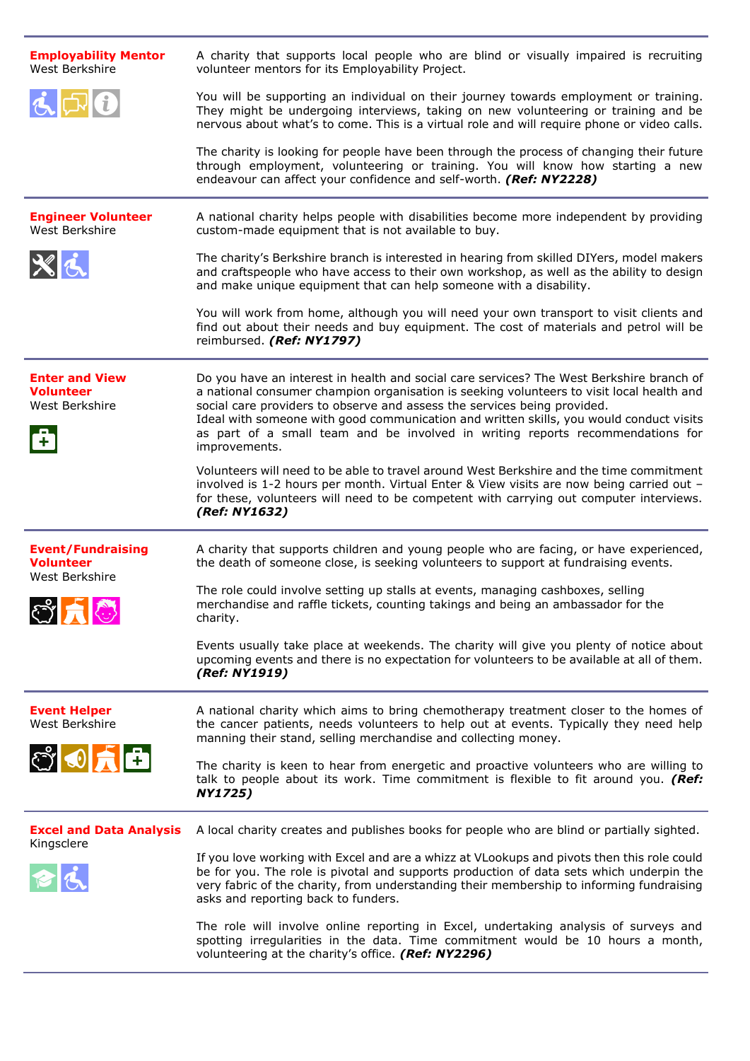**Employability Mentor**
West Berkshire

A charity that supports local people who are blind or visually impaired is recruiting volunteer mentors for its Employability Project.

You will be supporting an individual on their journey towards employment or training. They might be undergoing interviews, taking on new volunteering or training and be nervous about what's to come. This is a virtual role and will require phone or video calls.

The charity is looking for people have been through the process of changing their future through employment, volunteering or training. You will know how starting a new endeavour can affect your confidence and self-worth. ***(Ref: NY2228)***

---

**Engineer Volunteer**
West Berkshire

A national charity helps people with disabilities become more independent by providing custom-made equipment that is not available to buy.

The charity's Berkshire branch is interested in hearing from skilled DIYers, model makers and craftspeople who have access to their own workshop, as well as the ability to design and make unique equipment that can help someone with a disability.

You will work from home, although you will need your own transport to visit clients and find out about their needs and buy equipment. The cost of materials and petrol will be reimbursed. ***(Ref: NY1797)***

---

**Enter and View Volunteer**
West Berkshire

Do you have an interest in health and social care services? The West Berkshire branch of a national consumer champion organisation is seeking volunteers to visit local health and social care providers to observe and assess the services being provided.
Ideal with someone with good communication and written skills, you would conduct visits as part of a small team and be involved in writing reports recommendations for improvements.

Volunteers will need to be able to travel around West Berkshire and the time commitment involved is 1-2 hours per month. Virtual Enter & View visits are now being carried out – for these, volunteers will need to be competent with carrying out computer interviews. ***(Ref: NY1632)***

---

**Event/Fundraising Volunteer**
West Berkshire

A charity that supports children and young people who are facing, or have experienced, the death of someone close, is seeking volunteers to support at fundraising events.

The role could involve setting up stalls at events, managing cashboxes, selling merchandise and raffle tickets, counting takings and being an ambassador for the charity.

Events usually take place at weekends. The charity will give you plenty of notice about upcoming events and there is no expectation for volunteers to be available at all of them. ***(Ref: NY1919)***

---

**Event Helper**
West Berkshire

A national charity which aims to bring chemotherapy treatment closer to the homes of the cancer patients, needs volunteers to help out at events. Typically they need help manning their stand, selling merchandise and collecting money.

The charity is keen to hear from energetic and proactive volunteers who are willing to talk to people about its work. Time commitment is flexible to fit around you. ***(Ref: NY1725)***

---

**Excel and Data Analysis**
Kingsclere

A local charity creates and publishes books for people who are blind or partially sighted.

If you love working with Excel and are a whizz at VLookups and pivots then this role could be for you. The role is pivotal and supports production of data sets which underpin the very fabric of the charity, from understanding their membership to informing fundraising asks and reporting back to funders.

The role will involve online reporting in Excel, undertaking analysis of surveys and spotting irregularities in the data. Time commitment would be 10 hours a month, volunteering at the charity's office. ***(Ref: NY2296)***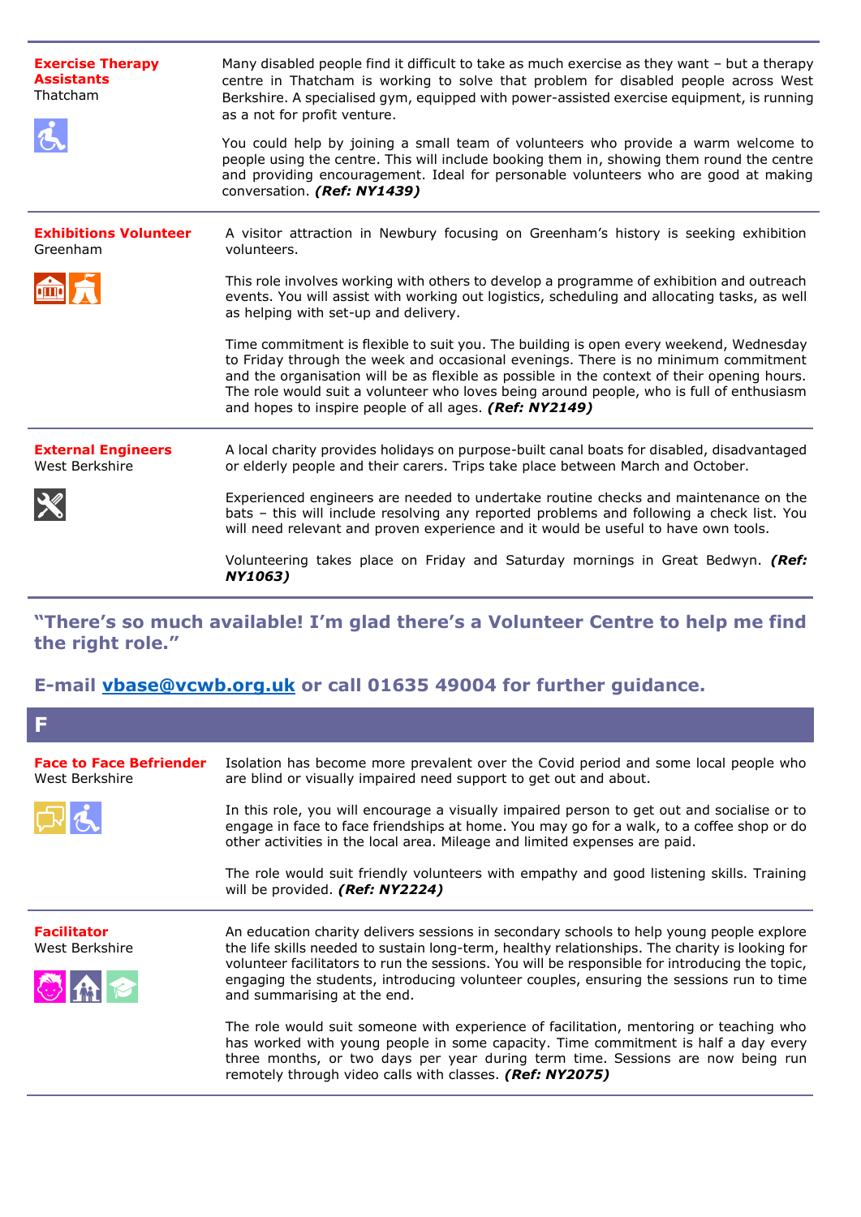**Exercise Therapy Assistants**
Thatcham

Many disabled people find it difficult to take as much exercise as they want – but a therapy centre in Thatcham is working to solve that problem for disabled people across West Berkshire. A specialised gym, equipped with power-assisted exercise equipment, is running as a not for profit venture.

You could help by joining a small team of volunteers who provide a warm welcome to people using the centre. This will include booking them in, showing them round the centre and providing encouragement. Ideal for personable volunteers who are good at making conversation. ***(Ref: NY1439)***

---

**Exhibitions Volunteer**
Greenham

A visitor attraction in Newbury focusing on Greenham's history is seeking exhibition volunteers.

This role involves working with others to develop a programme of exhibition and outreach events. You will assist with working out logistics, scheduling and allocating tasks, as well as helping with set-up and delivery.

Time commitment is flexible to suit you. The building is open every weekend, Wednesday to Friday through the week and occasional evenings. There is no minimum commitment and the organisation will be as flexible as possible in the context of their opening hours. The role would suit a volunteer who loves being around people, who is full of enthusiasm and hopes to inspire people of all ages. ***(Ref: NY2149)***

---

**External Engineers**
West Berkshire

A local charity provides holidays on purpose-built canal boats for disabled, disadvantaged or elderly people and their carers. Trips take place between March and October.

Experienced engineers are needed to undertake routine checks and maintenance on the bats – this will include resolving any reported problems and following a check list. You will need relevant and proven experience and it would be useful to have own tools.

Volunteering takes place on Friday and Saturday mornings in Great Bedwyn. ***(Ref: NY1063)***

---

**"There's so much available! I'm glad there's a Volunteer Centre to help me find the right role."**

**E-mail vbase@vcwb.org.uk or call 01635 49004 for further guidance.**

## F

**Face to Face Befriender**
West Berkshire

Isolation has become more prevalent over the Covid period and some local people who are blind or visually impaired need support to get out and about.

In this role, you will encourage a visually impaired person to get out and socialise or to engage in face to face friendships at home. You may go for a walk, to a coffee shop or do other activities in the local area. Mileage and limited expenses are paid.

The role would suit friendly volunteers with empathy and good listening skills. Training will be provided. ***(Ref: NY2224)***

---

**Facilitator**
West Berkshire

An education charity delivers sessions in secondary schools to help young people explore the life skills needed to sustain long-term, healthy relationships. The charity is looking for volunteer facilitators to run the sessions. You will be responsible for introducing the topic, engaging the students, introducing volunteer couples, ensuring the sessions run to time and summarising at the end.

The role would suit someone with experience of facilitation, mentoring or teaching who has worked with young people in some capacity. Time commitment is half a day every three months, or two days per year during term time. Sessions are now being run remotely through video calls with classes. ***(Ref: NY2075)***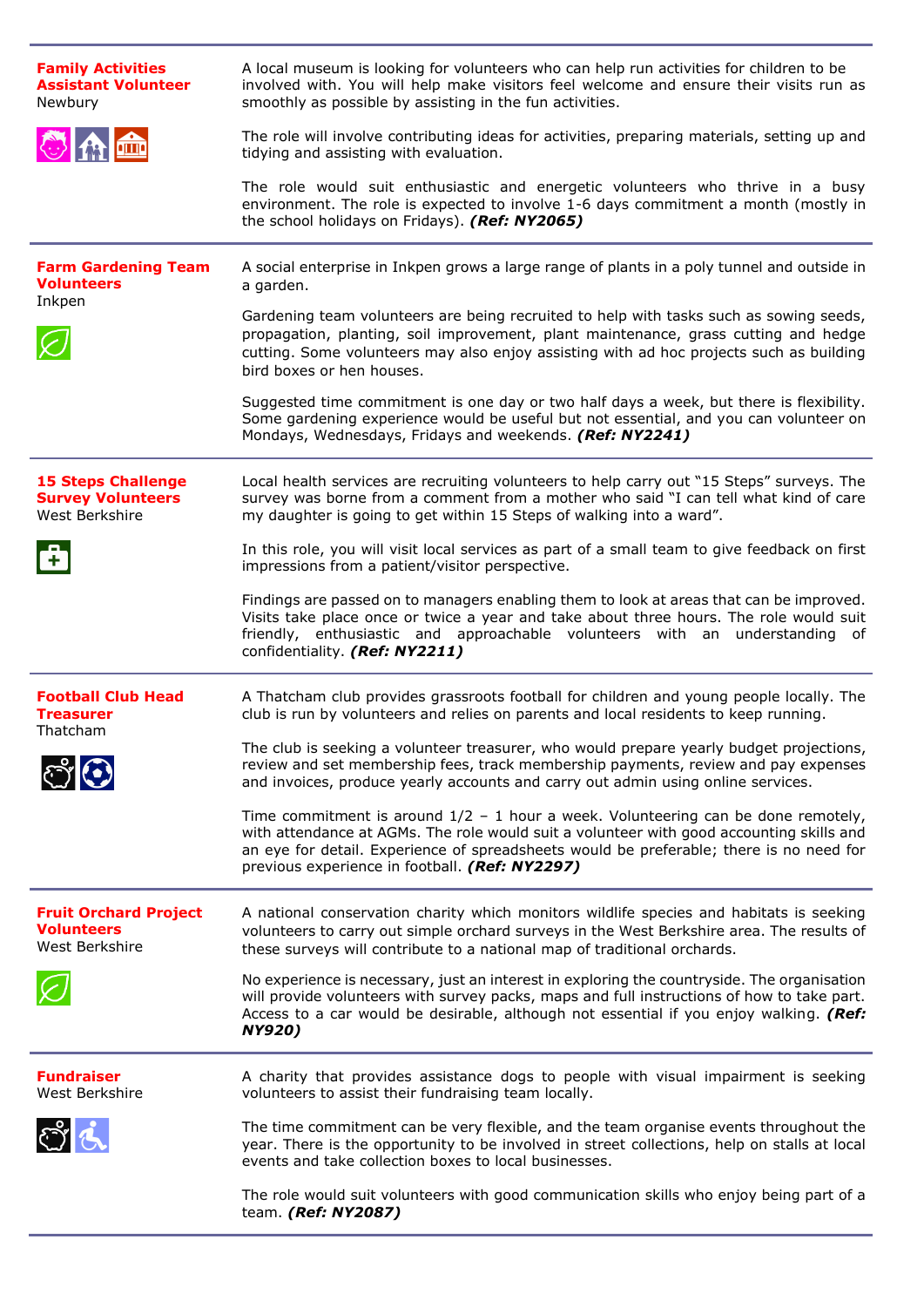### Family Activities Assistant Volunteer
Newbury

A local museum is looking for volunteers who can help run activities for children to be involved with. You will help make visitors feel welcome and ensure their visits run as smoothly as possible by assisting in the fun activities.

The role will involve contributing ideas for activities, preparing materials, setting up and tidying and assisting with evaluation.

The role would suit enthusiastic and energetic volunteers who thrive in a busy environment. The role is expected to involve 1-6 days commitment a month (mostly in the school holidays on Fridays). ***(Ref: NY2065)***

---

### Farm Gardening Team Volunteers
Inkpen

A social enterprise in Inkpen grows a large range of plants in a poly tunnel and outside in a garden.

Gardening team volunteers are being recruited to help with tasks such as sowing seeds, propagation, planting, soil improvement, plant maintenance, grass cutting and hedge cutting. Some volunteers may also enjoy assisting with ad hoc projects such as building bird boxes or hen houses.

Suggested time commitment is one day or two half days a week, but there is flexibility. Some gardening experience would be useful but not essential, and you can volunteer on Mondays, Wednesdays, Fridays and weekends. ***(Ref: NY2241)***

---

### 15 Steps Challenge Survey Volunteers
West Berkshire

Local health services are recruiting volunteers to help carry out "15 Steps" surveys. The survey was borne from a comment from a mother who said "I can tell what kind of care my daughter is going to get within 15 Steps of walking into a ward".

In this role, you will visit local services as part of a small team to give feedback on first impressions from a patient/visitor perspective.

Findings are passed on to managers enabling them to look at areas that can be improved. Visits take place once or twice a year and take about three hours. The role would suit friendly, enthusiastic and approachable volunteers with an understanding of confidentiality. ***(Ref: NY2211)***

---

### Football Club Head Treasurer
Thatcham

A Thatcham club provides grassroots football for children and young people locally. The club is run by volunteers and relies on parents and local residents to keep running.

The club is seeking a volunteer treasurer, who would prepare yearly budget projections, review and set membership fees, track membership payments, review and pay expenses and invoices, produce yearly accounts and carry out admin using online services.

Time commitment is around 1/2 – 1 hour a week. Volunteering can be done remotely, with attendance at AGMs. The role would suit a volunteer with good accounting skills and an eye for detail. Experience of spreadsheets would be preferable; there is no need for previous experience in football. ***(Ref: NY2297)***

---

### Fruit Orchard Project Volunteers
West Berkshire

A national conservation charity which monitors wildlife species and habitats is seeking volunteers to carry out simple orchard surveys in the West Berkshire area. The results of these surveys will contribute to a national map of traditional orchards.

No experience is necessary, just an interest in exploring the countryside. The organisation will provide volunteers with survey packs, maps and full instructions of how to take part. Access to a car would be desirable, although not essential if you enjoy walking. ***(Ref: NY920)***

---

### Fundraiser
West Berkshire

A charity that provides assistance dogs to people with visual impairment is seeking volunteers to assist their fundraising team locally.

The time commitment can be very flexible, and the team organise events throughout the year. There is the opportunity to be involved in street collections, help on stalls at local events and take collection boxes to local businesses.

The role would suit volunteers with good communication skills who enjoy being part of a team. ***(Ref: NY2087)***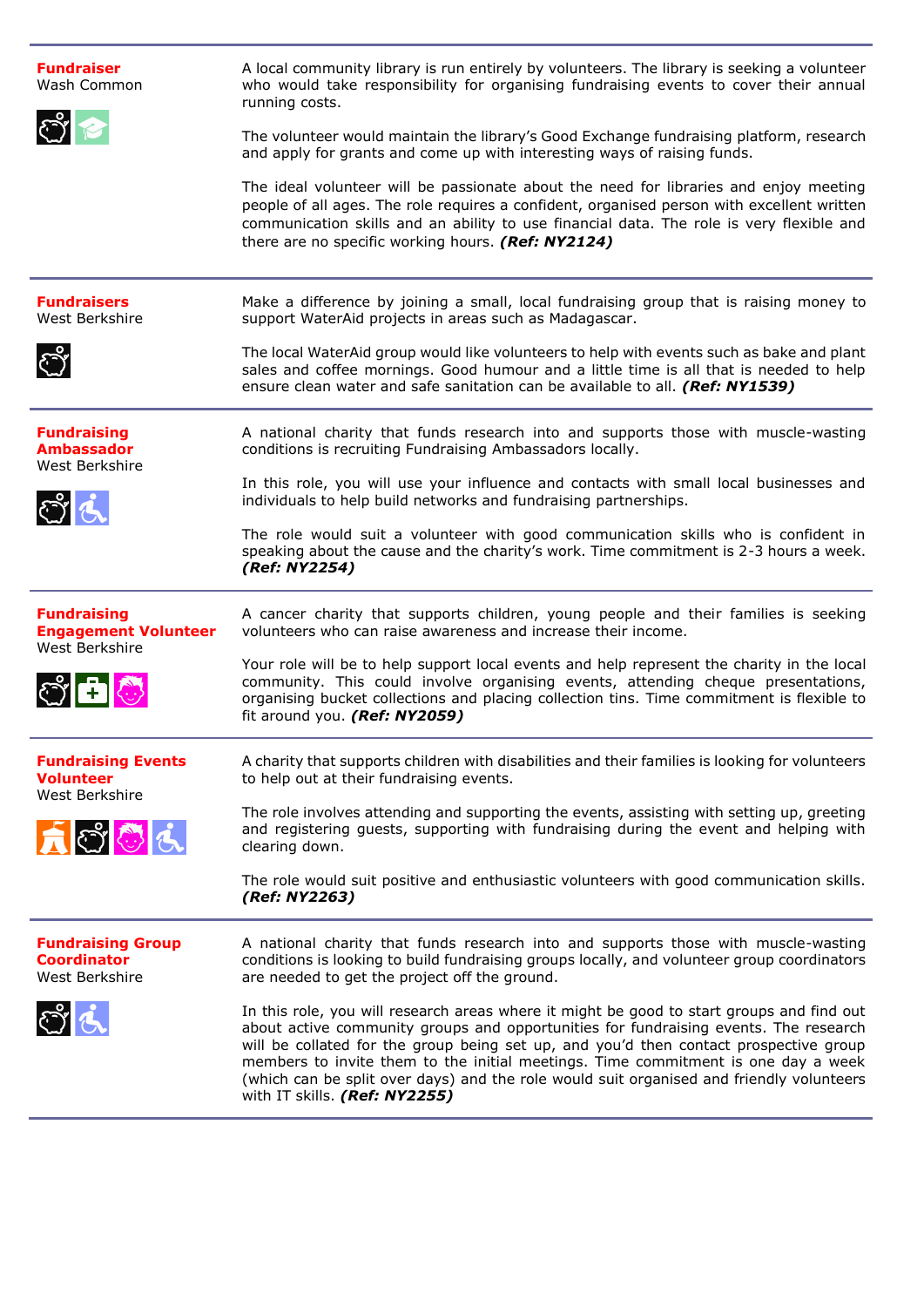**Fundraiser**
Wash Common

A local community library is run entirely by volunteers. The library is seeking a volunteer who would take responsibility for organising fundraising events to cover their annual running costs.

The volunteer would maintain the library's Good Exchange fundraising platform, research and apply for grants and come up with interesting ways of raising funds.

The ideal volunteer will be passionate about the need for libraries and enjoy meeting people of all ages. The role requires a confident, organised person with excellent written communication skills and an ability to use financial data. The role is very flexible and there are no specific working hours. ***(Ref: NY2124)***

---

**Fundraisers**
West Berkshire

Make a difference by joining a small, local fundraising group that is raising money to support WaterAid projects in areas such as Madagascar.

The local WaterAid group would like volunteers to help with events such as bake and plant sales and coffee mornings. Good humour and a little time is all that is needed to help ensure clean water and safe sanitation can be available to all. ***(Ref: NY1539)***

---

**Fundraising Ambassador**
West Berkshire

A national charity that funds research into and supports those with muscle-wasting conditions is recruiting Fundraising Ambassadors locally.

In this role, you will use your influence and contacts with small local businesses and individuals to help build networks and fundraising partnerships.

The role would suit a volunteer with good communication skills who is confident in speaking about the cause and the charity's work. Time commitment is 2-3 hours a week. ***(Ref: NY2254)***

---

**Fundraising Engagement Volunteer**
West Berkshire

A cancer charity that supports children, young people and their families is seeking volunteers who can raise awareness and increase their income.

Your role will be to help support local events and help represent the charity in the local community. This could involve organising events, attending cheque presentations, organising bucket collections and placing collection tins. Time commitment is flexible to fit around you. ***(Ref: NY2059)***

---

**Fundraising Events Volunteer**
West Berkshire

A charity that supports children with disabilities and their families is looking for volunteers to help out at their fundraising events.

The role involves attending and supporting the events, assisting with setting up, greeting and registering guests, supporting with fundraising during the event and helping with clearing down.

The role would suit positive and enthusiastic volunteers with good communication skills. ***(Ref: NY2263)***

---

**Fundraising Group Coordinator**
West Berkshire

A national charity that funds research into and supports those with muscle-wasting conditions is looking to build fundraising groups locally, and volunteer group coordinators are needed to get the project off the ground.

In this role, you will research areas where it might be good to start groups and find out about active community groups and opportunities for fundraising events. The research will be collated for the group being set up, and you'd then contact prospective group members to invite them to the initial meetings. Time commitment is one day a week (which can be split over days) and the role would suit organised and friendly volunteers with IT skills. ***(Ref: NY2255)***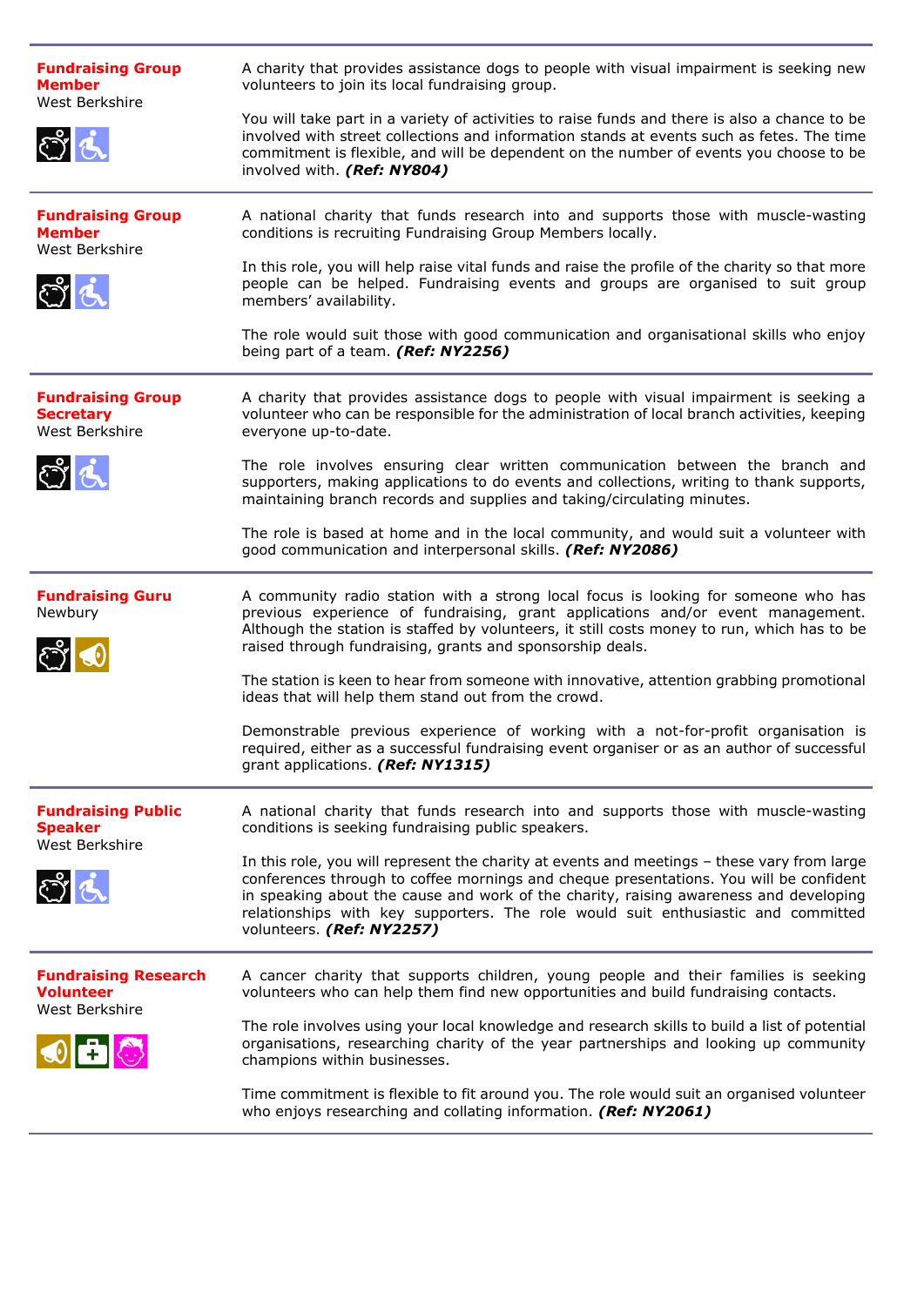**Fundraising Group Member**
West Berkshire

A charity that provides assistance dogs to people with visual impairment is seeking new volunteers to join its local fundraising group.

You will take part in a variety of activities to raise funds and there is also a chance to be involved with street collections and information stands at events such as fetes. The time commitment is flexible, and will be dependent on the number of events you choose to be involved with. ***(Ref: NY804)***

---

**Fundraising Group Member**
West Berkshire

A national charity that funds research into and supports those with muscle-wasting conditions is recruiting Fundraising Group Members locally.

In this role, you will help raise vital funds and raise the profile of the charity so that more people can be helped. Fundraising events and groups are organised to suit group members' availability.

The role would suit those with good communication and organisational skills who enjoy being part of a team. ***(Ref: NY2256)***

---

**Fundraising Group Secretary**
West Berkshire

A charity that provides assistance dogs to people with visual impairment is seeking a volunteer who can be responsible for the administration of local branch activities, keeping everyone up-to-date.

The role involves ensuring clear written communication between the branch and supporters, making applications to do events and collections, writing to thank supports, maintaining branch records and supplies and taking/circulating minutes.

The role is based at home and in the local community, and would suit a volunteer with good communication and interpersonal skills. ***(Ref: NY2086)***

---

**Fundraising Guru**
Newbury

A community radio station with a strong local focus is looking for someone who has previous experience of fundraising, grant applications and/or event management. Although the station is staffed by volunteers, it still costs money to run, which has to be raised through fundraising, grants and sponsorship deals.

The station is keen to hear from someone with innovative, attention grabbing promotional ideas that will help them stand out from the crowd.

Demonstrable previous experience of working with a not-for-profit organisation is required, either as a successful fundraising event organiser or as an author of successful grant applications. ***(Ref: NY1315)***

---

**Fundraising Public Speaker**
West Berkshire

A national charity that funds research into and supports those with muscle-wasting conditions is seeking fundraising public speakers.

In this role, you will represent the charity at events and meetings – these vary from large conferences through to coffee mornings and cheque presentations. You will be confident in speaking about the cause and work of the charity, raising awareness and developing relationships with key supporters. The role would suit enthusiastic and committed volunteers. ***(Ref: NY2257)***

---

**Fundraising Research Volunteer**
West Berkshire

A cancer charity that supports children, young people and their families is seeking volunteers who can help them find new opportunities and build fundraising contacts.

The role involves using your local knowledge and research skills to build a list of potential organisations, researching charity of the year partnerships and looking up community champions within businesses.

Time commitment is flexible to fit around you. The role would suit an organised volunteer who enjoys researching and collating information. ***(Ref: NY2061)***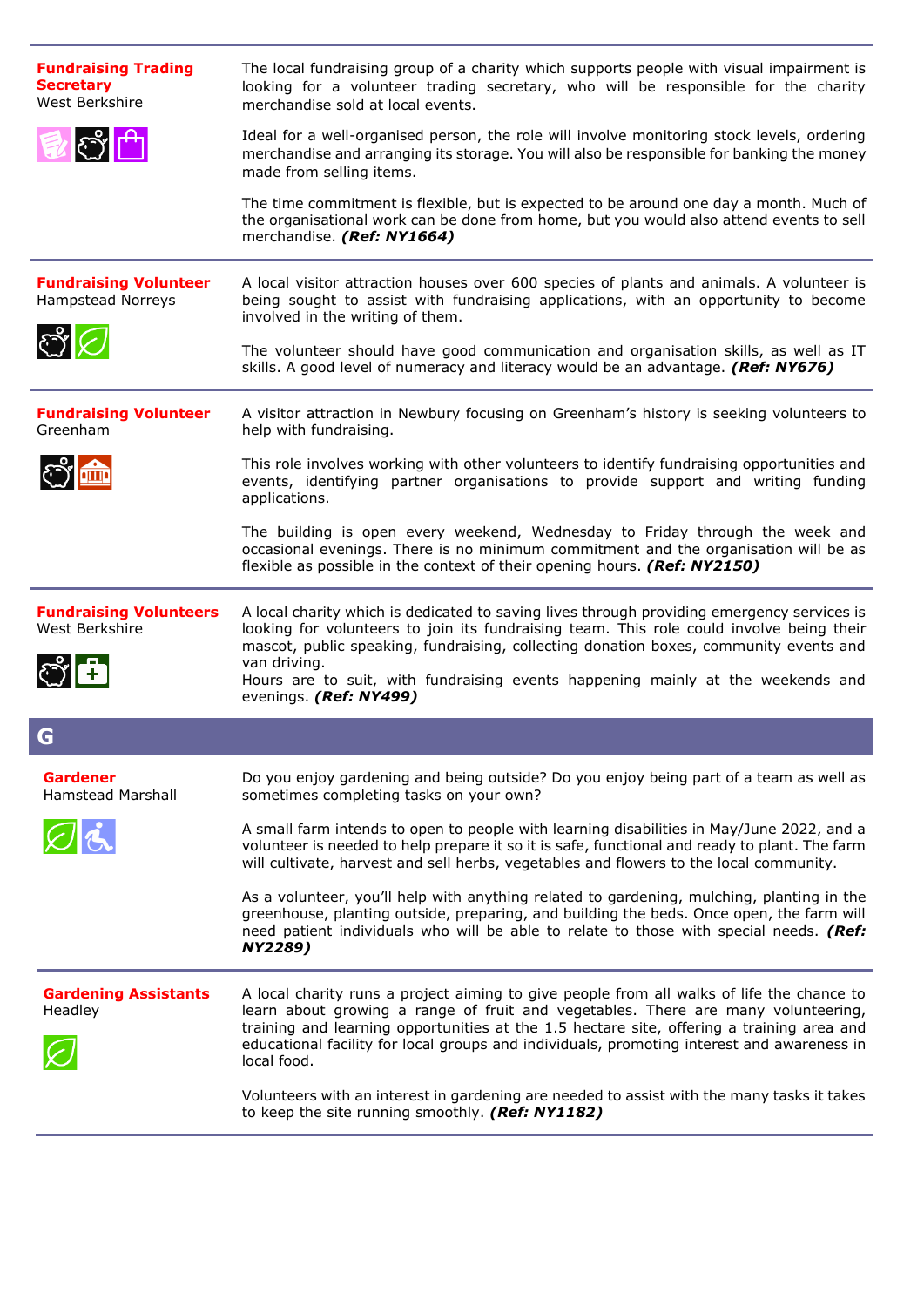**Fundraising Trading Secretary**
West Berkshire

The local fundraising group of a charity which supports people with visual impairment is looking for a volunteer trading secretary, who will be responsible for the charity merchandise sold at local events.

Ideal for a well-organised person, the role will involve monitoring stock levels, ordering merchandise and arranging its storage. You will also be responsible for banking the money made from selling items.

The time commitment is flexible, but is expected to be around one day a month. Much of the organisational work can be done from home, but you would also attend events to sell merchandise. ***(Ref: NY1664)***

---

**Fundraising Volunteer**
Hampstead Norreys

A local visitor attraction houses over 600 species of plants and animals. A volunteer is being sought to assist with fundraising applications, with an opportunity to become involved in the writing of them.

The volunteer should have good communication and organisation skills, as well as IT skills. A good level of numeracy and literacy would be an advantage. ***(Ref: NY676)***

---

**Fundraising Volunteer**
Greenham

A visitor attraction in Newbury focusing on Greenham's history is seeking volunteers to help with fundraising.

This role involves working with other volunteers to identify fundraising opportunities and events, identifying partner organisations to provide support and writing funding applications.

The building is open every weekend, Wednesday to Friday through the week and occasional evenings. There is no minimum commitment and the organisation will be as flexible as possible in the context of their opening hours. ***(Ref: NY2150)***

---

**Fundraising Volunteers**
West Berkshire

A local charity which is dedicated to saving lives through providing emergency services is looking for volunteers to join its fundraising team. This role could involve being their mascot, public speaking, fundraising, collecting donation boxes, community events and van driving.
Hours are to suit, with fundraising events happening mainly at the weekends and evenings. ***(Ref: NY499)***

## G

**Gardener**
Hamstead Marshall

Do you enjoy gardening and being outside? Do you enjoy being part of a team as well as sometimes completing tasks on your own?

A small farm intends to open to people with learning disabilities in May/June 2022, and a volunteer is needed to help prepare it so it is safe, functional and ready to plant. The farm will cultivate, harvest and sell herbs, vegetables and flowers to the local community.

As a volunteer, you'll help with anything related to gardening, mulching, planting in the greenhouse, planting outside, preparing, and building the beds. Once open, the farm will need patient individuals who will be able to relate to those with special needs. ***(Ref: NY2289)***

---

**Gardening Assistants**
Headley

A local charity runs a project aiming to give people from all walks of life the chance to learn about growing a range of fruit and vegetables. There are many volunteering, training and learning opportunities at the 1.5 hectare site, offering a training area and educational facility for local groups and individuals, promoting interest and awareness in local food.

Volunteers with an interest in gardening are needed to assist with the many tasks it takes to keep the site running smoothly. ***(Ref: NY1182)***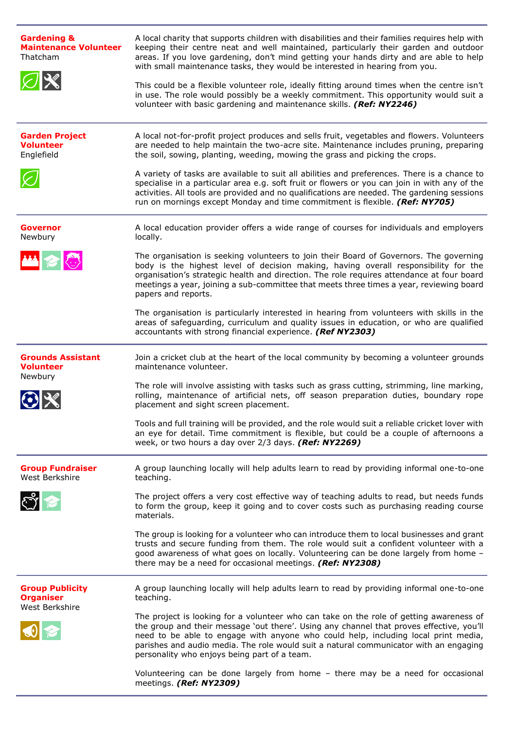**Gardening & Maintenance Volunteer**
Thatcham

A local charity that supports children with disabilities and their families requires help with keeping their centre neat and well maintained, particularly their garden and outdoor areas. If you love gardening, don't mind getting your hands dirty and are able to help with small maintenance tasks, they would be interested in hearing from you.

This could be a flexible volunteer role, ideally fitting around times when the centre isn't in use. The role would possibly be a weekly commitment. This opportunity would suit a volunteer with basic gardening and maintenance skills. ***(Ref: NY2246)***

---

**Garden Project Volunteer**
Englefield

A local not-for-profit project produces and sells fruit, vegetables and flowers. Volunteers are needed to help maintain the two-acre site. Maintenance includes pruning, preparing the soil, sowing, planting, weeding, mowing the grass and picking the crops.

A variety of tasks are available to suit all abilities and preferences. There is a chance to specialise in a particular area e.g. soft fruit or flowers or you can join in with any of the activities. All tools are provided and no qualifications are needed. The gardening sessions run on mornings except Monday and time commitment is flexible. ***(Ref: NY705)***

---

**Governor**
Newbury

A local education provider offers a wide range of courses for individuals and employers locally.

The organisation is seeking volunteers to join their Board of Governors. The governing body is the highest level of decision making, having overall responsibility for the organisation's strategic health and direction. The role requires attendance at four board meetings a year, joining a sub-committee that meets three times a year, reviewing board papers and reports.

The organisation is particularly interested in hearing from volunteers with skills in the areas of safeguarding, curriculum and quality issues in education, or who are qualified accountants with strong financial experience. ***(Ref NY2303)***

---

**Grounds Assistant Volunteer**
Newbury

Join a cricket club at the heart of the local community by becoming a volunteer grounds maintenance volunteer.

The role will involve assisting with tasks such as grass cutting, strimming, line marking, rolling, maintenance of artificial nets, off season preparation duties, boundary rope placement and sight screen placement.

Tools and full training will be provided, and the role would suit a reliable cricket lover with an eye for detail. Time commitment is flexible, but could be a couple of afternoons a week, or two hours a day over 2/3 days. ***(Ref: NY2269)***

---

**Group Fundraiser**
West Berkshire

A group launching locally will help adults learn to read by providing informal one-to-one teaching.

The project offers a very cost effective way of teaching adults to read, but needs funds to form the group, keep it going and to cover costs such as purchasing reading course materials.

The group is looking for a volunteer who can introduce them to local businesses and grant trusts and secure funding from them. The role would suit a confident volunteer with a good awareness of what goes on locally. Volunteering can be done largely from home – there may be a need for occasional meetings. ***(Ref: NY2308)***

---

**Group Publicity Organiser**
West Berkshire

A group launching locally will help adults learn to read by providing informal one-to-one teaching.

The project is looking for a volunteer who can take on the role of getting awareness of the group and their message 'out there'. Using any channel that proves effective, you'll need to be able to engage with anyone who could help, including local print media, parishes and audio media. The role would suit a natural communicator with an engaging personality who enjoys being part of a team.

Volunteering can be done largely from home – there may be a need for occasional meetings. ***(Ref: NY2309)***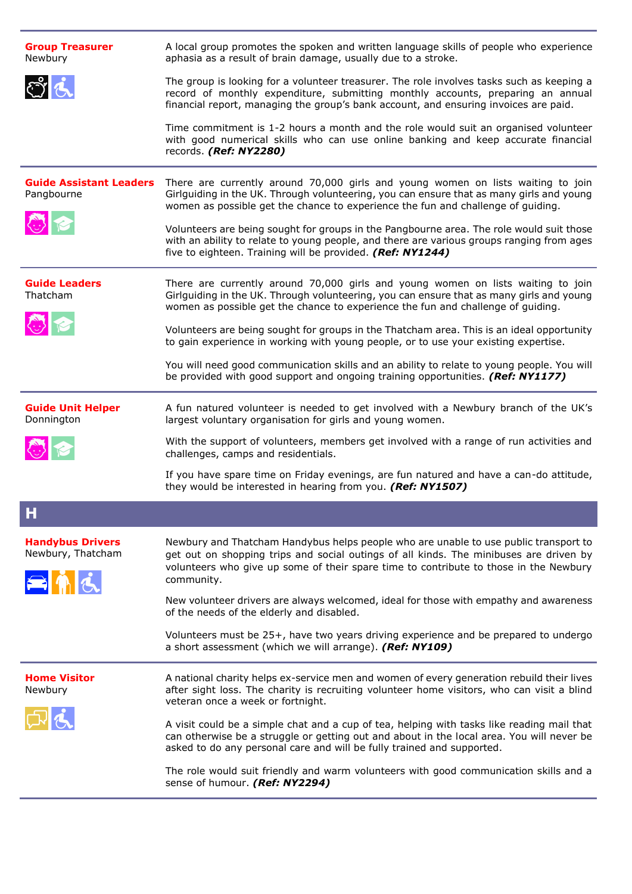**Group Treasurer**
Newbury

A local group promotes the spoken and written language skills of people who experience aphasia as a result of brain damage, usually due to a stroke.

The group is looking for a volunteer treasurer. The role involves tasks such as keeping a record of monthly expenditure, submitting monthly accounts, preparing an annual financial report, managing the group's bank account, and ensuring invoices are paid.

Time commitment is 1-2 hours a month and the role would suit an organised volunteer with good numerical skills who can use online banking and keep accurate financial records. ***(Ref: NY2280)***

---

**Guide Assistant Leaders**
Pangbourne

There are currently around 70,000 girls and young women on lists waiting to join Girlguiding in the UK. Through volunteering, you can ensure that as many girls and young women as possible get the chance to experience the fun and challenge of guiding.

Volunteers are being sought for groups in the Pangbourne area. The role would suit those with an ability to relate to young people, and there are various groups ranging from ages five to eighteen. Training will be provided. ***(Ref: NY1244)***

---

**Guide Leaders**
Thatcham

There are currently around 70,000 girls and young women on lists waiting to join Girlguiding in the UK. Through volunteering, you can ensure that as many girls and young women as possible get the chance to experience the fun and challenge of guiding.

Volunteers are being sought for groups in the Thatcham area. This is an ideal opportunity to gain experience in working with young people, or to use your existing expertise.

You will need good communication skills and an ability to relate to young people. You will be provided with good support and ongoing training opportunities. ***(Ref: NY1177)***

---

**Guide Unit Helper**
Donnington

A fun natured volunteer is needed to get involved with a Newbury branch of the UK's largest voluntary organisation for girls and young women.

With the support of volunteers, members get involved with a range of run activities and challenges, camps and residentials.

If you have spare time on Friday evenings, are fun natured and have a can-do attitude, they would be interested in hearing from you. ***(Ref: NY1507)***

## H

**Handybus Drivers**
Newbury, Thatcham

Newbury and Thatcham Handybus helps people who are unable to use public transport to get out on shopping trips and social outings of all kinds. The minibuses are driven by volunteers who give up some of their spare time to contribute to those in the Newbury community.

New volunteer drivers are always welcomed, ideal for those with empathy and awareness of the needs of the elderly and disabled.

Volunteers must be 25+, have two years driving experience and be prepared to undergo a short assessment (which we will arrange). ***(Ref: NY109)***

---

**Home Visitor**
Newbury

A national charity helps ex-service men and women of every generation rebuild their lives after sight loss. The charity is recruiting volunteer home visitors, who can visit a blind veteran once a week or fortnight.

A visit could be a simple chat and a cup of tea, helping with tasks like reading mail that can otherwise be a struggle or getting out and about in the local area. You will never be asked to do any personal care and will be fully trained and supported.

The role would suit friendly and warm volunteers with good communication skills and a sense of humour. ***(Ref: NY2294)***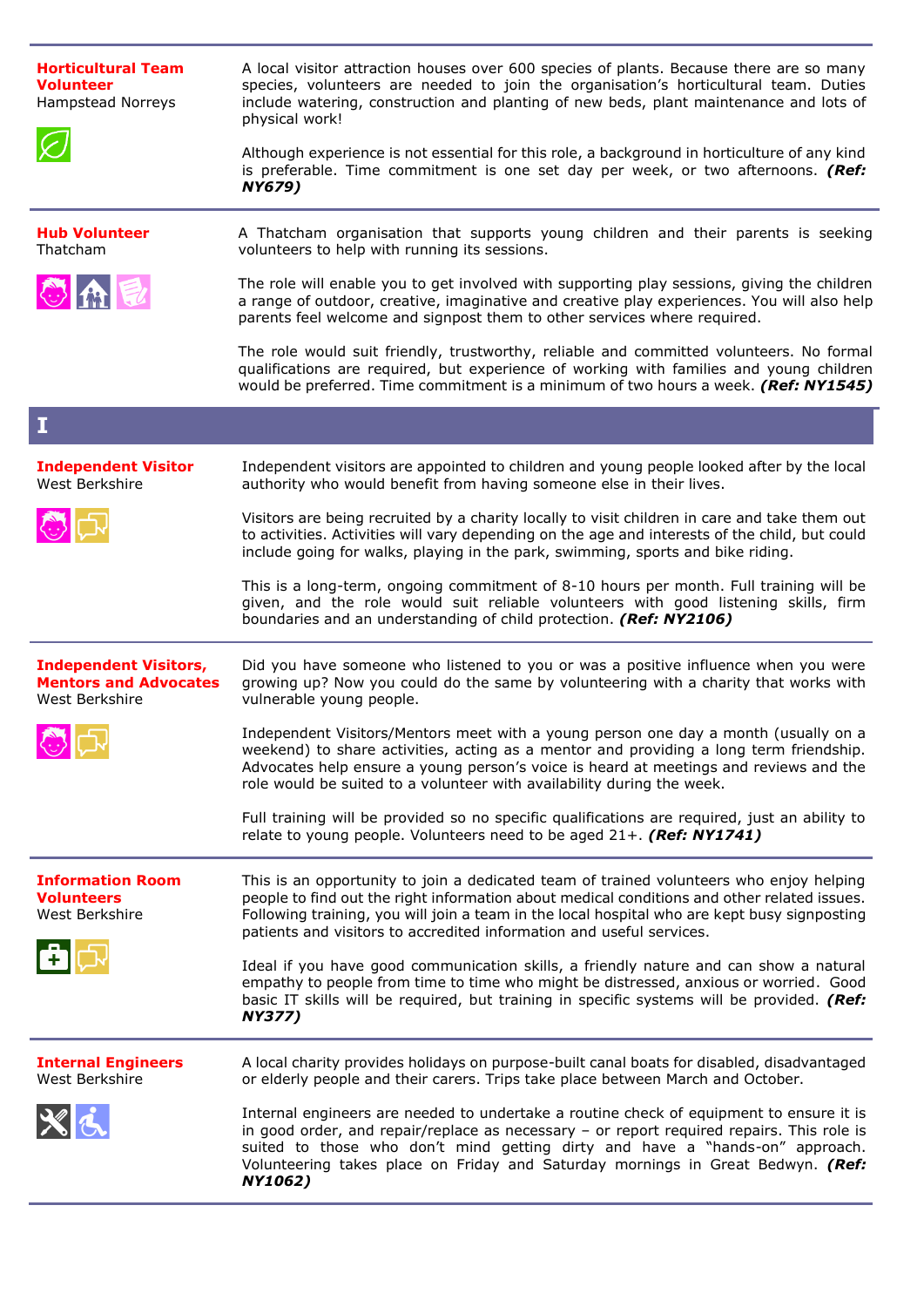**Horticultural Team Volunteer**
Hampstead Norreys

A local visitor attraction houses over 600 species of plants. Because there are so many species, volunteers are needed to join the organisation's horticultural team. Duties include watering, construction and planting of new beds, plant maintenance and lots of physical work!

Although experience is not essential for this role, a background in horticulture of any kind is preferable. Time commitment is one set day per week, or two afternoons. ***(Ref: NY679)***

---

**Hub Volunteer**
Thatcham

A Thatcham organisation that supports young children and their parents is seeking volunteers to help with running its sessions.

The role will enable you to get involved with supporting play sessions, giving the children a range of outdoor, creative, imaginative and creative play experiences. You will also help parents feel welcome and signpost them to other services where required.

The role would suit friendly, trustworthy, reliable and committed volunteers. No formal qualifications are required, but experience of working with families and young children would be preferred. Time commitment is a minimum of two hours a week. ***(Ref: NY1545)***

# I

**Independent Visitor**
West Berkshire

Independent visitors are appointed to children and young people looked after by the local authority who would benefit from having someone else in their lives.

Visitors are being recruited by a charity locally to visit children in care and take them out to activities. Activities will vary depending on the age and interests of the child, but could include going for walks, playing in the park, swimming, sports and bike riding.

This is a long-term, ongoing commitment of 8-10 hours per month. Full training will be given, and the role would suit reliable volunteers with good listening skills, firm boundaries and an understanding of child protection. ***(Ref: NY2106)***

---

**Independent Visitors, Mentors and Advocates**
West Berkshire

Did you have someone who listened to you or was a positive influence when you were growing up? Now you could do the same by volunteering with a charity that works with vulnerable young people.

Independent Visitors/Mentors meet with a young person one day a month (usually on a weekend) to share activities, acting as a mentor and providing a long term friendship. Advocates help ensure a young person's voice is heard at meetings and reviews and the role would be suited to a volunteer with availability during the week.

Full training will be provided so no specific qualifications are required, just an ability to relate to young people. Volunteers need to be aged 21+. ***(Ref: NY1741)***

---

**Information Room Volunteers**
West Berkshire

This is an opportunity to join a dedicated team of trained volunteers who enjoy helping people to find out the right information about medical conditions and other related issues. Following training, you will join a team in the local hospital who are kept busy signposting patients and visitors to accredited information and useful services.

Ideal if you have good communication skills, a friendly nature and can show a natural empathy to people from time to time who might be distressed, anxious or worried. Good basic IT skills will be required, but training in specific systems will be provided. ***(Ref: NY377)***

---

**Internal Engineers**
West Berkshire

A local charity provides holidays on purpose-built canal boats for disabled, disadvantaged or elderly people and their carers. Trips take place between March and October.

Internal engineers are needed to undertake a routine check of equipment to ensure it is in good order, and repair/replace as necessary – or report required repairs. This role is suited to those who don't mind getting dirty and have a "hands-on" approach. Volunteering takes place on Friday and Saturday mornings in Great Bedwyn. ***(Ref: NY1062)***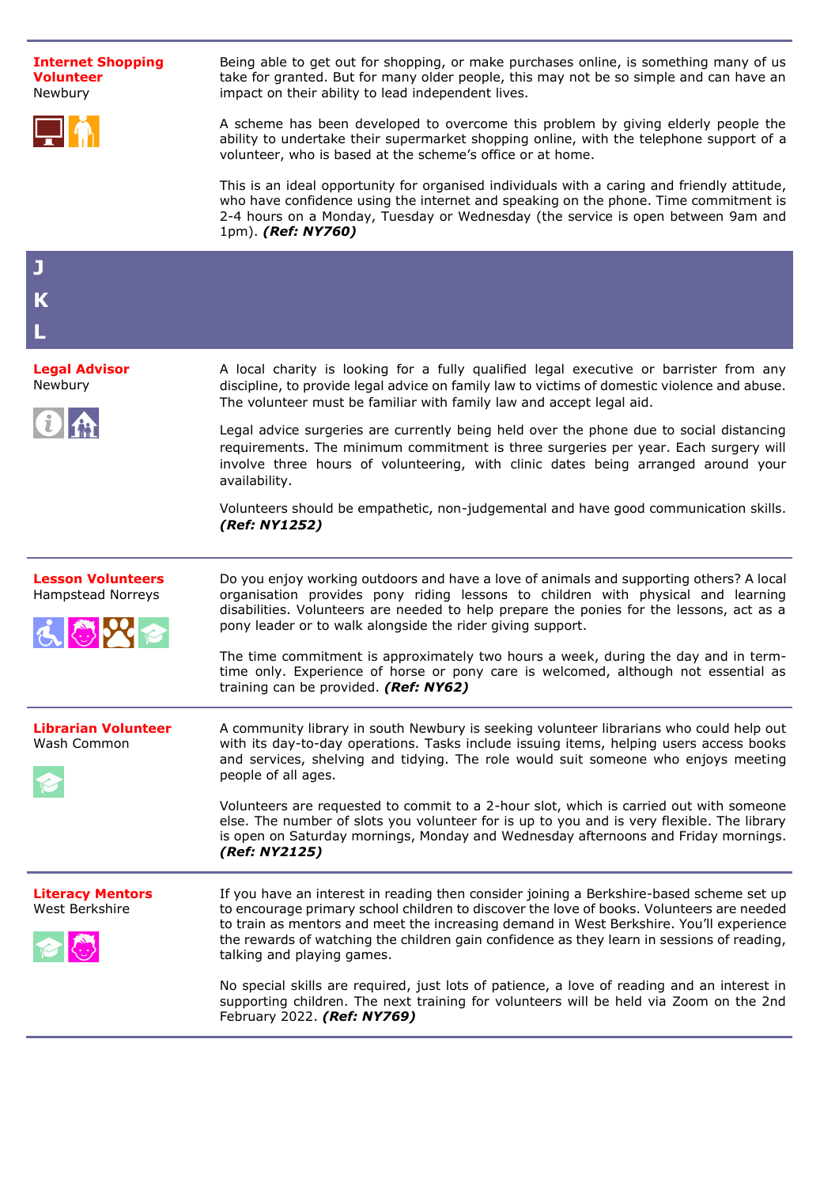**Internet Shopping Volunteer**
Newbury

Being able to get out for shopping, or make purchases online, is something many of us take for granted. But for many older people, this may not be so simple and can have an impact on their ability to lead independent lives.

A scheme has been developed to overcome this problem by giving elderly people the ability to undertake their supermarket shopping online, with the telephone support of a volunteer, who is based at the scheme's office or at home.

This is an ideal opportunity for organised individuals with a caring and friendly attitude, who have confidence using the internet and speaking on the phone. Time commitment is 2-4 hours on a Monday, Tuesday or Wednesday (the service is open between 9am and 1pm). ***(Ref: NY760)***

## J
## K
## L

**Legal Advisor**
Newbury

A local charity is looking for a fully qualified legal executive or barrister from any discipline, to provide legal advice on family law to victims of domestic violence and abuse. The volunteer must be familiar with family law and accept legal aid.

Legal advice surgeries are currently being held over the phone due to social distancing requirements. The minimum commitment is three surgeries per year. Each surgery will involve three hours of volunteering, with clinic dates being arranged around your availability.

Volunteers should be empathetic, non-judgemental and have good communication skills. ***(Ref: NY1252)***

**Lesson Volunteers**
Hampstead Norreys

Do you enjoy working outdoors and have a love of animals and supporting others? A local organisation provides pony riding lessons to children with physical and learning disabilities. Volunteers are needed to help prepare the ponies for the lessons, act as a pony leader or to walk alongside the rider giving support.

The time commitment is approximately two hours a week, during the day and in term-time only. Experience of horse or pony care is welcomed, although not essential as training can be provided. ***(Ref: NY62)***

**Librarian Volunteer**
Wash Common

A community library in south Newbury is seeking volunteer librarians who could help out with its day-to-day operations. Tasks include issuing items, helping users access books and services, shelving and tidying. The role would suit someone who enjoys meeting people of all ages.

Volunteers are requested to commit to a 2-hour slot, which is carried out with someone else. The number of slots you volunteer for is up to you and is very flexible. The library is open on Saturday mornings, Monday and Wednesday afternoons and Friday mornings. ***(Ref: NY2125)***

**Literacy Mentors**
West Berkshire

If you have an interest in reading then consider joining a Berkshire-based scheme set up to encourage primary school children to discover the love of books. Volunteers are needed to train as mentors and meet the increasing demand in West Berkshire. You'll experience the rewards of watching the children gain confidence as they learn in sessions of reading, talking and playing games.

No special skills are required, just lots of patience, a love of reading and an interest in supporting children. The next training for volunteers will be held via Zoom on the 2nd February 2022. ***(Ref: NY769)***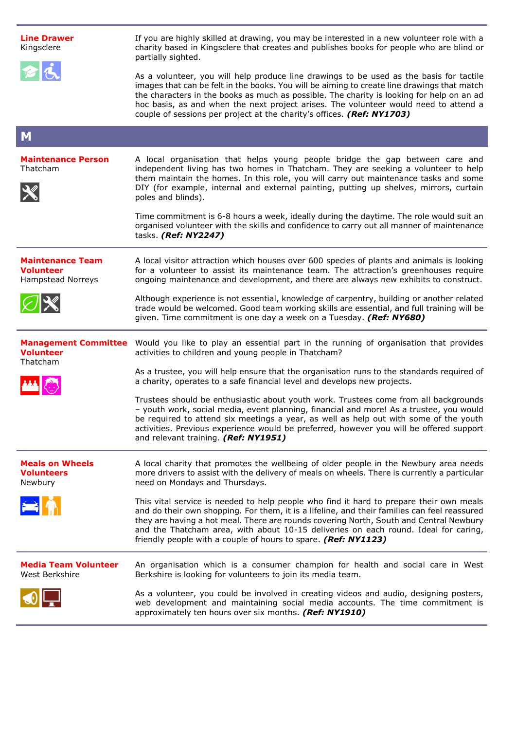**Line Drawer**
Kingsclere

If you are highly skilled at drawing, you may be interested in a new volunteer role with a charity based in Kingsclere that creates and publishes books for people who are blind or partially sighted.

As a volunteer, you will help produce line drawings to be used as the basis for tactile images that can be felt in the books. You will be aiming to create line drawings that match the characters in the books as much as possible. The charity is looking for help on an ad hoc basis, as and when the next project arises. The volunteer would need to attend a couple of sessions per project at the charity's offices. ***(Ref: NY1703)***

## M

**Maintenance Person**
Thatcham

A local organisation that helps young people bridge the gap between care and independent living has two homes in Thatcham. They are seeking a volunteer to help them maintain the homes. In this role, you will carry out maintenance tasks and some DIY (for example, internal and external painting, putting up shelves, mirrors, curtain poles and blinds).

Time commitment is 6-8 hours a week, ideally during the daytime. The role would suit an organised volunteer with the skills and confidence to carry out all manner of maintenance tasks. ***(Ref: NY2247)***

**Maintenance Team Volunteer**
Hampstead Norreys

A local visitor attraction which houses over 600 species of plants and animals is looking for a volunteer to assist its maintenance team. The attraction's greenhouses require ongoing maintenance and development, and there are always new exhibits to construct.

Although experience is not essential, knowledge of carpentry, building or another related trade would be welcomed. Good team working skills are essential, and full training will be given. Time commitment is one day a week on a Tuesday. ***(Ref: NY680)***

**Management Committee Volunteer**
Thatcham

Would you like to play an essential part in the running of organisation that provides activities to children and young people in Thatcham?

As a trustee, you will help ensure that the organisation runs to the standards required of a charity, operates to a safe financial level and develops new projects.

Trustees should be enthusiastic about youth work. Trustees come from all backgrounds – youth work, social media, event planning, financial and more! As a trustee, you would be required to attend six meetings a year, as well as help out with some of the youth activities. Previous experience would be preferred, however you will be offered support and relevant training. ***(Ref: NY1951)***

**Meals on Wheels Volunteers**
Newbury

A local charity that promotes the wellbeing of older people in the Newbury area needs more drivers to assist with the delivery of meals on wheels. There is currently a particular need on Mondays and Thursdays.

This vital service is needed to help people who find it hard to prepare their own meals and do their own shopping. For them, it is a lifeline, and their families can feel reassured they are having a hot meal. There are rounds covering North, South and Central Newbury and the Thatcham area, with about 10-15 deliveries on each round. Ideal for caring, friendly people with a couple of hours to spare. ***(Ref: NY1123)***

**Media Team Volunteer**
West Berkshire

An organisation which is a consumer champion for health and social care in West Berkshire is looking for volunteers to join its media team.

As a volunteer, you could be involved in creating videos and audio, designing posters, web development and maintaining social media accounts. The time commitment is approximately ten hours over six months. ***(Ref: NY1910)***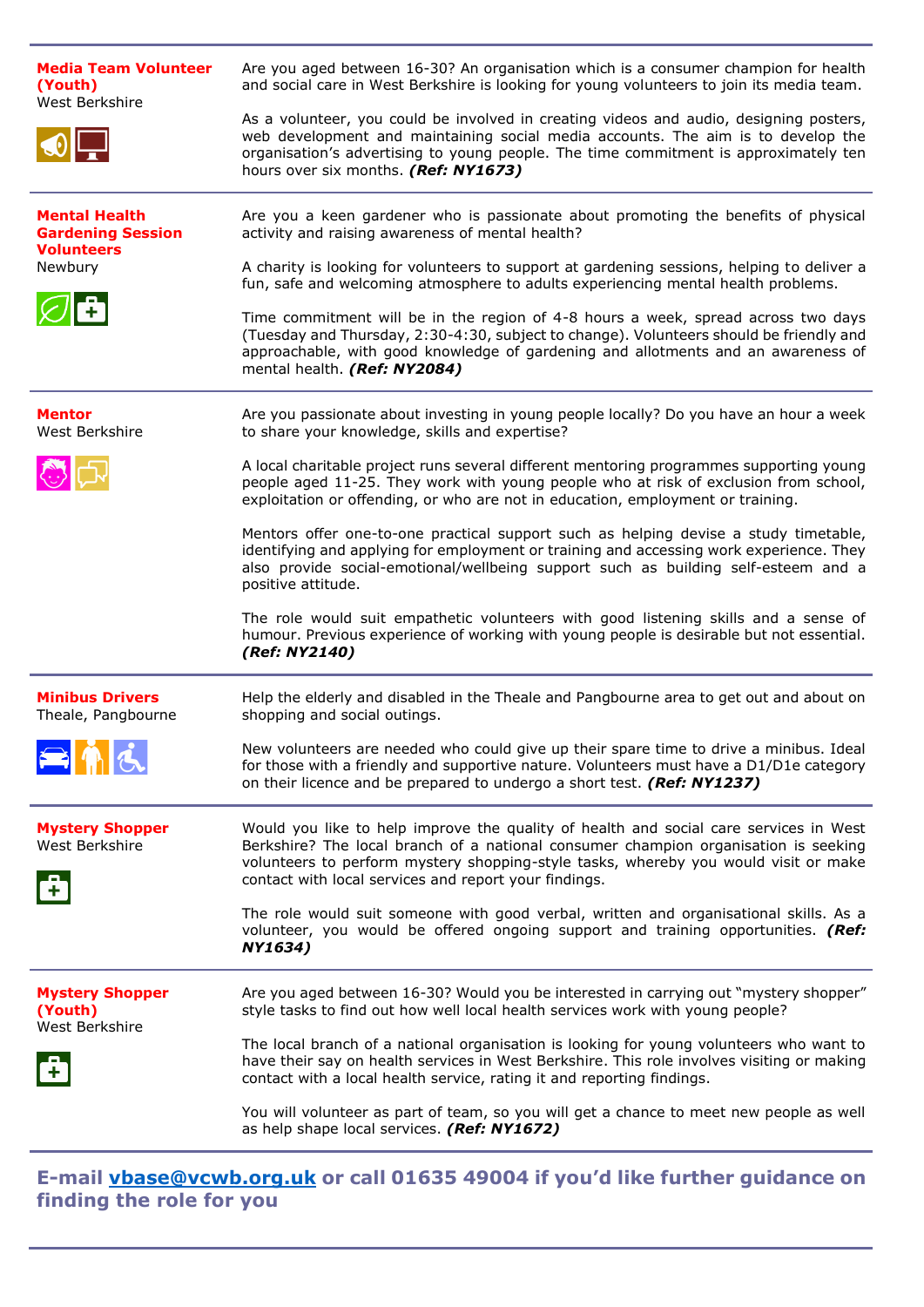**Media Team Volunteer (Youth)**
West Berkshire

Are you aged between 16-30? An organisation which is a consumer champion for health and social care in West Berkshire is looking for young volunteers to join its media team.

As a volunteer, you could be involved in creating videos and audio, designing posters, web development and maintaining social media accounts. The aim is to develop the organisation's advertising to young people. The time commitment is approximately ten hours over six months. ***(Ref: NY1673)***

---

**Mental Health Gardening Session Volunteers**
Newbury

Are you a keen gardener who is passionate about promoting the benefits of physical activity and raising awareness of mental health?

A charity is looking for volunteers to support at gardening sessions, helping to deliver a fun, safe and welcoming atmosphere to adults experiencing mental health problems.

Time commitment will be in the region of 4-8 hours a week, spread across two days (Tuesday and Thursday, 2:30-4:30, subject to change). Volunteers should be friendly and approachable, with good knowledge of gardening and allotments and an awareness of mental health. ***(Ref: NY2084)***

---

**Mentor**
West Berkshire

Are you passionate about investing in young people locally? Do you have an hour a week to share your knowledge, skills and expertise?

A local charitable project runs several different mentoring programmes supporting young people aged 11-25. They work with young people who at risk of exclusion from school, exploitation or offending, or who are not in education, employment or training.

Mentors offer one-to-one practical support such as helping devise a study timetable, identifying and applying for employment or training and accessing work experience. They also provide social-emotional/wellbeing support such as building self-esteem and a positive attitude.

The role would suit empathetic volunteers with good listening skills and a sense of humour. Previous experience of working with young people is desirable but not essential. ***(Ref: NY2140)***

---

**Minibus Drivers**
Theale, Pangbourne

Help the elderly and disabled in the Theale and Pangbourne area to get out and about on shopping and social outings.

New volunteers are needed who could give up their spare time to drive a minibus. Ideal for those with a friendly and supportive nature. Volunteers must have a D1/D1e category on their licence and be prepared to undergo a short test. ***(Ref: NY1237)***

---

**Mystery Shopper**
West Berkshire

Would you like to help improve the quality of health and social care services in West Berkshire? The local branch of a national consumer champion organisation is seeking volunteers to perform mystery shopping-style tasks, whereby you would visit or make contact with local services and report your findings.

The role would suit someone with good verbal, written and organisational skills. As a volunteer, you would be offered ongoing support and training opportunities. ***(Ref: NY1634)***

---

**Mystery Shopper (Youth)**
West Berkshire

Are you aged between 16-30? Would you be interested in carrying out "mystery shopper" style tasks to find out how well local health services work with young people?

The local branch of a national organisation is looking for young volunteers who want to have their say on health services in West Berkshire. This role involves visiting or making contact with a local health service, rating it and reporting findings.

You will volunteer as part of team, so you will get a chance to meet new people as well as help shape local services. ***(Ref: NY1672)***

---

**E-mail vbase@vcwb.org.uk or call 01635 49004 if you'd like further guidance on finding the role for you**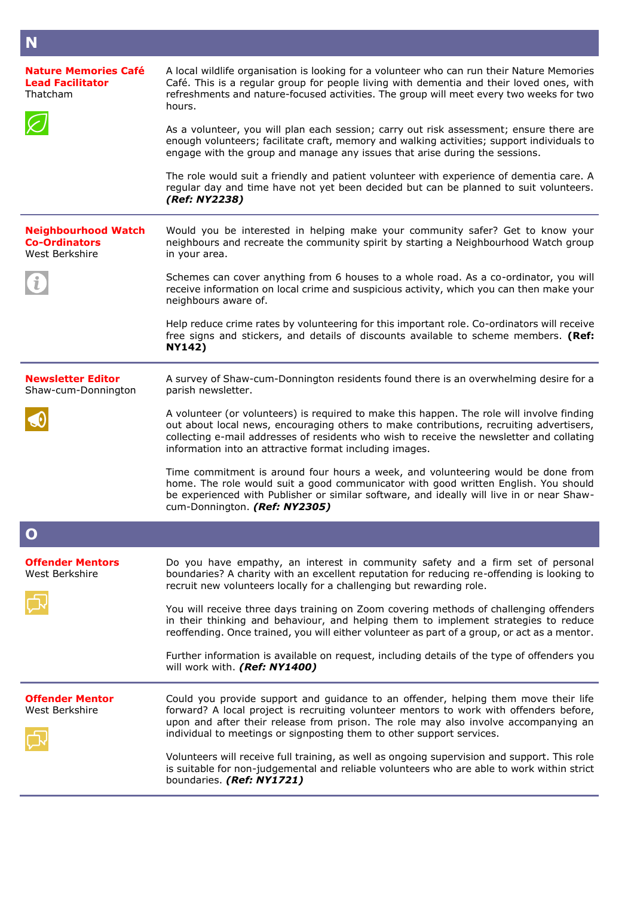# N

### Nature Memories Café Lead Facilitator
Thatcham

A local wildlife organisation is looking for a volunteer who can run their Nature Memories Café. This is a regular group for people living with dementia and their loved ones, with refreshments and nature-focused activities. The group will meet every two weeks for two hours.

As a volunteer, you will plan each session; carry out risk assessment; ensure there are enough volunteers; facilitate craft, memory and walking activities; support individuals to engage with the group and manage any issues that arise during the sessions.

The role would suit a friendly and patient volunteer with experience of dementia care. A regular day and time have not yet been decided but can be planned to suit volunteers. ***(Ref: NY2238)***

---

### Neighbourhood Watch Co-Ordinators
West Berkshire

Would you be interested in helping make your community safer? Get to know your neighbours and recreate the community spirit by starting a Neighbourhood Watch group in your area.

Schemes can cover anything from 6 houses to a whole road. As a co-ordinator, you will receive information on local crime and suspicious activity, which you can then make your neighbours aware of.

Help reduce crime rates by volunteering for this important role. Co-ordinators will receive free signs and stickers, and details of discounts available to scheme members. **(Ref: NY142)**

---

### Newsletter Editor
Shaw-cum-Donnington

A survey of Shaw-cum-Donnington residents found there is an overwhelming desire for a parish newsletter.

A volunteer (or volunteers) is required to make this happen. The role will involve finding out about local news, encouraging others to make contributions, recruiting advertisers, collecting e-mail addresses of residents who wish to receive the newsletter and collating information into an attractive format including images.

Time commitment is around four hours a week, and volunteering would be done from home. The role would suit a good communicator with good written English. You should be experienced with Publisher or similar software, and ideally will live in or near Shaw-cum-Donnington. ***(Ref: NY2305)***

# O

### Offender Mentors
West Berkshire

Do you have empathy, an interest in community safety and a firm set of personal boundaries? A charity with an excellent reputation for reducing re-offending is looking to recruit new volunteers locally for a challenging but rewarding role.

You will receive three days training on Zoom covering methods of challenging offenders in their thinking and behaviour, and helping them to implement strategies to reduce reoffending. Once trained, you will either volunteer as part of a group, or act as a mentor.

Further information is available on request, including details of the type of offenders you will work with. ***(Ref: NY1400)***

---

### Offender Mentor
West Berkshire

Could you provide support and guidance to an offender, helping them move their life forward? A local project is recruiting volunteer mentors to work with offenders before, upon and after their release from prison. The role may also involve accompanying an individual to meetings or signposting them to other support services.

Volunteers will receive full training, as well as ongoing supervision and support. This role is suitable for non-judgemental and reliable volunteers who are able to work within strict boundaries. ***(Ref: NY1721)***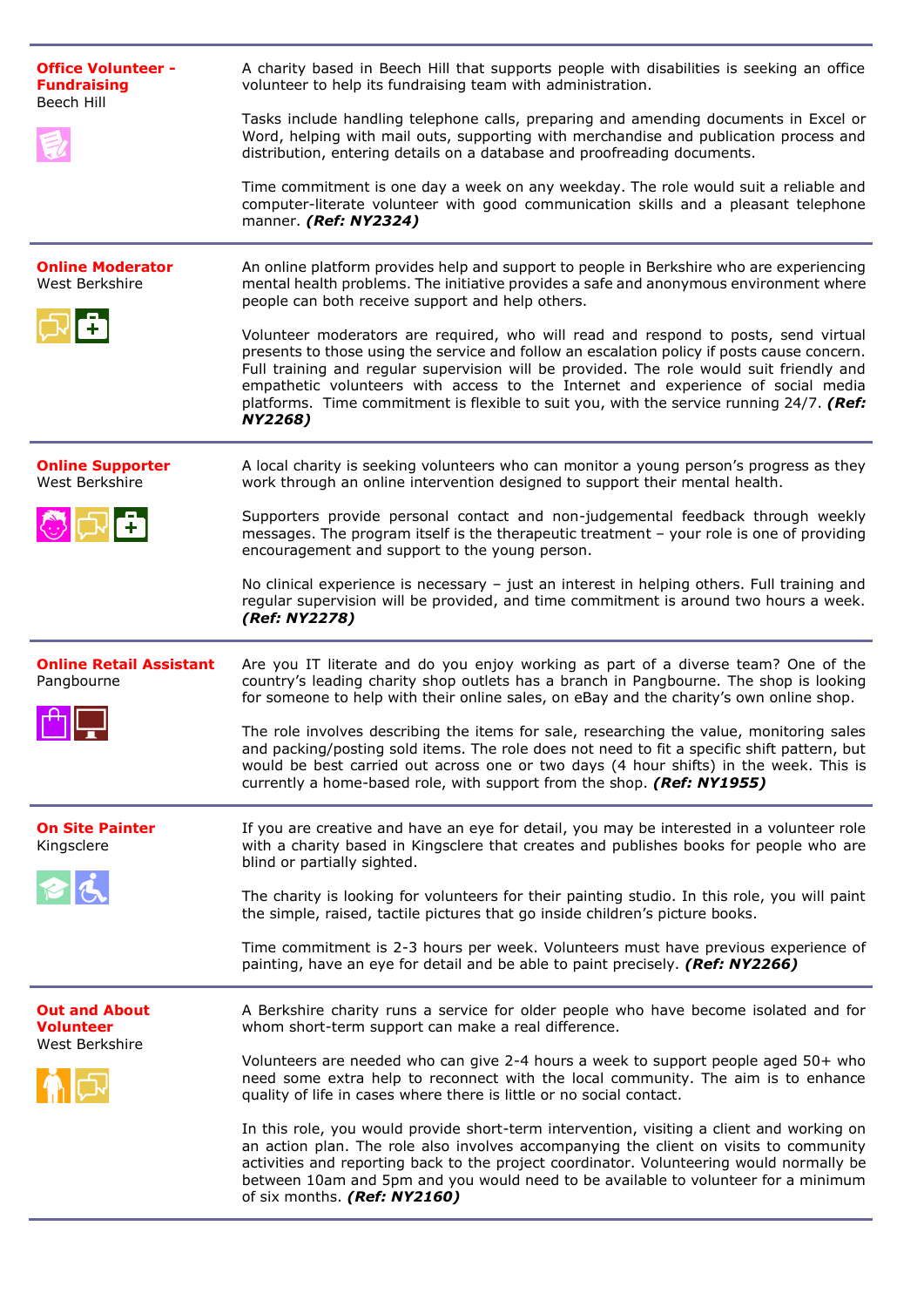**Office Volunteer - Fundraising**
Beech Hill

A charity based in Beech Hill that supports people with disabilities is seeking an office volunteer to help its fundraising team with administration.

Tasks include handling telephone calls, preparing and amending documents in Excel or Word, helping with mail outs, supporting with merchandise and publication process and distribution, entering details on a database and proofreading documents.

Time commitment is one day a week on any weekday. The role would suit a reliable and computer-literate volunteer with good communication skills and a pleasant telephone manner. ***(Ref: NY2324)***

---

**Online Moderator**
West Berkshire

An online platform provides help and support to people in Berkshire who are experiencing mental health problems. The initiative provides a safe and anonymous environment where people can both receive support and help others.

Volunteer moderators are required, who will read and respond to posts, send virtual presents to those using the service and follow an escalation policy if posts cause concern. Full training and regular supervision will be provided. The role would suit friendly and empathetic volunteers with access to the Internet and experience of social media platforms. Time commitment is flexible to suit you, with the service running 24/7. ***(Ref: NY2268)***

---

**Online Supporter**
West Berkshire

A local charity is seeking volunteers who can monitor a young person's progress as they work through an online intervention designed to support their mental health.

Supporters provide personal contact and non-judgemental feedback through weekly messages. The program itself is the therapeutic treatment – your role is one of providing encouragement and support to the young person.

No clinical experience is necessary – just an interest in helping others. Full training and regular supervision will be provided, and time commitment is around two hours a week. ***(Ref: NY2278)***

---

**Online Retail Assistant**
Pangbourne

Are you IT literate and do you enjoy working as part of a diverse team? One of the country's leading charity shop outlets has a branch in Pangbourne. The shop is looking for someone to help with their online sales, on eBay and the charity's own online shop.

The role involves describing the items for sale, researching the value, monitoring sales and packing/posting sold items. The role does not need to fit a specific shift pattern, but would be best carried out across one or two days (4 hour shifts) in the week. This is currently a home-based role, with support from the shop. ***(Ref: NY1955)***

---

**On Site Painter**
Kingsclere

If you are creative and have an eye for detail, you may be interested in a volunteer role with a charity based in Kingsclere that creates and publishes books for people who are blind or partially sighted.

The charity is looking for volunteers for their painting studio. In this role, you will paint the simple, raised, tactile pictures that go inside children's picture books.

Time commitment is 2-3 hours per week. Volunteers must have previous experience of painting, have an eye for detail and be able to paint precisely. ***(Ref: NY2266)***

---

**Out and About Volunteer**
West Berkshire

A Berkshire charity runs a service for older people who have become isolated and for whom short-term support can make a real difference.

Volunteers are needed who can give 2-4 hours a week to support people aged 50+ who need some extra help to reconnect with the local community. The aim is to enhance quality of life in cases where there is little or no social contact.

In this role, you would provide short-term intervention, visiting a client and working on an action plan. The role also involves accompanying the client on visits to community activities and reporting back to the project coordinator. Volunteering would normally be between 10am and 5pm and you would need to be available to volunteer for a minimum of six months. ***(Ref: NY2160)***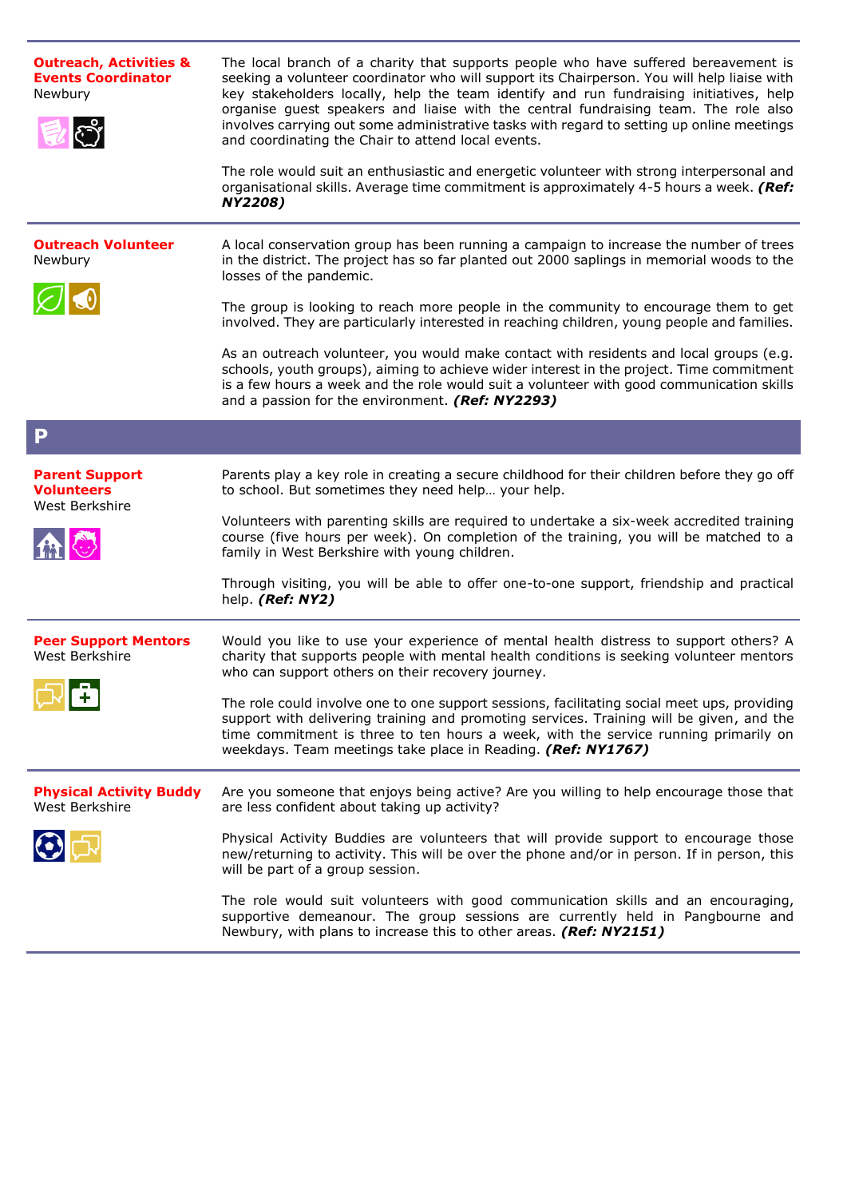**Outreach, Activities & Events Coordinator**
Newbury

The local branch of a charity that supports people who have suffered bereavement is seeking a volunteer coordinator who will support its Chairperson. You will help liaise with key stakeholders locally, help the team identify and run fundraising initiatives, help organise guest speakers and liaise with the central fundraising team. The role also involves carrying out some administrative tasks with regard to setting up online meetings and coordinating the Chair to attend local events.

The role would suit an enthusiastic and energetic volunteer with strong interpersonal and organisational skills. Average time commitment is approximately 4-5 hours a week. ***(Ref: NY2208)***

---

**Outreach Volunteer**
Newbury

A local conservation group has been running a campaign to increase the number of trees in the district. The project has so far planted out 2000 saplings in memorial woods to the losses of the pandemic.

The group is looking to reach more people in the community to encourage them to get involved. They are particularly interested in reaching children, young people and families.

As an outreach volunteer, you would make contact with residents and local groups (e.g. schools, youth groups), aiming to achieve wider interest in the project. Time commitment is a few hours a week and the role would suit a volunteer with good communication skills and a passion for the environment. ***(Ref: NY2293)***

# P

**Parent Support Volunteers**
West Berkshire

Parents play a key role in creating a secure childhood for their children before they go off to school. But sometimes they need help… your help.

Volunteers with parenting skills are required to undertake a six-week accredited training course (five hours per week). On completion of the training, you will be matched to a family in West Berkshire with young children.

Through visiting, you will be able to offer one-to-one support, friendship and practical help. ***(Ref: NY2)***

---

**Peer Support Mentors**
West Berkshire

Would you like to use your experience of mental health distress to support others? A charity that supports people with mental health conditions is seeking volunteer mentors who can support others on their recovery journey.

The role could involve one to one support sessions, facilitating social meet ups, providing support with delivering training and promoting services. Training will be given, and the time commitment is three to ten hours a week, with the service running primarily on weekdays. Team meetings take place in Reading. ***(Ref: NY1767)***

---

**Physical Activity Buddy**
West Berkshire

Are you someone that enjoys being active? Are you willing to help encourage those that are less confident about taking up activity?

Physical Activity Buddies are volunteers that will provide support to encourage those new/returning to activity. This will be over the phone and/or in person. If in person, this will be part of a group session.

The role would suit volunteers with good communication skills and an encouraging, supportive demeanour. The group sessions are currently held in Pangbourne and Newbury, with plans to increase this to other areas. ***(Ref: NY2151)***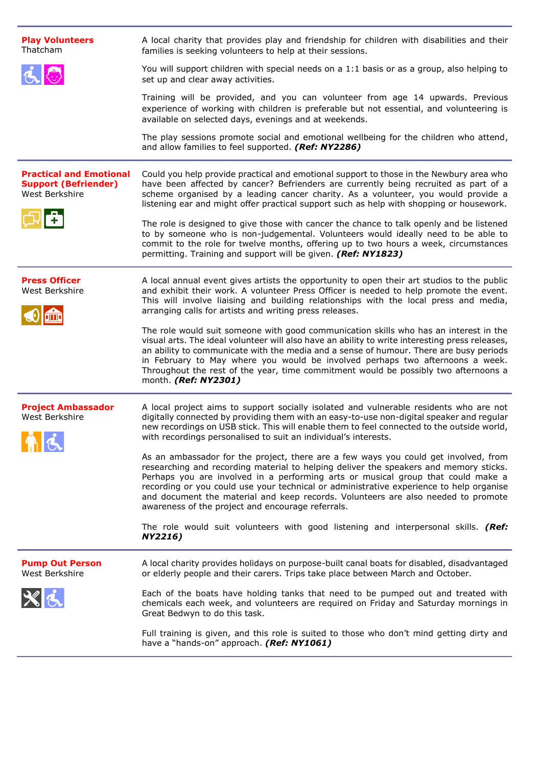**Play Volunteers**
Thatcham

A local charity that provides play and friendship for children with disabilities and their families is seeking volunteers to help at their sessions.

You will support children with special needs on a 1:1 basis or as a group, also helping to set up and clear away activities.

Training will be provided, and you can volunteer from age 14 upwards. Previous experience of working with children is preferable but not essential, and volunteering is available on selected days, evenings and at weekends.

The play sessions promote social and emotional wellbeing for the children who attend, and allow families to feel supported. ***(Ref: NY2286)***

---

**Practical and Emotional Support (Befriender)**
West Berkshire

Could you help provide practical and emotional support to those in the Newbury area who have been affected by cancer? Befrienders are currently being recruited as part of a scheme organised by a leading cancer charity. As a volunteer, you would provide a listening ear and might offer practical support such as help with shopping or housework.

The role is designed to give those with cancer the chance to talk openly and be listened to by someone who is non-judgemental. Volunteers would ideally need to be able to commit to the role for twelve months, offering up to two hours a week, circumstances permitting. Training and support will be given. ***(Ref: NY1823)***

---

**Press Officer**
West Berkshire

A local annual event gives artists the opportunity to open their art studios to the public and exhibit their work. A volunteer Press Officer is needed to help promote the event. This will involve liaising and building relationships with the local press and media, arranging calls for artists and writing press releases.

The role would suit someone with good communication skills who has an interest in the visual arts. The ideal volunteer will also have an ability to write interesting press releases, an ability to communicate with the media and a sense of humour. There are busy periods in February to May where you would be involved perhaps two afternoons a week. Throughout the rest of the year, time commitment would be possibly two afternoons a month. ***(Ref: NY2301)***

---

**Project Ambassador**
West Berkshire

A local project aims to support socially isolated and vulnerable residents who are not digitally connected by providing them with an easy-to-use non-digital speaker and regular new recordings on USB stick. This will enable them to feel connected to the outside world, with recordings personalised to suit an individual's interests.

As an ambassador for the project, there are a few ways you could get involved, from researching and recording material to helping deliver the speakers and memory sticks. Perhaps you are involved in a performing arts or musical group that could make a recording or you could use your technical or administrative experience to help organise and document the material and keep records. Volunteers are also needed to promote awareness of the project and encourage referrals.

The role would suit volunteers with good listening and interpersonal skills. ***(Ref: NY2216)***

---

**Pump Out Person**
West Berkshire

A local charity provides holidays on purpose-built canal boats for disabled, disadvantaged or elderly people and their carers. Trips take place between March and October.

Each of the boats have holding tanks that need to be pumped out and treated with chemicals each week, and volunteers are required on Friday and Saturday mornings in Great Bedwyn to do this task.

Full training is given, and this role is suited to those who don't mind getting dirty and have a "hands-on" approach. ***(Ref: NY1061)***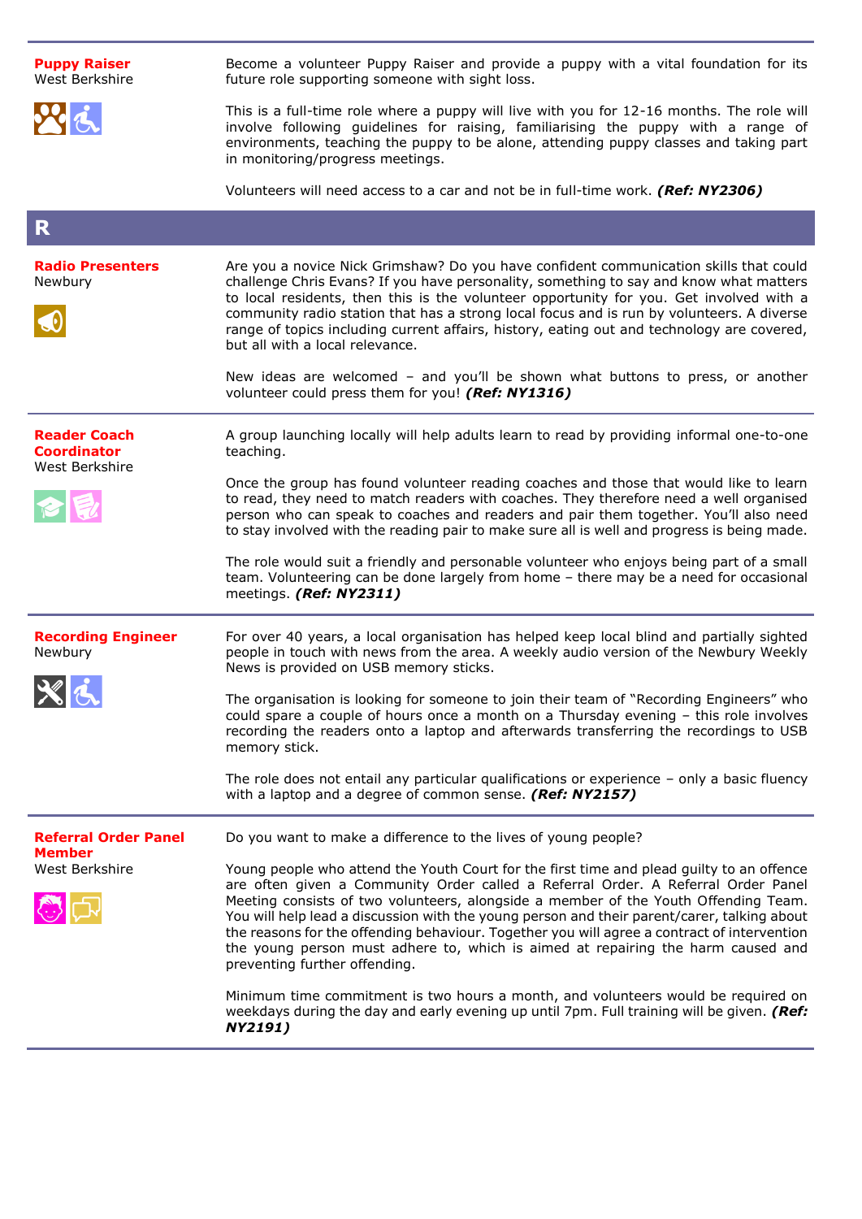**Puppy Raiser**
West Berkshire

Become a volunteer Puppy Raiser and provide a puppy with a vital foundation for its future role supporting someone with sight loss.

This is a full-time role where a puppy will live with you for 12-16 months. The role will involve following guidelines for raising, familiarising the puppy with a range of environments, teaching the puppy to be alone, attending puppy classes and taking part in monitoring/progress meetings.

Volunteers will need access to a car and not be in full-time work. ***(Ref: NY2306)***

---

## R

**Radio Presenters**
Newbury

Are you a novice Nick Grimshaw? Do you have confident communication skills that could challenge Chris Evans? If you have personality, something to say and know what matters to local residents, then this is the volunteer opportunity for you. Get involved with a community radio station that has a strong local focus and is run by volunteers. A diverse range of topics including current affairs, history, eating out and technology are covered, but all with a local relevance.

New ideas are welcomed – and you'll be shown what buttons to press, or another volunteer could press them for you! ***(Ref: NY1316)***

---

**Reader Coach Coordinator**
West Berkshire

A group launching locally will help adults learn to read by providing informal one-to-one teaching.

Once the group has found volunteer reading coaches and those that would like to learn to read, they need to match readers with coaches. They therefore need a well organised person who can speak to coaches and readers and pair them together. You'll also need to stay involved with the reading pair to make sure all is well and progress is being made.

The role would suit a friendly and personable volunteer who enjoys being part of a small team. Volunteering can be done largely from home – there may be a need for occasional meetings. ***(Ref: NY2311)***

---

**Recording Engineer**
Newbury

For over 40 years, a local organisation has helped keep local blind and partially sighted people in touch with news from the area. A weekly audio version of the Newbury Weekly News is provided on USB memory sticks.

The organisation is looking for someone to join their team of "Recording Engineers" who could spare a couple of hours once a month on a Thursday evening – this role involves recording the readers onto a laptop and afterwards transferring the recordings to USB memory stick.

The role does not entail any particular qualifications or experience – only a basic fluency with a laptop and a degree of common sense. ***(Ref: NY2157)***

---

**Referral Order Panel Member**
West Berkshire

Do you want to make a difference to the lives of young people?

Young people who attend the Youth Court for the first time and plead guilty to an offence are often given a Community Order called a Referral Order. A Referral Order Panel Meeting consists of two volunteers, alongside a member of the Youth Offending Team. You will help lead a discussion with the young person and their parent/carer, talking about the reasons for the offending behaviour. Together you will agree a contract of intervention the young person must adhere to, which is aimed at repairing the harm caused and preventing further offending.

Minimum time commitment is two hours a month, and volunteers would be required on weekdays during the day and early evening up until 7pm. Full training will be given. ***(Ref: NY2191)***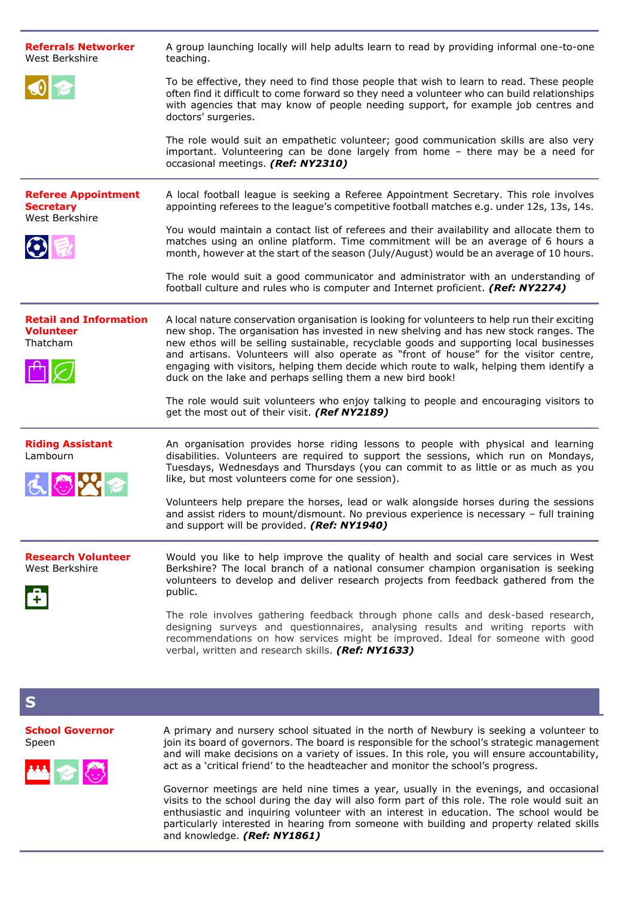**Referrals Networker**
West Berkshire

A group launching locally will help adults learn to read by providing informal one-to-one teaching.

To be effective, they need to find those people that wish to learn to read. These people often find it difficult to come forward so they need a volunteer who can build relationships with agencies that may know of people needing support, for example job centres and doctors' surgeries.

The role would suit an empathetic volunteer; good communication skills are also very important. Volunteering can be done largely from home – there may be a need for occasional meetings. ***(Ref: NY2310)***

---

**Referee Appointment Secretary**
West Berkshire

A local football league is seeking a Referee Appointment Secretary. This role involves appointing referees to the league's competitive football matches e.g. under 12s, 13s, 14s.

You would maintain a contact list of referees and their availability and allocate them to matches using an online platform. Time commitment will be an average of 6 hours a month, however at the start of the season (July/August) would be an average of 10 hours.

The role would suit a good communicator and administrator with an understanding of football culture and rules who is computer and Internet proficient. ***(Ref: NY2274)***

---

**Retail and Information Volunteer**
Thatcham

A local nature conservation organisation is looking for volunteers to help run their exciting new shop. The organisation has invested in new shelving and has new stock ranges. The new ethos will be selling sustainable, recyclable goods and supporting local businesses and artisans. Volunteers will also operate as "front of house" for the visitor centre, engaging with visitors, helping them decide which route to walk, helping them identify a duck on the lake and perhaps selling them a new bird book!

The role would suit volunteers who enjoy talking to people and encouraging visitors to get the most out of their visit. ***(Ref NY2189)***

---

**Riding Assistant**
Lambourn

An organisation provides horse riding lessons to people with physical and learning disabilities. Volunteers are required to support the sessions, which run on Mondays, Tuesdays, Wednesdays and Thursdays (you can commit to as little or as much as you like, but most volunteers come for one session).

Volunteers help prepare the horses, lead or walk alongside horses during the sessions and assist riders to mount/dismount. No previous experience is necessary – full training and support will be provided. ***(Ref: NY1940)***

---

**Research Volunteer**
West Berkshire

Would you like to help improve the quality of health and social care services in West Berkshire? The local branch of a national consumer champion organisation is seeking volunteers to develop and deliver research projects from feedback gathered from the public.

The role involves gathering feedback through phone calls and desk-based research, designing surveys and questionnaires, analysing results and writing reports with recommendations on how services might be improved. Ideal for someone with good verbal, written and research skills. ***(Ref: NY1633)***

# S

**School Governor**
Speen

A primary and nursery school situated in the north of Newbury is seeking a volunteer to join its board of governors. The board is responsible for the school's strategic management and will make decisions on a variety of issues. In this role, you will ensure accountability, act as a 'critical friend' to the headteacher and monitor the school's progress.

Governor meetings are held nine times a year, usually in the evenings, and occasional visits to the school during the day will also form part of this role. The role would suit an enthusiastic and inquiring volunteer with an interest in education. The school would be particularly interested in hearing from someone with building and property related skills and knowledge. ***(Ref: NY1861)***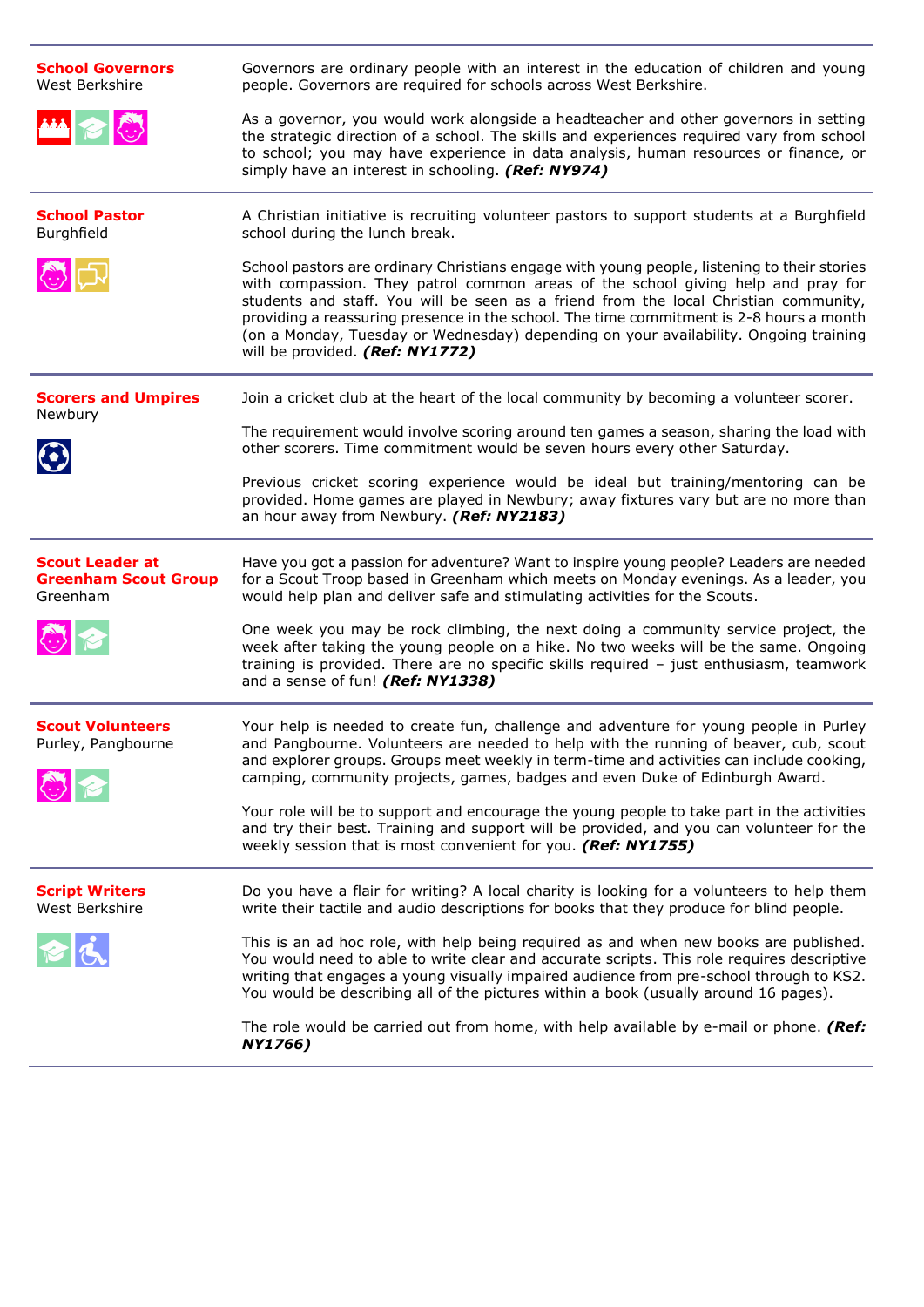**School Governors**
West Berkshire

Governors are ordinary people with an interest in the education of children and young people. Governors are required for schools across West Berkshire.

As a governor, you would work alongside a headteacher and other governors in setting the strategic direction of a school. The skills and experiences required vary from school to school; you may have experience in data analysis, human resources or finance, or simply have an interest in schooling. ***(Ref: NY974)***

---

**School Pastor**
Burghfield

A Christian initiative is recruiting volunteer pastors to support students at a Burghfield school during the lunch break.

School pastors are ordinary Christians engage with young people, listening to their stories with compassion. They patrol common areas of the school giving help and pray for students and staff. You will be seen as a friend from the local Christian community, providing a reassuring presence in the school. The time commitment is 2-8 hours a month (on a Monday, Tuesday or Wednesday) depending on your availability. Ongoing training will be provided. ***(Ref: NY1772)***

---

**Scorers and Umpires**
Newbury

Join a cricket club at the heart of the local community by becoming a volunteer scorer.

The requirement would involve scoring around ten games a season, sharing the load with other scorers. Time commitment would be seven hours every other Saturday.

Previous cricket scoring experience would be ideal but training/mentoring can be provided. Home games are played in Newbury; away fixtures vary but are no more than an hour away from Newbury. ***(Ref: NY2183)***

---

**Scout Leader at Greenham Scout Group**
Greenham

Have you got a passion for adventure? Want to inspire young people? Leaders are needed for a Scout Troop based in Greenham which meets on Monday evenings. As a leader, you would help plan and deliver safe and stimulating activities for the Scouts.

One week you may be rock climbing, the next doing a community service project, the week after taking the young people on a hike. No two weeks will be the same. Ongoing training is provided. There are no specific skills required – just enthusiasm, teamwork and a sense of fun! ***(Ref: NY1338)***

---

**Scout Volunteers**
Purley, Pangbourne

Your help is needed to create fun, challenge and adventure for young people in Purley and Pangbourne. Volunteers are needed to help with the running of beaver, cub, scout and explorer groups. Groups meet weekly in term-time and activities can include cooking, camping, community projects, games, badges and even Duke of Edinburgh Award.

Your role will be to support and encourage the young people to take part in the activities and try their best. Training and support will be provided, and you can volunteer for the weekly session that is most convenient for you. ***(Ref: NY1755)***

---

**Script Writers**
West Berkshire

Do you have a flair for writing? A local charity is looking for a volunteers to help them write their tactile and audio descriptions for books that they produce for blind people.

This is an ad hoc role, with help being required as and when new books are published. You would need to able to write clear and accurate scripts. This role requires descriptive writing that engages a young visually impaired audience from pre-school through to KS2. You would be describing all of the pictures within a book (usually around 16 pages).

The role would be carried out from home, with help available by e-mail or phone. ***(Ref: NY1766)***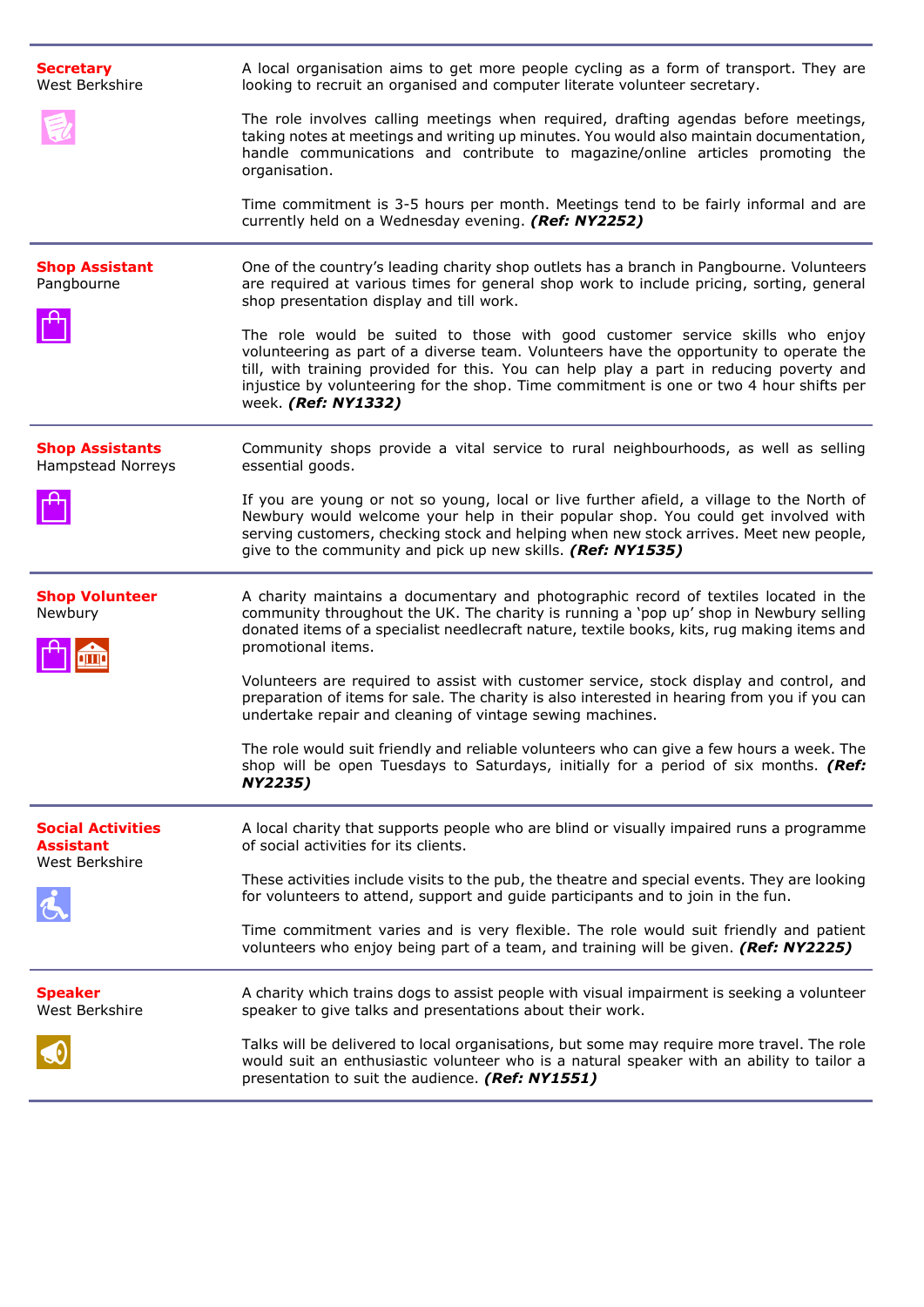**Secretary**
West Berkshire

A local organisation aims to get more people cycling as a form of transport. They are looking to recruit an organised and computer literate volunteer secretary.

The role involves calling meetings when required, drafting agendas before meetings, taking notes at meetings and writing up minutes. You would also maintain documentation, handle communications and contribute to magazine/online articles promoting the organisation.

Time commitment is 3-5 hours per month. Meetings tend to be fairly informal and are currently held on a Wednesday evening. ***(Ref: NY2252)***

---

**Shop Assistant**
Pangbourne

One of the country's leading charity shop outlets has a branch in Pangbourne. Volunteers are required at various times for general shop work to include pricing, sorting, general shop presentation display and till work.

The role would be suited to those with good customer service skills who enjoy volunteering as part of a diverse team. Volunteers have the opportunity to operate the till, with training provided for this. You can help play a part in reducing poverty and injustice by volunteering for the shop. Time commitment is one or two 4 hour shifts per week. ***(Ref: NY1332)***

---

**Shop Assistants**
Hampstead Norreys

Community shops provide a vital service to rural neighbourhoods, as well as selling essential goods.

If you are young or not so young, local or live further afield, a village to the North of Newbury would welcome your help in their popular shop. You could get involved with serving customers, checking stock and helping when new stock arrives. Meet new people, give to the community and pick up new skills. ***(Ref: NY1535)***

---

**Shop Volunteer**
Newbury

A charity maintains a documentary and photographic record of textiles located in the community throughout the UK. The charity is running a 'pop up' shop in Newbury selling donated items of a specialist needlecraft nature, textile books, kits, rug making items and promotional items.

Volunteers are required to assist with customer service, stock display and control, and preparation of items for sale. The charity is also interested in hearing from you if you can undertake repair and cleaning of vintage sewing machines.

The role would suit friendly and reliable volunteers who can give a few hours a week. The shop will be open Tuesdays to Saturdays, initially for a period of six months. ***(Ref: NY2235)***

---

**Social Activities Assistant**
West Berkshire

A local charity that supports people who are blind or visually impaired runs a programme of social activities for its clients.

These activities include visits to the pub, the theatre and special events. They are looking for volunteers to attend, support and guide participants and to join in the fun.

Time commitment varies and is very flexible. The role would suit friendly and patient volunteers who enjoy being part of a team, and training will be given. ***(Ref: NY2225)***

---

**Speaker**
West Berkshire

A charity which trains dogs to assist people with visual impairment is seeking a volunteer speaker to give talks and presentations about their work.

Talks will be delivered to local organisations, but some may require more travel. The role would suit an enthusiastic volunteer who is a natural speaker with an ability to tailor a presentation to suit the audience. ***(Ref: NY1551)***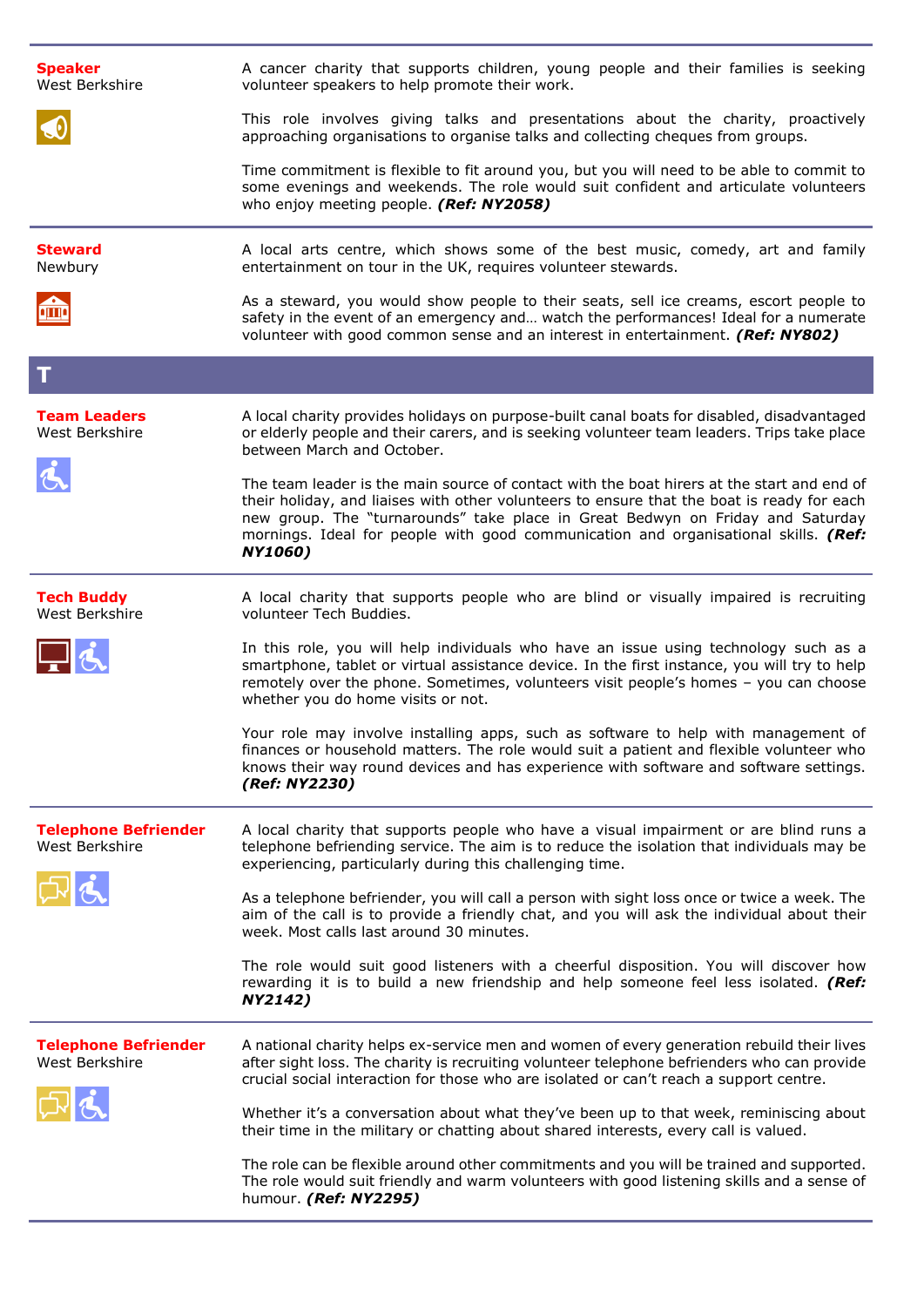**Speaker**
West Berkshire

A cancer charity that supports children, young people and their families is seeking volunteer speakers to help promote their work.

This role involves giving talks and presentations about the charity, proactively approaching organisations to organise talks and collecting cheques from groups.

Time commitment is flexible to fit around you, but you will need to be able to commit to some evenings and weekends. The role would suit confident and articulate volunteers who enjoy meeting people. ***(Ref: NY2058)***

---

**Steward**
Newbury

A local arts centre, which shows some of the best music, comedy, art and family entertainment on tour in the UK, requires volunteer stewards.

As a steward, you would show people to their seats, sell ice creams, escort people to safety in the event of an emergency and… watch the performances! Ideal for a numerate volunteer with good common sense and an interest in entertainment. ***(Ref: NY802)***

# T

**Team Leaders**
West Berkshire

A local charity provides holidays on purpose-built canal boats for disabled, disadvantaged or elderly people and their carers, and is seeking volunteer team leaders. Trips take place between March and October.

The team leader is the main source of contact with the boat hirers at the start and end of their holiday, and liaises with other volunteers to ensure that the boat is ready for each new group. The "turnarounds" take place in Great Bedwyn on Friday and Saturday mornings. Ideal for people with good communication and organisational skills. ***(Ref: NY1060)***

---

**Tech Buddy**
West Berkshire

A local charity that supports people who are blind or visually impaired is recruiting volunteer Tech Buddies.

In this role, you will help individuals who have an issue using technology such as a smartphone, tablet or virtual assistance device. In the first instance, you will try to help remotely over the phone. Sometimes, volunteers visit people's homes – you can choose whether you do home visits or not.

Your role may involve installing apps, such as software to help with management of finances or household matters. The role would suit a patient and flexible volunteer who knows their way round devices and has experience with software and software settings. ***(Ref: NY2230)***

---

**Telephone Befriender**
West Berkshire

A local charity that supports people who have a visual impairment or are blind runs a telephone befriending service. The aim is to reduce the isolation that individuals may be experiencing, particularly during this challenging time.

As a telephone befriender, you will call a person with sight loss once or twice a week. The aim of the call is to provide a friendly chat, and you will ask the individual about their week. Most calls last around 30 minutes.

The role would suit good listeners with a cheerful disposition. You will discover how rewarding it is to build a new friendship and help someone feel less isolated. ***(Ref: NY2142)***

---

**Telephone Befriender**
West Berkshire

A national charity helps ex-service men and women of every generation rebuild their lives after sight loss. The charity is recruiting volunteer telephone befrienders who can provide crucial social interaction for those who are isolated or can't reach a support centre.

Whether it's a conversation about what they've been up to that week, reminiscing about their time in the military or chatting about shared interests, every call is valued.

The role can be flexible around other commitments and you will be trained and supported. The role would suit friendly and warm volunteers with good listening skills and a sense of humour. ***(Ref: NY2295)***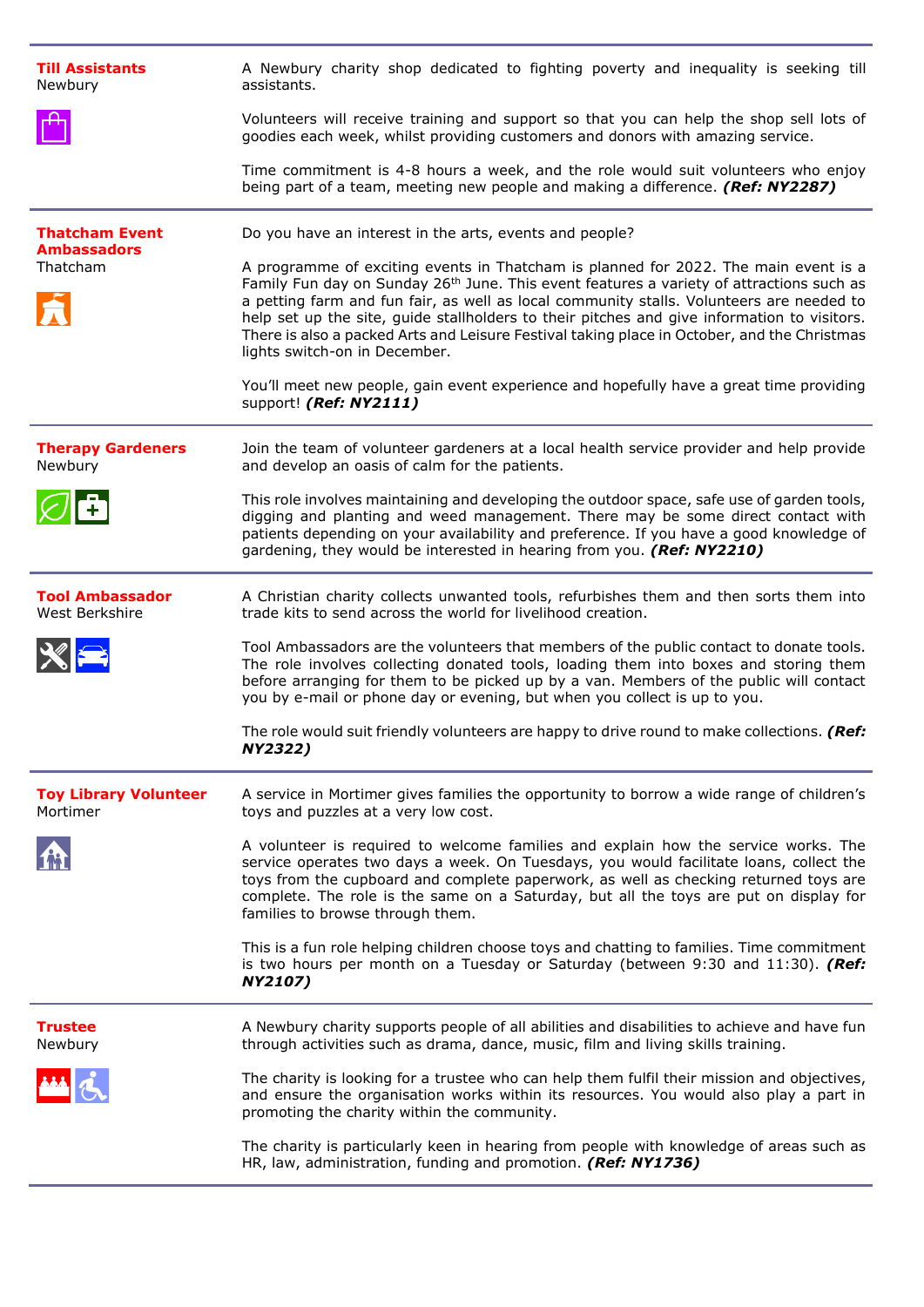## Till Assistants
Newbury

A Newbury charity shop dedicated to fighting poverty and inequality is seeking till assistants.

Volunteers will receive training and support so that you can help the shop sell lots of goodies each week, whilst providing customers and donors with amazing service.

Time commitment is 4-8 hours a week, and the role would suit volunteers who enjoy being part of a team, meeting new people and making a difference. ***(Ref: NY2287)***

---

## Thatcham Event Ambassadors
Thatcham

Do you have an interest in the arts, events and people?

A programme of exciting events in Thatcham is planned for 2022. The main event is a Family Fun day on Sunday 26th June. This event features a variety of attractions such as a petting farm and fun fair, as well as local community stalls. Volunteers are needed to help set up the site, guide stallholders to their pitches and give information to visitors. There is also a packed Arts and Leisure Festival taking place in October, and the Christmas lights switch-on in December.

You'll meet new people, gain event experience and hopefully have a great time providing support! ***(Ref: NY2111)***

---

## Therapy Gardeners
Newbury

Join the team of volunteer gardeners at a local health service provider and help provide and develop an oasis of calm for the patients.

This role involves maintaining and developing the outdoor space, safe use of garden tools, digging and planting and weed management. There may be some direct contact with patients depending on your availability and preference. If you have a good knowledge of gardening, they would be interested in hearing from you. ***(Ref: NY2210)***

---

## Tool Ambassador
West Berkshire

A Christian charity collects unwanted tools, refurbishes them and then sorts them into trade kits to send across the world for livelihood creation.

Tool Ambassadors are the volunteers that members of the public contact to donate tools. The role involves collecting donated tools, loading them into boxes and storing them before arranging for them to be picked up by a van. Members of the public will contact you by e-mail or phone day or evening, but when you collect is up to you.

The role would suit friendly volunteers are happy to drive round to make collections. ***(Ref: NY2322)***

---

## Toy Library Volunteer
Mortimer

A service in Mortimer gives families the opportunity to borrow a wide range of children's toys and puzzles at a very low cost.

A volunteer is required to welcome families and explain how the service works. The service operates two days a week. On Tuesdays, you would facilitate loans, collect the toys from the cupboard and complete paperwork, as well as checking returned toys are complete. The role is the same on a Saturday, but all the toys are put on display for families to browse through them.

This is a fun role helping children choose toys and chatting to families. Time commitment is two hours per month on a Tuesday or Saturday (between 9:30 and 11:30). ***(Ref: NY2107)***

---

## Trustee
Newbury

A Newbury charity supports people of all abilities and disabilities to achieve and have fun through activities such as drama, dance, music, film and living skills training.

The charity is looking for a trustee who can help them fulfil their mission and objectives, and ensure the organisation works within its resources. You would also play a part in promoting the charity within the community.

The charity is particularly keen in hearing from people with knowledge of areas such as HR, law, administration, funding and promotion. ***(Ref: NY1736)***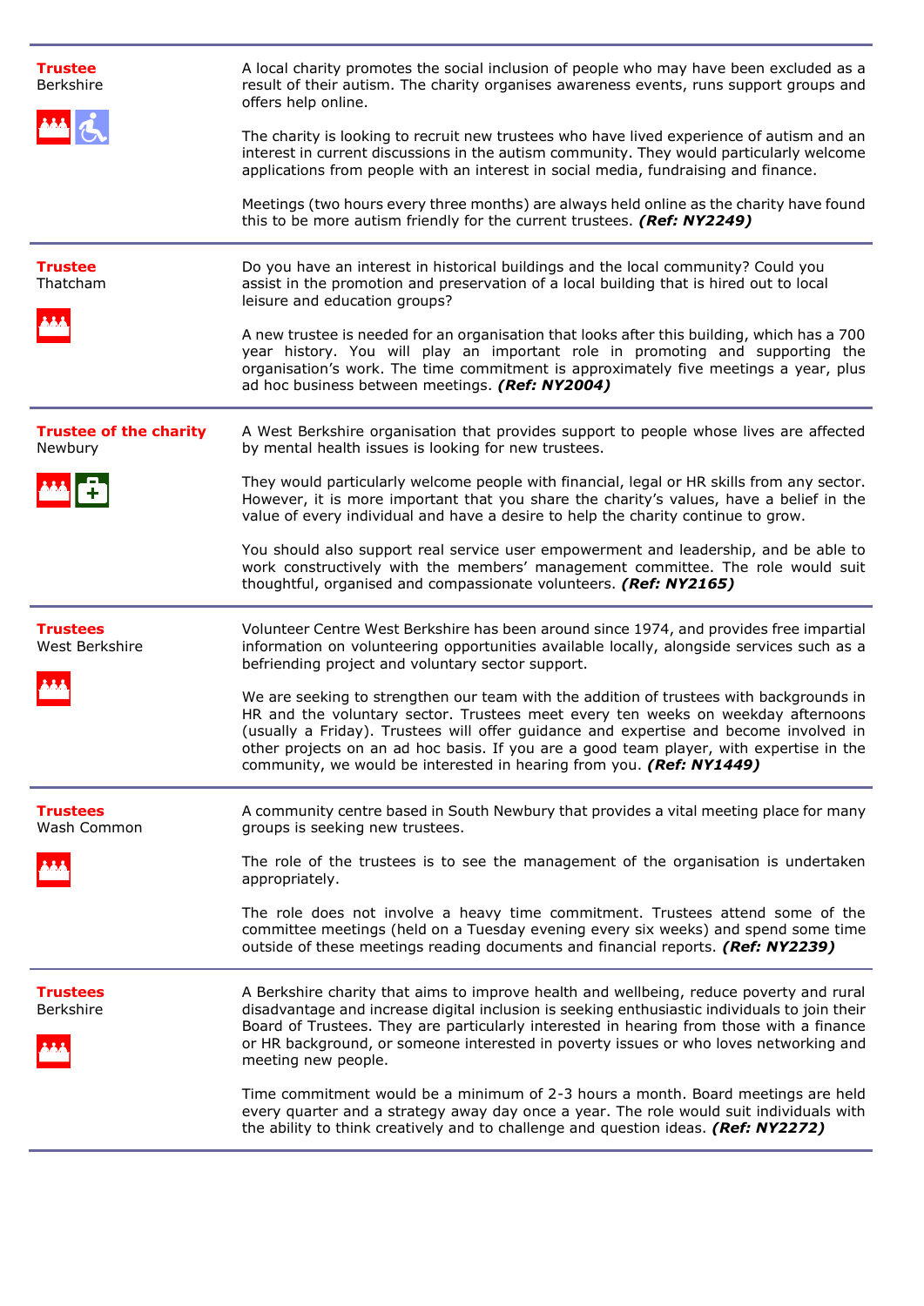**Trustee**
Berkshire

A local charity promotes the social inclusion of people who may have been excluded as a result of their autism. The charity organises awareness events, runs support groups and offers help online.

The charity is looking to recruit new trustees who have lived experience of autism and an interest in current discussions in the autism community. They would particularly welcome applications from people with an interest in social media, fundraising and finance.

Meetings (two hours every three months) are always held online as the charity have found this to be more autism friendly for the current trustees. ***(Ref: NY2249)***

---

**Trustee**
Thatcham

Do you have an interest in historical buildings and the local community? Could you assist in the promotion and preservation of a local building that is hired out to local leisure and education groups?

A new trustee is needed for an organisation that looks after this building, which has a 700 year history. You will play an important role in promoting and supporting the organisation's work. The time commitment is approximately five meetings a year, plus ad hoc business between meetings. ***(Ref: NY2004)***

---

**Trustee of the charity**
Newbury

A West Berkshire organisation that provides support to people whose lives are affected by mental health issues is looking for new trustees.

They would particularly welcome people with financial, legal or HR skills from any sector. However, it is more important that you share the charity's values, have a belief in the value of every individual and have a desire to help the charity continue to grow.

You should also support real service user empowerment and leadership, and be able to work constructively with the members' management committee. The role would suit thoughtful, organised and compassionate volunteers. ***(Ref: NY2165)***

---

**Trustees**
West Berkshire

Volunteer Centre West Berkshire has been around since 1974, and provides free impartial information on volunteering opportunities available locally, alongside services such as a befriending project and voluntary sector support.

We are seeking to strengthen our team with the addition of trustees with backgrounds in HR and the voluntary sector. Trustees meet every ten weeks on weekday afternoons (usually a Friday). Trustees will offer guidance and expertise and become involved in other projects on an ad hoc basis. If you are a good team player, with expertise in the community, we would be interested in hearing from you. ***(Ref: NY1449)***

---

**Trustees**
Wash Common

A community centre based in South Newbury that provides a vital meeting place for many groups is seeking new trustees.

The role of the trustees is to see the management of the organisation is undertaken appropriately.

The role does not involve a heavy time commitment. Trustees attend some of the committee meetings (held on a Tuesday evening every six weeks) and spend some time outside of these meetings reading documents and financial reports. ***(Ref: NY2239)***

---

**Trustees**
Berkshire

A Berkshire charity that aims to improve health and wellbeing, reduce poverty and rural disadvantage and increase digital inclusion is seeking enthusiastic individuals to join their Board of Trustees. They are particularly interested in hearing from those with a finance or HR background, or someone interested in poverty issues or who loves networking and meeting new people.

Time commitment would be a minimum of 2-3 hours a month. Board meetings are held every quarter and a strategy away day once a year. The role would suit individuals with the ability to think creatively and to challenge and question ideas. ***(Ref: NY2272)***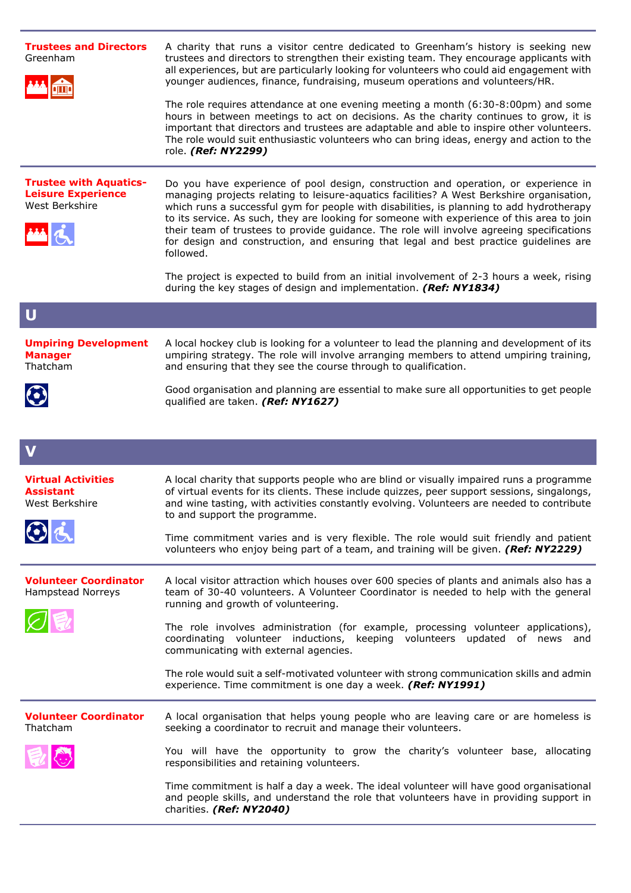**Trustees and Directors**
Greenham

A charity that runs a visitor centre dedicated to Greenham's history is seeking new trustees and directors to strengthen their existing team. They encourage applicants with all experiences, but are particularly looking for volunteers who could aid engagement with younger audiences, finance, fundraising, museum operations and volunteers/HR.

The role requires attendance at one evening meeting a month (6:30-8:00pm) and some hours in between meetings to act on decisions. As the charity continues to grow, it is important that directors and trustees are adaptable and able to inspire other volunteers. The role would suit enthusiastic volunteers who can bring ideas, energy and action to the role. ***(Ref: NY2299)***

---

**Trustee with Aquatics-Leisure Experience**
West Berkshire

Do you have experience of pool design, construction and operation, or experience in managing projects relating to leisure-aquatics facilities? A West Berkshire organisation, which runs a successful gym for people with disabilities, is planning to add hydrotherapy to its service. As such, they are looking for someone with experience of this area to join their team of trustees to provide guidance. The role will involve agreeing specifications for design and construction, and ensuring that legal and best practice guidelines are followed.

The project is expected to build from an initial involvement of 2-3 hours a week, rising during the key stages of design and implementation. ***(Ref: NY1834)***

## U

**Umpiring Development Manager**
Thatcham

A local hockey club is looking for a volunteer to lead the planning and development of its umpiring strategy. The role will involve arranging members to attend umpiring training, and ensuring that they see the course through to qualification.

Good organisation and planning are essential to make sure all opportunities to get people qualified are taken. ***(Ref: NY1627)***

## V

**Virtual Activities Assistant**
West Berkshire

A local charity that supports people who are blind or visually impaired runs a programme of virtual events for its clients. These include quizzes, peer support sessions, singalongs, and wine tasting, with activities constantly evolving. Volunteers are needed to contribute to and support the programme.

Time commitment varies and is very flexible. The role would suit friendly and patient volunteers who enjoy being part of a team, and training will be given. ***(Ref: NY2229)***

---

**Volunteer Coordinator**
Hampstead Norreys

A local visitor attraction which houses over 600 species of plants and animals also has a team of 30-40 volunteers. A Volunteer Coordinator is needed to help with the general running and growth of volunteering.

The role involves administration (for example, processing volunteer applications), coordinating volunteer inductions, keeping volunteers updated of news and communicating with external agencies.

The role would suit a self-motivated volunteer with strong communication skills and admin experience. Time commitment is one day a week. ***(Ref: NY1991)***

---

**Volunteer Coordinator**
Thatcham

A local organisation that helps young people who are leaving care or are homeless is seeking a coordinator to recruit and manage their volunteers.

You will have the opportunity to grow the charity's volunteer base, allocating responsibilities and retaining volunteers.

Time commitment is half a day a week. The ideal volunteer will have good organisational and people skills, and understand the role that volunteers have in providing support in charities. ***(Ref: NY2040)***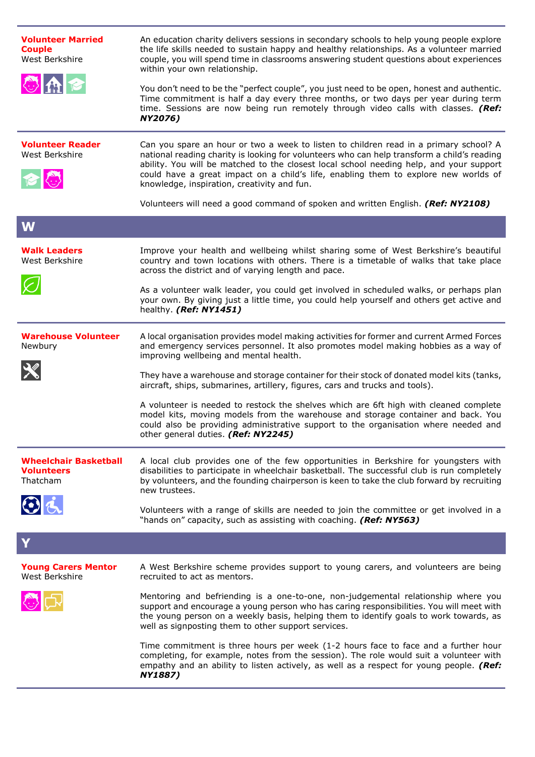**Volunteer Married Couple**
West Berkshire

An education charity delivers sessions in secondary schools to help young people explore the life skills needed to sustain happy and healthy relationships. As a volunteer married couple, you will spend time in classrooms answering student questions about experiences within your own relationship.

You don't need to be the "perfect couple", you just need to be open, honest and authentic. Time commitment is half a day every three months, or two days per year during term time. Sessions are now being run remotely through video calls with classes. ***(Ref: NY2076)***

---

**Volunteer Reader**
West Berkshire

Can you spare an hour or two a week to listen to children read in a primary school? A national reading charity is looking for volunteers who can help transform a child's reading ability. You will be matched to the closest local school needing help, and your support could have a great impact on a child's life, enabling them to explore new worlds of knowledge, inspiration, creativity and fun.

Volunteers will need a good command of spoken and written English. ***(Ref: NY2108)***

## W

**Walk Leaders**
West Berkshire

Improve your health and wellbeing whilst sharing some of West Berkshire's beautiful country and town locations with others. There is a timetable of walks that take place across the district and of varying length and pace.

As a volunteer walk leader, you could get involved in scheduled walks, or perhaps plan your own. By giving just a little time, you could help yourself and others get active and healthy. ***(Ref: NY1451)***

---

**Warehouse Volunteer**
Newbury

A local organisation provides model making activities for former and current Armed Forces and emergency services personnel. It also promotes model making hobbies as a way of improving wellbeing and mental health.

They have a warehouse and storage container for their stock of donated model kits (tanks, aircraft, ships, submarines, artillery, figures, cars and trucks and tools).

A volunteer is needed to restock the shelves which are 6ft high with cleaned complete model kits, moving models from the warehouse and storage container and back. You could also be providing administrative support to the organisation where needed and other general duties. ***(Ref: NY2245)***

---

**Wheelchair Basketball Volunteers**
Thatcham

A local club provides one of the few opportunities in Berkshire for youngsters with disabilities to participate in wheelchair basketball. The successful club is run completely by volunteers, and the founding chairperson is keen to take the club forward by recruiting new trustees.

Volunteers with a range of skills are needed to join the committee or get involved in a "hands on" capacity, such as assisting with coaching. ***(Ref: NY563)***

## Y

**Young Carers Mentor**
West Berkshire

A West Berkshire scheme provides support to young carers, and volunteers are being recruited to act as mentors.

Mentoring and befriending is a one-to-one, non-judgemental relationship where you support and encourage a young person who has caring responsibilities. You will meet with the young person on a weekly basis, helping them to identify goals to work towards, as well as signposting them to other support services.

Time commitment is three hours per week (1-2 hours face to face and a further hour completing, for example, notes from the session). The role would suit a volunteer with empathy and an ability to listen actively, as well as a respect for young people. ***(Ref: NY1887)***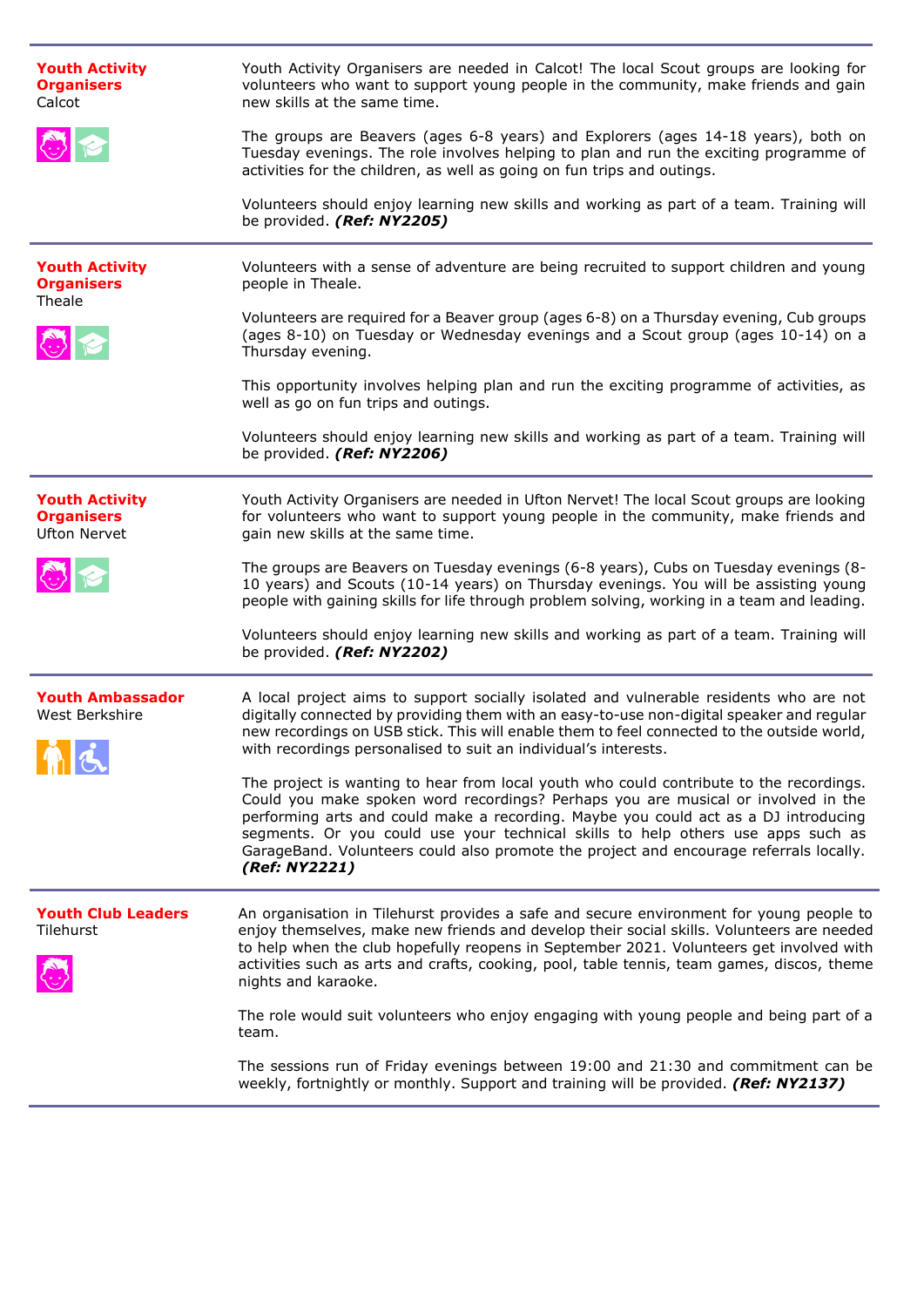**Youth Activity Organisers**
Calcot

Youth Activity Organisers are needed in Calcot! The local Scout groups are looking for volunteers who want to support young people in the community, make friends and gain new skills at the same time.

The groups are Beavers (ages 6-8 years) and Explorers (ages 14-18 years), both on Tuesday evenings. The role involves helping to plan and run the exciting programme of activities for the children, as well as going on fun trips and outings.

Volunteers should enjoy learning new skills and working as part of a team. Training will be provided. ***(Ref: NY2205)***

---

**Youth Activity Organisers**
Theale

Volunteers with a sense of adventure are being recruited to support children and young people in Theale.

Volunteers are required for a Beaver group (ages 6-8) on a Thursday evening, Cub groups (ages 8-10) on Tuesday or Wednesday evenings and a Scout group (ages 10-14) on a Thursday evening.

This opportunity involves helping plan and run the exciting programme of activities, as well as go on fun trips and outings.

Volunteers should enjoy learning new skills and working as part of a team. Training will be provided. ***(Ref: NY2206)***

---

**Youth Activity Organisers**
Ufton Nervet

Youth Activity Organisers are needed in Ufton Nervet! The local Scout groups are looking for volunteers who want to support young people in the community, make friends and gain new skills at the same time.

The groups are Beavers on Tuesday evenings (6-8 years), Cubs on Tuesday evenings (8-10 years) and Scouts (10-14 years) on Thursday evenings. You will be assisting young people with gaining skills for life through problem solving, working in a team and leading.

Volunteers should enjoy learning new skills and working as part of a team. Training will be provided. ***(Ref: NY2202)***

---

**Youth Ambassador**
West Berkshire

A local project aims to support socially isolated and vulnerable residents who are not digitally connected by providing them with an easy-to-use non-digital speaker and regular new recordings on USB stick. This will enable them to feel connected to the outside world, with recordings personalised to suit an individual's interests.

The project is wanting to hear from local youth who could contribute to the recordings. Could you make spoken word recordings? Perhaps you are musical or involved in the performing arts and could make a recording. Maybe you could act as a DJ introducing segments. Or you could use your technical skills to help others use apps such as GarageBand. Volunteers could also promote the project and encourage referrals locally. ***(Ref: NY2221)***

---

**Youth Club Leaders**
Tilehurst

An organisation in Tilehurst provides a safe and secure environment for young people to enjoy themselves, make new friends and develop their social skills. Volunteers are needed to help when the club hopefully reopens in September 2021. Volunteers get involved with activities such as arts and crafts, cooking, pool, table tennis, team games, discos, theme nights and karaoke.

The role would suit volunteers who enjoy engaging with young people and being part of a team.

The sessions run of Friday evenings between 19:00 and 21:30 and commitment can be weekly, fortnightly or monthly. Support and training will be provided. ***(Ref: NY2137)***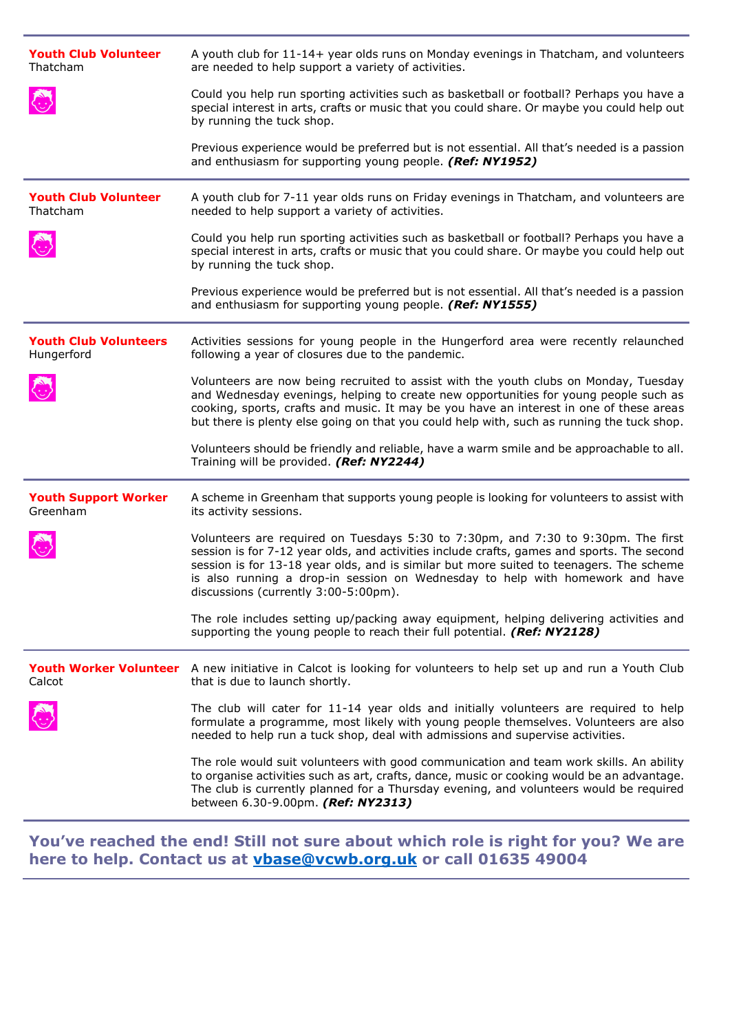**Youth Club Volunteer**
Thatcham

A youth club for 11-14+ year olds runs on Monday evenings in Thatcham, and volunteers are needed to help support a variety of activities.

Could you help run sporting activities such as basketball or football? Perhaps you have a special interest in arts, crafts or music that you could share. Or maybe you could help out by running the tuck shop.

Previous experience would be preferred but is not essential. All that's needed is a passion and enthusiasm for supporting young people. ***(Ref: NY1952)***

---

**Youth Club Volunteer**
Thatcham

A youth club for 7-11 year olds runs on Friday evenings in Thatcham, and volunteers are needed to help support a variety of activities.

Could you help run sporting activities such as basketball or football? Perhaps you have a special interest in arts, crafts or music that you could share. Or maybe you could help out by running the tuck shop.

Previous experience would be preferred but is not essential. All that's needed is a passion and enthusiasm for supporting young people. ***(Ref: NY1555)***

---

**Youth Club Volunteers**
Hungerford

Activities sessions for young people in the Hungerford area were recently relaunched following a year of closures due to the pandemic.

Volunteers are now being recruited to assist with the youth clubs on Monday, Tuesday and Wednesday evenings, helping to create new opportunities for young people such as cooking, sports, crafts and music. It may be you have an interest in one of these areas but there is plenty else going on that you could help with, such as running the tuck shop.

Volunteers should be friendly and reliable, have a warm smile and be approachable to all. Training will be provided. ***(Ref: NY2244)***

---

**Youth Support Worker**
Greenham

A scheme in Greenham that supports young people is looking for volunteers to assist with its activity sessions.

Volunteers are required on Tuesdays 5:30 to 7:30pm, and 7:30 to 9:30pm. The first session is for 7-12 year olds, and activities include crafts, games and sports. The second session is for 13-18 year olds, and is similar but more suited to teenagers. The scheme is also running a drop-in session on Wednesday to help with homework and have discussions (currently 3:00-5:00pm).

The role includes setting up/packing away equipment, helping delivering activities and supporting the young people to reach their full potential. ***(Ref: NY2128)***

---

**Youth Worker Volunteer**
Calcot

A new initiative in Calcot is looking for volunteers to help set up and run a Youth Club that is due to launch shortly.

The club will cater for 11-14 year olds and initially volunteers are required to help formulate a programme, most likely with young people themselves. Volunteers are also needed to help run a tuck shop, deal with admissions and supervise activities.

The role would suit volunteers with good communication and team work skills. An ability to organise activities such as art, crafts, dance, music or cooking would be an advantage. The club is currently planned for a Thursday evening, and volunteers would be required between 6.30-9.00pm. ***(Ref: NY2313)***

---

**You've reached the end! Still not sure about which role is right for you? We are here to help. Contact us at [vbase@vcwb.org.uk](mailto:vbase@vcwb.org.uk) or call 01635 49004**